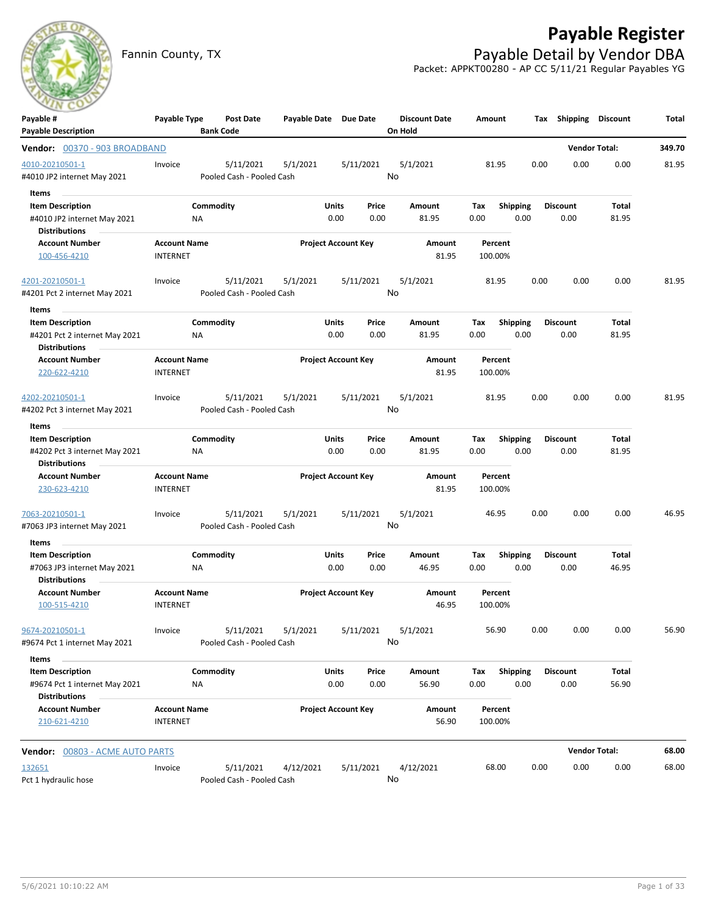# Payable Register

Fannin County, TX

## Payable Detail by Vendor DBA

Packet: APPKT00280 - AP CC 5/11/21 Regular Payables YG

| Payable # / Payable Description | Payable Type | Post Date / Bank Code | Payable Date | Due Date | Discount Date / On Hold | Amount | Tax | Shipping | Discount | Total |
|---|---|---|---|---|---|---|---|---|---|---|
| **Vendor: 00370 - 903 BROADBAND** | | | | | | | | | **Vendor Total:** | **349.70** |
| 4010-20210501-1 | Invoice | 5/11/2021 | 5/1/2021 | 5/11/2021 | 5/1/2021 | 81.95 | 0.00 | 0.00 | 0.00 | 81.95 |
| #4010 JP2 internet May 2021 | | Pooled Cash - Pooled Cash | | | No | | | | | |

**Items**

| Item Description | Commodity | Units | Price | Amount | Tax | Shipping | Discount | Total |
|---|---|---|---|---|---|---|---|---|
| #4010 JP2 internet May 2021 | NA | 0.00 | 0.00 | 81.95 | 0.00 | 0.00 | 0.00 | 81.95 |

**Distributions**

| Account Number | Account Name | Project Account Key | Amount | Percent |
|---|---|---|---|---|
| 100-456-4210 | INTERNET | | 81.95 | 100.00% |

| Payable # / Payable Description | Payable Type | Post Date / Bank Code | Payable Date | Due Date | Discount Date / On Hold | Amount | Tax | Shipping | Discount | Total |
|---|---|---|---|---|---|---|---|---|---|---|
| 4201-20210501-1 | Invoice | 5/11/2021 | 5/1/2021 | 5/11/2021 | 5/1/2021 | 81.95 | 0.00 | 0.00 | 0.00 | 81.95 |
| #4201 Pct 2 internet May 2021 | | Pooled Cash - Pooled Cash | | | No | | | | | |

**Items**

| Item Description | Commodity | Units | Price | Amount | Tax | Shipping | Discount | Total |
|---|---|---|---|---|---|---|---|---|
| #4201 Pct 2 internet May 2021 | NA | 0.00 | 0.00 | 81.95 | 0.00 | 0.00 | 0.00 | 81.95 |

**Distributions**

| Account Number | Account Name | Project Account Key | Amount | Percent |
|---|---|---|---|---|
| 220-622-4210 | INTERNET | | 81.95 | 100.00% |

| Payable # / Payable Description | Payable Type | Post Date / Bank Code | Payable Date | Due Date | Discount Date / On Hold | Amount | Tax | Shipping | Discount | Total |
|---|---|---|---|---|---|---|---|---|---|---|
| 4202-20210501-1 | Invoice | 5/11/2021 | 5/1/2021 | 5/11/2021 | 5/1/2021 | 81.95 | 0.00 | 0.00 | 0.00 | 81.95 |
| #4202 Pct 3 internet May 2021 | | Pooled Cash - Pooled Cash | | | No | | | | | |

**Items**

| Item Description | Commodity | Units | Price | Amount | Tax | Shipping | Discount | Total |
|---|---|---|---|---|---|---|---|---|
| #4202 Pct 3 internet May 2021 | NA | 0.00 | 0.00 | 81.95 | 0.00 | 0.00 | 0.00 | 81.95 |

**Distributions**

| Account Number | Account Name | Project Account Key | Amount | Percent |
|---|---|---|---|---|
| 230-623-4210 | INTERNET | | 81.95 | 100.00% |

| Payable # / Payable Description | Payable Type | Post Date / Bank Code | Payable Date | Due Date | Discount Date / On Hold | Amount | Tax | Shipping | Discount | Total |
|---|---|---|---|---|---|---|---|---|---|---|
| 7063-20210501-1 | Invoice | 5/11/2021 | 5/1/2021 | 5/11/2021 | 5/1/2021 | 46.95 | 0.00 | 0.00 | 0.00 | 46.95 |
| #7063 JP3 internet May 2021 | | Pooled Cash - Pooled Cash | | | No | | | | | |

**Items**

| Item Description | Commodity | Units | Price | Amount | Tax | Shipping | Discount | Total |
|---|---|---|---|---|---|---|---|---|
| #7063 JP3 internet May 2021 | NA | 0.00 | 0.00 | 46.95 | 0.00 | 0.00 | 0.00 | 46.95 |

**Distributions**

| Account Number | Account Name | Project Account Key | Amount | Percent |
|---|---|---|---|---|
| 100-515-4210 | INTERNET | | 46.95 | 100.00% |

| Payable # / Payable Description | Payable Type | Post Date / Bank Code | Payable Date | Due Date | Discount Date / On Hold | Amount | Tax | Shipping | Discount | Total |
|---|---|---|---|---|---|---|---|---|---|---|
| 9674-20210501-1 | Invoice | 5/11/2021 | 5/1/2021 | 5/11/2021 | 5/1/2021 | 56.90 | 0.00 | 0.00 | 0.00 | 56.90 |
| #9674 Pct 1 internet May 2021 | | Pooled Cash - Pooled Cash | | | No | | | | | |

**Items**

| Item Description | Commodity | Units | Price | Amount | Tax | Shipping | Discount | Total |
|---|---|---|---|---|---|---|---|---|
| #9674 Pct 1 internet May 2021 | NA | 0.00 | 0.00 | 56.90 | 0.00 | 0.00 | 0.00 | 56.90 |

**Distributions**

| Account Number | Account Name | Project Account Key | Amount | Percent |
|---|---|---|---|---|
| 210-621-4210 | INTERNET | | 56.90 | 100.00% |

| Payable # / Payable Description | Payable Type | Post Date / Bank Code | Payable Date | Due Date | Discount Date / On Hold | Amount | Tax | Shipping | Discount | Total |
|---|---|---|---|---|---|---|---|---|---|---|
| **Vendor: 00803 - ACME AUTO PARTS** | | | | | | | | | **Vendor Total:** | **68.00** |
| 132651 | Invoice | 5/11/2021 | 4/12/2021 | 5/11/2021 | 4/12/2021 | 68.00 | 0.00 | 0.00 | 0.00 | 68.00 |
| Pct 1 hydraulic hose | | Pooled Cash - Pooled Cash | | | No | | | | | |

5/6/2021 10:10:22 AM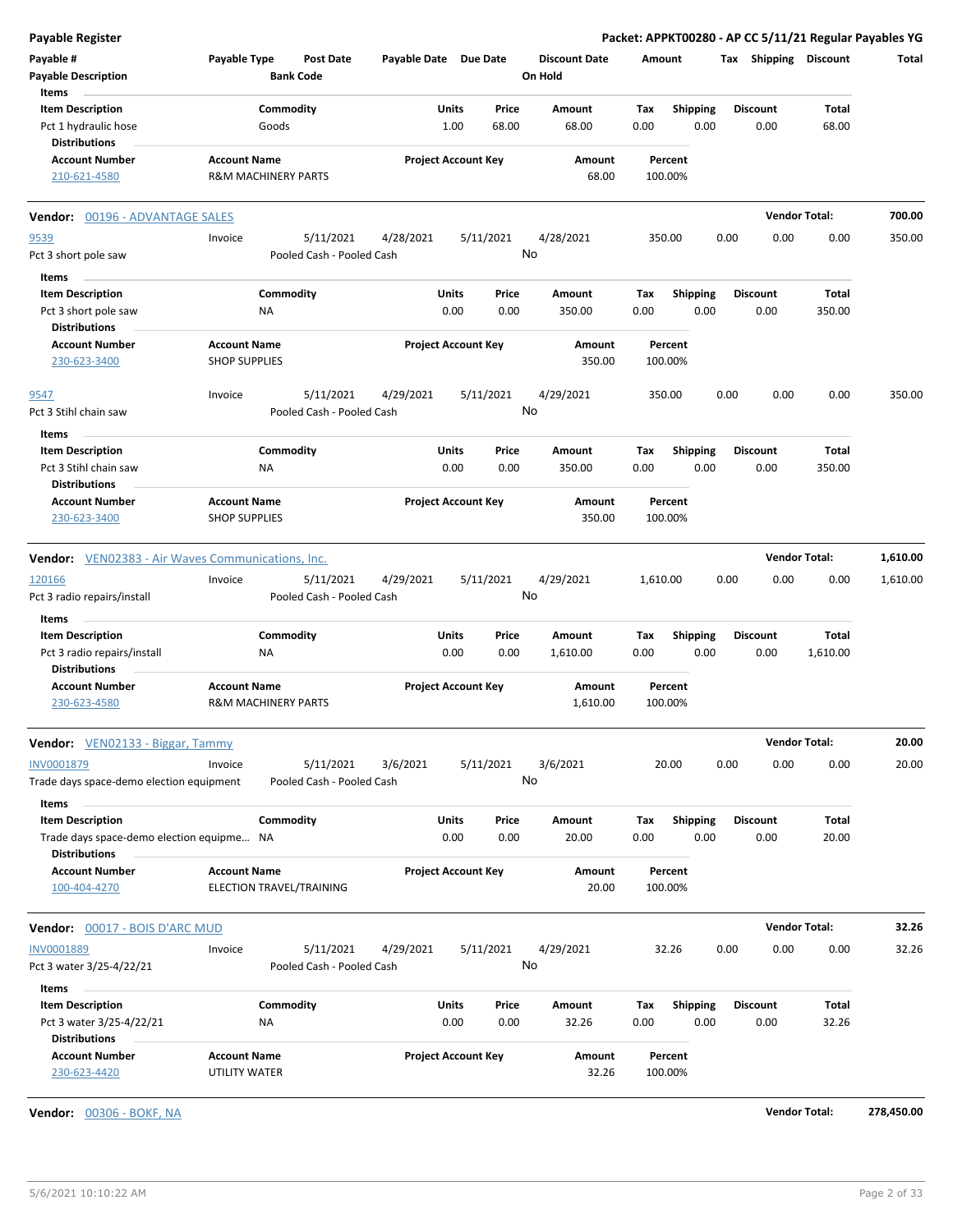**Payable Register** — **Packet: APPKT00280 - AP CC 5/11/21 Regular Payables YG**

| Payable # / Payable Description | Payable Type | Post Date / Bank Code | Payable Date | Due Date | Discount Date / On Hold | Amount | Tax | Shipping | Discount | Total |
|---|---|---|---|---|---|---|---|---|---|---|

**Items**

| Item Description | Commodity | Units | Price | Amount | Tax | Shipping | Discount | Total |
|---|---|---|---|---|---|---|---|---|
| Pct 1 hydraulic hose | Goods | 1.00 | 68.00 | 68.00 | 0.00 | 0.00 | 0.00 | 68.00 |

**Distributions**

| Account Number | Account Name | Project Account Key | Amount | Percent |
|---|---|---|---|---|
| 210-621-4580 | R&M MACHINERY PARTS | | 68.00 | 100.00% |

---

**Vendor: 00196 - ADVANTAGE SALES** — **Vendor Total: 700.00**

| Payable # | Payable Type | Post Date | Payable Date | Due Date | Discount Date | Amount | Tax | Shipping | Discount | Total |
|---|---|---|---|---|---|---|---|---|---|---|
| 9539 | Invoice | 5/11/2021 | 4/28/2021 | 5/11/2021 | 4/28/2021 | 350.00 | 0.00 | 0.00 | 0.00 | 350.00 |

Pct 3 short pole saw — Pooled Cash - Pooled Cash — On Hold: No

**Items**

| Item Description | Commodity | Units | Price | Amount | Tax | Shipping | Discount | Total |
|---|---|---|---|---|---|---|---|---|
| Pct 3 short pole saw | NA | 0.00 | 0.00 | 350.00 | 0.00 | 0.00 | 0.00 | 350.00 |

**Distributions**

| Account Number | Account Name | Project Account Key | Amount | Percent |
|---|---|---|---|---|
| 230-623-3400 | SHOP SUPPLIES | | 350.00 | 100.00% |

| Payable # | Payable Type | Post Date | Payable Date | Due Date | Discount Date | Amount | Tax | Shipping | Discount | Total |
|---|---|---|---|---|---|---|---|---|---|---|
| 9547 | Invoice | 5/11/2021 | 4/29/2021 | 5/11/2021 | 4/29/2021 | 350.00 | 0.00 | 0.00 | 0.00 | 350.00 |

Pct 3 Stihl chain saw — Pooled Cash - Pooled Cash — On Hold: No

**Items**

| Item Description | Commodity | Units | Price | Amount | Tax | Shipping | Discount | Total |
|---|---|---|---|---|---|---|---|---|
| Pct 3 Stihl chain saw | NA | 0.00 | 0.00 | 350.00 | 0.00 | 0.00 | 0.00 | 350.00 |

**Distributions**

| Account Number | Account Name | Project Account Key | Amount | Percent |
|---|---|---|---|---|
| 230-623-3400 | SHOP SUPPLIES | | 350.00 | 100.00% |

---

**Vendor: VEN02383 - Air Waves Communications, Inc.** — **Vendor Total: 1,610.00**

| Payable # | Payable Type | Post Date | Payable Date | Due Date | Discount Date | Amount | Tax | Shipping | Discount | Total |
|---|---|---|---|---|---|---|---|---|---|---|
| 120166 | Invoice | 5/11/2021 | 4/29/2021 | 5/11/2021 | 4/29/2021 | 1,610.00 | 0.00 | 0.00 | 0.00 | 1,610.00 |

Pct 3 radio repairs/install — Pooled Cash - Pooled Cash — On Hold: No

**Items**

| Item Description | Commodity | Units | Price | Amount | Tax | Shipping | Discount | Total |
|---|---|---|---|---|---|---|---|---|
| Pct 3 radio repairs/install | NA | 0.00 | 0.00 | 1,610.00 | 0.00 | 0.00 | 0.00 | 1,610.00 |

**Distributions**

| Account Number | Account Name | Project Account Key | Amount | Percent |
|---|---|---|---|---|
| 230-623-4580 | R&M MACHINERY PARTS | | 1,610.00 | 100.00% |

---

**Vendor: VEN02133 - Biggar, Tammy** — **Vendor Total: 20.00**

| Payable # | Payable Type | Post Date | Payable Date | Due Date | Discount Date | Amount | Tax | Shipping | Discount | Total |
|---|---|---|---|---|---|---|---|---|---|---|
| INV0001879 | Invoice | 5/11/2021 | 3/6/2021 | 5/11/2021 | 3/6/2021 | 20.00 | 0.00 | 0.00 | 0.00 | 20.00 |

Trade days space-demo election equipment — Pooled Cash - Pooled Cash — On Hold: No

**Items**

| Item Description | Commodity | Units | Price | Amount | Tax | Shipping | Discount | Total |
|---|---|---|---|---|---|---|---|---|
| Trade days space-demo election equipme... | NA | 0.00 | 0.00 | 20.00 | 0.00 | 0.00 | 0.00 | 20.00 |

**Distributions**

| Account Number | Account Name | Project Account Key | Amount | Percent |
|---|---|---|---|---|
| 100-404-4270 | ELECTION TRAVEL/TRAINING | | 20.00 | 100.00% |

---

**Vendor: 00017 - BOIS D'ARC MUD** — **Vendor Total: 32.26**

| Payable # | Payable Type | Post Date | Payable Date | Due Date | Discount Date | Amount | Tax | Shipping | Discount | Total |
|---|---|---|---|---|---|---|---|---|---|---|
| INV0001889 | Invoice | 5/11/2021 | 4/29/2021 | 5/11/2021 | 4/29/2021 | 32.26 | 0.00 | 0.00 | 0.00 | 32.26 |

Pct 3 water 3/25-4/22/21 — Pooled Cash - Pooled Cash — On Hold: No

**Items**

| Item Description | Commodity | Units | Price | Amount | Tax | Shipping | Discount | Total |
|---|---|---|---|---|---|---|---|---|
| Pct 3 water 3/25-4/22/21 | NA | 0.00 | 0.00 | 32.26 | 0.00 | 0.00 | 0.00 | 32.26 |

**Distributions**

| Account Number | Account Name | Project Account Key | Amount | Percent |
|---|---|---|---|---|
| 230-623-4420 | UTILITY WATER | | 32.26 | 100.00% |

---

**Vendor: 00306 - BOKF, NA** — **Vendor Total: 278,450.00**

5/6/2021 10:10:22 AM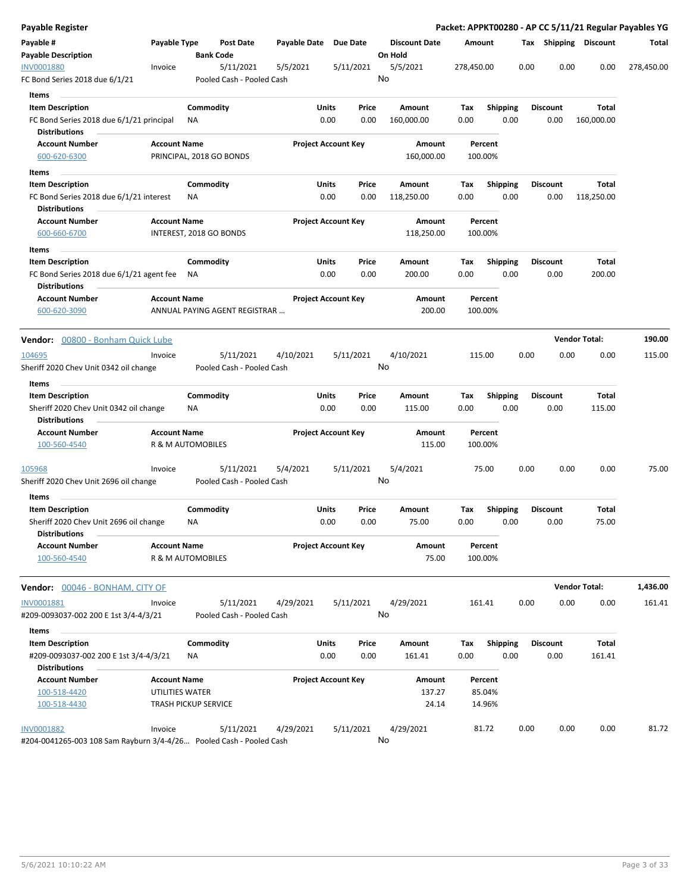**Payable Register** — Packet: APPKT00280 - AP CC 5/11/21 Regular Payables YG

| Payable # / Payable Description | Payable Type | Post Date / Bank Code | Payable Date | Due Date | Discount Date / On Hold | Amount | Tax | Shipping | Discount | Total |
|---|---|---|---|---|---|---|---|---|---|---|
| INV0001880 | Invoice | 5/11/2021 | 5/5/2021 | 5/11/2021 | 5/5/2021 | 278,450.00 | 0.00 | 0.00 | 0.00 | 278,450.00 |
| FC Bond Series 2018 due 6/1/21 | | Pooled Cash - Pooled Cash | | | No | | | | | |

Items

| Item Description | Commodity | Units | Price | Amount | Tax | Shipping | Discount | Total |
|---|---|---|---|---|---|---|---|---|
| FC Bond Series 2018 due 6/1/21 principal | NA | 0.00 | 0.00 | 160,000.00 | 0.00 | 0.00 | 0.00 | 160,000.00 |

Distributions

| Account Number | Account Name | Project Account Key | Amount | Percent |
|---|---|---|---|---|
| 600-620-6300 | PRINCIPAL, 2018 GO BONDS | | 160,000.00 | 100.00% |

Items

| Item Description | Commodity | Units | Price | Amount | Tax | Shipping | Discount | Total |
|---|---|---|---|---|---|---|---|---|
| FC Bond Series 2018 due 6/1/21 interest | NA | 0.00 | 0.00 | 118,250.00 | 0.00 | 0.00 | 0.00 | 118,250.00 |

Distributions

| Account Number | Account Name | Project Account Key | Amount | Percent |
|---|---|---|---|---|
| 600-660-6700 | INTEREST, 2018 GO BONDS | | 118,250.00 | 100.00% |

Items

| Item Description | Commodity | Units | Price | Amount | Tax | Shipping | Discount | Total |
|---|---|---|---|---|---|---|---|---|
| FC Bond Series 2018 due 6/1/21 agent fee | NA | 0.00 | 0.00 | 200.00 | 0.00 | 0.00 | 0.00 | 200.00 |

Distributions

| Account Number | Account Name | Project Account Key | Amount | Percent |
|---|---|---|---|---|
| 600-620-3090 | ANNUAL PAYING AGENT REGISTRAR ... | | 200.00 | 100.00% |

**Vendor:** 00800 - Bonham Quick Lube — **Vendor Total: 190.00**

| Payable # / Payable Description | Payable Type | Post Date / Bank Code | Payable Date | Due Date | Discount Date / On Hold | Amount | Tax | Shipping | Discount | Total |
|---|---|---|---|---|---|---|---|---|---|---|
| 104695 | Invoice | 5/11/2021 | 4/10/2021 | 5/11/2021 | 4/10/2021 | 115.00 | 0.00 | 0.00 | 0.00 | 115.00 |
| Sheriff 2020 Chev Unit 0342 oil change | | Pooled Cash - Pooled Cash | | | No | | | | | |

Items

| Item Description | Commodity | Units | Price | Amount | Tax | Shipping | Discount | Total |
|---|---|---|---|---|---|---|---|---|
| Sheriff 2020 Chev Unit 0342 oil change | NA | 0.00 | 0.00 | 115.00 | 0.00 | 0.00 | 0.00 | 115.00 |

Distributions

| Account Number | Account Name | Project Account Key | Amount | Percent |
|---|---|---|---|---|
| 100-560-4540 | R & M AUTOMOBILES | | 115.00 | 100.00% |

| Payable # / Payable Description | Payable Type | Post Date / Bank Code | Payable Date | Due Date | Discount Date / On Hold | Amount | Tax | Shipping | Discount | Total |
|---|---|---|---|---|---|---|---|---|---|---|
| 105968 | Invoice | 5/11/2021 | 5/4/2021 | 5/11/2021 | 5/4/2021 | 75.00 | 0.00 | 0.00 | 0.00 | 75.00 |
| Sheriff 2020 Chev Unit 2696 oil change | | Pooled Cash - Pooled Cash | | | No | | | | | |

Items

| Item Description | Commodity | Units | Price | Amount | Tax | Shipping | Discount | Total |
|---|---|---|---|---|---|---|---|---|
| Sheriff 2020 Chev Unit 2696 oil change | NA | 0.00 | 0.00 | 75.00 | 0.00 | 0.00 | 0.00 | 75.00 |

Distributions

| Account Number | Account Name | Project Account Key | Amount | Percent |
|---|---|---|---|---|
| 100-560-4540 | R & M AUTOMOBILES | | 75.00 | 100.00% |

**Vendor:** 00046 - BONHAM, CITY OF — **Vendor Total: 1,436.00**

| Payable # / Payable Description | Payable Type | Post Date / Bank Code | Payable Date | Due Date | Discount Date / On Hold | Amount | Tax | Shipping | Discount | Total |
|---|---|---|---|---|---|---|---|---|---|---|
| INV0001881 | Invoice | 5/11/2021 | 4/29/2021 | 5/11/2021 | 4/29/2021 | 161.41 | 0.00 | 0.00 | 0.00 | 161.41 |
| #209-0093037-002 200 E 1st 3/4-4/3/21 | | Pooled Cash - Pooled Cash | | | No | | | | | |

Items

| Item Description | Commodity | Units | Price | Amount | Tax | Shipping | Discount | Total |
|---|---|---|---|---|---|---|---|---|
| #209-0093037-002 200 E 1st 3/4-4/3/21 | NA | 0.00 | 0.00 | 161.41 | 0.00 | 0.00 | 0.00 | 161.41 |

Distributions

| Account Number | Account Name | Project Account Key | Amount | Percent |
|---|---|---|---|---|
| 100-518-4420 | UTILITIES WATER | | 137.27 | 85.04% |
| 100-518-4430 | TRASH PICKUP SERVICE | | 24.14 | 14.96% |

| Payable # / Payable Description | Payable Type | Post Date / Bank Code | Payable Date | Due Date | Discount Date / On Hold | Amount | Tax | Shipping | Discount | Total |
|---|---|---|---|---|---|---|---|---|---|---|
| INV0001882 | Invoice | 5/11/2021 | 4/29/2021 | 5/11/2021 | 4/29/2021 | 81.72 | 0.00 | 0.00 | 0.00 | 81.72 |
| #204-0041265-003 108 Sam Rayburn 3/4-4/26... | | Pooled Cash - Pooled Cash | | | No | | | | | |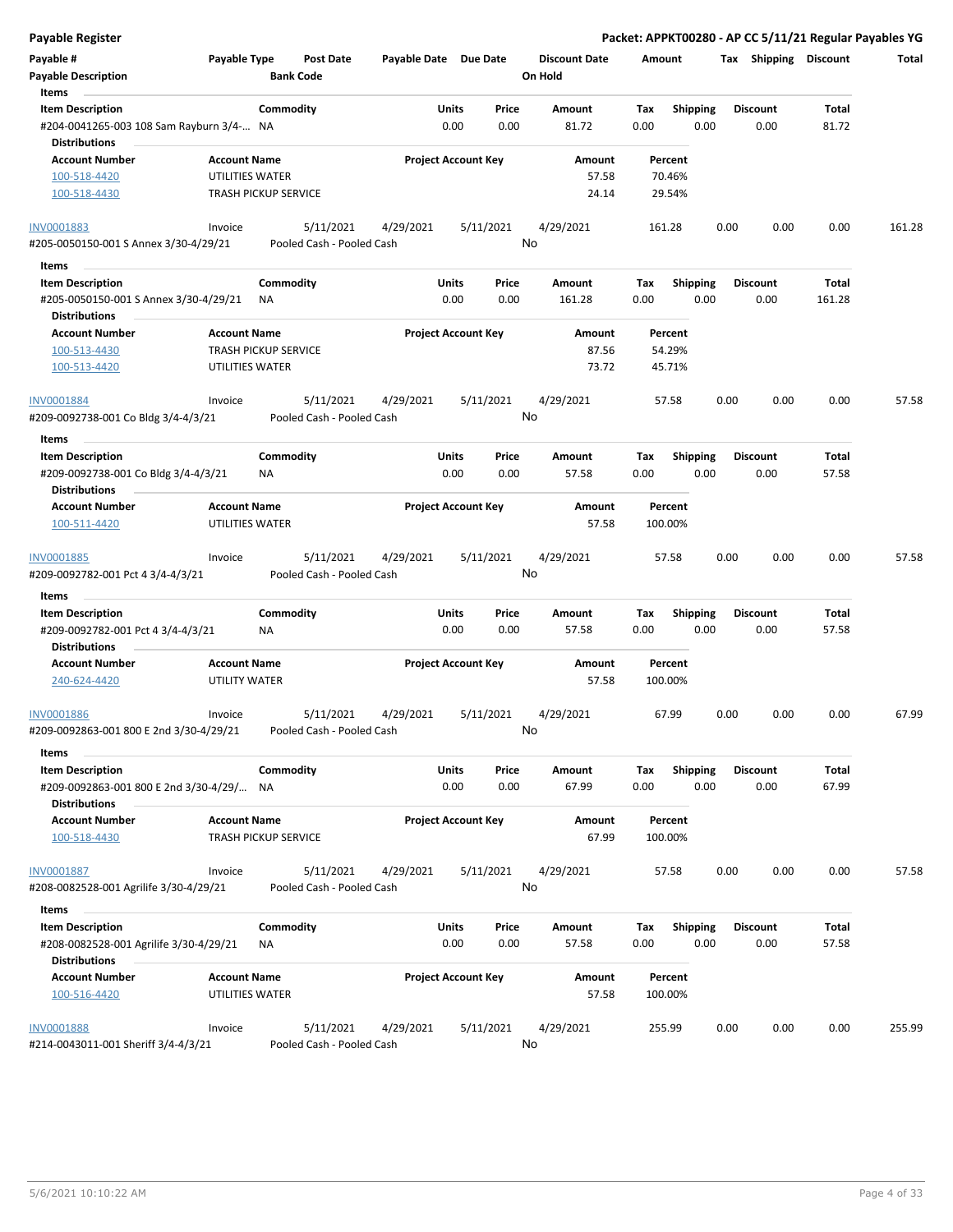## Payable Register

**Packet: APPKT00280 - AP CC 5/11/21 Regular Payables YG**

| Payable # | Payable Type | Post Date | Payable Date | Due Date | Discount Date | Amount | Tax | Shipping | Discount | Total |
|---|---|---|---|---|---|---|---|---|---|---|
| Payable Description | | Bank Code | | | On Hold | | | | | |

**Items**

| Item Description | Commodity | Units | Price | Amount | Tax | Shipping | Discount | Total |
|---|---|---|---|---|---|---|---|---|
| #204-0041265-003 108 Sam Rayburn 3/4-... | NA | 0.00 | 0.00 | 81.72 | 0.00 | 0.00 | 0.00 | 81.72 |

**Distributions**

| Account Number | Account Name | Project Account Key | Amount | Percent |
|---|---|---|---|---|
| 100-518-4420 | UTILITIES WATER | | 57.58 | 70.46% |
| 100-518-4430 | TRASH PICKUP SERVICE | | 24.14 | 29.54% |

| Payable # | Payable Type | Post Date | Payable Date | Due Date | Discount Date | Amount | Tax | Shipping | Discount | Total |
|---|---|---|---|---|---|---|---|---|---|---|
| INV0001883 | Invoice | 5/11/2021 | 4/29/2021 | 5/11/2021 | 4/29/2021 | 161.28 | 0.00 | 0.00 | 0.00 | 161.28 |
| #205-0050150-001 S Annex 3/30-4/29/21 | | Pooled Cash - Pooled Cash | | | No | | | | | |

**Items**

| Item Description | Commodity | Units | Price | Amount | Tax | Shipping | Discount | Total |
|---|---|---|---|---|---|---|---|---|
| #205-0050150-001 S Annex 3/30-4/29/21 | NA | 0.00 | 0.00 | 161.28 | 0.00 | 0.00 | 0.00 | 161.28 |

**Distributions**

| Account Number | Account Name | Project Account Key | Amount | Percent |
|---|---|---|---|---|
| 100-513-4430 | TRASH PICKUP SERVICE | | 87.56 | 54.29% |
| 100-513-4420 | UTILITIES WATER | | 73.72 | 45.71% |

| Payable # | Payable Type | Post Date | Payable Date | Due Date | Discount Date | Amount | Tax | Shipping | Discount | Total |
|---|---|---|---|---|---|---|---|---|---|---|
| INV0001884 | Invoice | 5/11/2021 | 4/29/2021 | 5/11/2021 | 4/29/2021 | 57.58 | 0.00 | 0.00 | 0.00 | 57.58 |
| #209-0092738-001 Co Bldg 3/4-4/3/21 | | Pooled Cash - Pooled Cash | | | No | | | | | |

**Items**

| Item Description | Commodity | Units | Price | Amount | Tax | Shipping | Discount | Total |
|---|---|---|---|---|---|---|---|---|
| #209-0092738-001 Co Bldg 3/4-4/3/21 | NA | 0.00 | 0.00 | 57.58 | 0.00 | 0.00 | 0.00 | 57.58 |

**Distributions**

| Account Number | Account Name | Project Account Key | Amount | Percent |
|---|---|---|---|---|
| 100-511-4420 | UTILITIES WATER | | 57.58 | 100.00% |

| Payable # | Payable Type | Post Date | Payable Date | Due Date | Discount Date | Amount | Tax | Shipping | Discount | Total |
|---|---|---|---|---|---|---|---|---|---|---|
| INV0001885 | Invoice | 5/11/2021 | 4/29/2021 | 5/11/2021 | 4/29/2021 | 57.58 | 0.00 | 0.00 | 0.00 | 57.58 |
| #209-0092782-001 Pct 4 3/4-4/3/21 | | Pooled Cash - Pooled Cash | | | No | | | | | |

**Items**

| Item Description | Commodity | Units | Price | Amount | Tax | Shipping | Discount | Total |
|---|---|---|---|---|---|---|---|---|
| #209-0092782-001 Pct 4 3/4-4/3/21 | NA | 0.00 | 0.00 | 57.58 | 0.00 | 0.00 | 0.00 | 57.58 |

**Distributions**

| Account Number | Account Name | Project Account Key | Amount | Percent |
|---|---|---|---|---|
| 240-624-4420 | UTILITY WATER | | 57.58 | 100.00% |

| Payable # | Payable Type | Post Date | Payable Date | Due Date | Discount Date | Amount | Tax | Shipping | Discount | Total |
|---|---|---|---|---|---|---|---|---|---|---|
| INV0001886 | Invoice | 5/11/2021 | 4/29/2021 | 5/11/2021 | 4/29/2021 | 67.99 | 0.00 | 0.00 | 0.00 | 67.99 |
| #209-0092863-001 800 E 2nd 3/30-4/29/21 | | Pooled Cash - Pooled Cash | | | No | | | | | |

**Items**

| Item Description | Commodity | Units | Price | Amount | Tax | Shipping | Discount | Total |
|---|---|---|---|---|---|---|---|---|
| #209-0092863-001 800 E 2nd 3/30-4/29/... | NA | 0.00 | 0.00 | 67.99 | 0.00 | 0.00 | 0.00 | 67.99 |

**Distributions**

| Account Number | Account Name | Project Account Key | Amount | Percent |
|---|---|---|---|---|
| 100-518-4430 | TRASH PICKUP SERVICE | | 67.99 | 100.00% |

| Payable # | Payable Type | Post Date | Payable Date | Due Date | Discount Date | Amount | Tax | Shipping | Discount | Total |
|---|---|---|---|---|---|---|---|---|---|---|
| INV0001887 | Invoice | 5/11/2021 | 4/29/2021 | 5/11/2021 | 4/29/2021 | 57.58 | 0.00 | 0.00 | 0.00 | 57.58 |
| #208-0082528-001 Agrilife 3/30-4/29/21 | | Pooled Cash - Pooled Cash | | | No | | | | | |

**Items**

| Item Description | Commodity | Units | Price | Amount | Tax | Shipping | Discount | Total |
|---|---|---|---|---|---|---|---|---|
| #208-0082528-001 Agrilife 3/30-4/29/21 | NA | 0.00 | 0.00 | 57.58 | 0.00 | 0.00 | 0.00 | 57.58 |

**Distributions**

| Account Number | Account Name | Project Account Key | Amount | Percent |
|---|---|---|---|---|
| 100-516-4420 | UTILITIES WATER | | 57.58 | 100.00% |

| Payable # | Payable Type | Post Date | Payable Date | Due Date | Discount Date | Amount | Tax | Shipping | Discount | Total |
|---|---|---|---|---|---|---|---|---|---|---|
| INV0001888 | Invoice | 5/11/2021 | 4/29/2021 | 5/11/2021 | 4/29/2021 | 255.99 | 0.00 | 0.00 | 0.00 | 255.99 |
| #214-0043011-001 Sheriff 3/4-4/3/21 | | Pooled Cash - Pooled Cash | | | No | | | | | |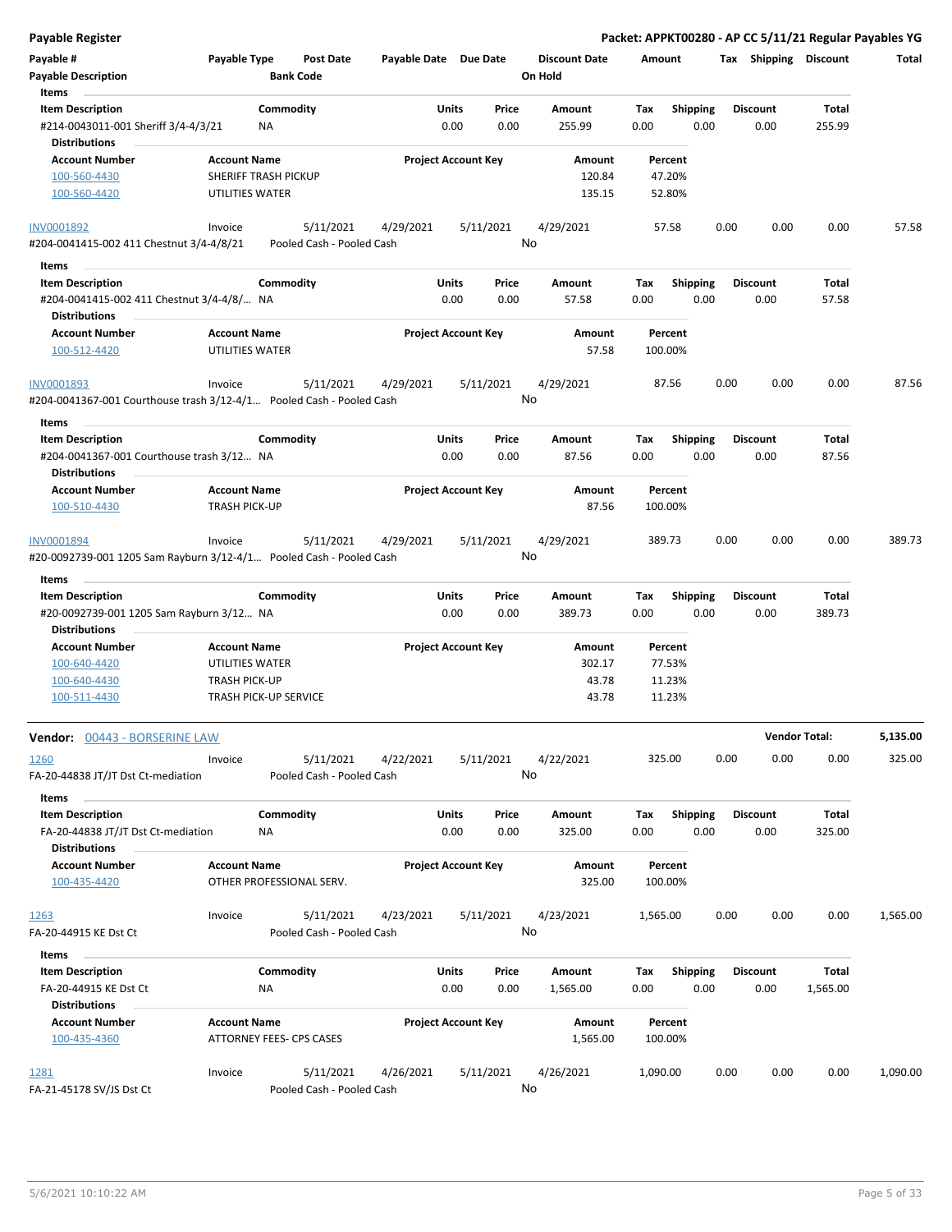**Payable Register** — Packet: APPKT00280 - AP CC 5/11/21 Regular Payables YG

| Payable # | Payable Type | Post Date | Payable Date | Due Date | Discount Date | Amount | Tax | Shipping | Discount | Total |
|---|---|---|---|---|---|---|---|---|---|---|
| Payable Description | | Bank Code | | | On Hold | | | | | |

**Items**

| Item Description | Commodity | Units | Price | Amount | Tax | Shipping | Discount | Total |
|---|---|---|---|---|---|---|---|---|
| #214-0043011-001 Sheriff 3/4-4/3/21 | NA | 0.00 | 0.00 | 255.99 | 0.00 | 0.00 | 0.00 | 255.99 |

**Distributions**

| Account Number | Account Name | Project Account Key | Amount | Percent |
|---|---|---|---|---|
| 100-560-4430 | SHERIFF TRASH PICKUP | | 120.84 | 47.20% |
| 100-560-4420 | UTILITIES WATER | | 135.15 | 52.80% |

| Payable # | Payable Type | Post Date | Payable Date | Due Date | Discount Date | Amount | Tax | Shipping | Discount | Total |
|---|---|---|---|---|---|---|---|---|---|---|
| INV0001892 | Invoice | 5/11/2021 | 4/29/2021 | 5/11/2021 | 4/29/2021 | 57.58 | 0.00 | 0.00 | 0.00 | 57.58 |
| #204-0041415-002 411 Chestnut 3/4-4/8/21 | | Pooled Cash - Pooled Cash | | | No | | | | | |

**Items**

| Item Description | Commodity | Units | Price | Amount | Tax | Shipping | Discount | Total |
|---|---|---|---|---|---|---|---|---|
| #204-0041415-002 411 Chestnut 3/4-4/8/... | NA | 0.00 | 0.00 | 57.58 | 0.00 | 0.00 | 0.00 | 57.58 |

**Distributions**

| Account Number | Account Name | Project Account Key | Amount | Percent |
|---|---|---|---|---|
| 100-512-4420 | UTILITIES WATER | | 57.58 | 100.00% |

| Payable # | Payable Type | Post Date | Payable Date | Due Date | Discount Date | Amount | Tax | Shipping | Discount | Total |
|---|---|---|---|---|---|---|---|---|---|---|
| INV0001893 | Invoice | 5/11/2021 | 4/29/2021 | 5/11/2021 | 4/29/2021 | 87.56 | 0.00 | 0.00 | 0.00 | 87.56 |
| #204-0041367-001 Courthouse trash 3/12-4/1... | | Pooled Cash - Pooled Cash | | | No | | | | | |

**Items**

| Item Description | Commodity | Units | Price | Amount | Tax | Shipping | Discount | Total |
|---|---|---|---|---|---|---|---|---|
| #204-0041367-001 Courthouse trash 3/12... | NA | 0.00 | 0.00 | 87.56 | 0.00 | 0.00 | 0.00 | 87.56 |

**Distributions**

| Account Number | Account Name | Project Account Key | Amount | Percent |
|---|---|---|---|---|
| 100-510-4430 | TRASH PICK-UP | | 87.56 | 100.00% |

| Payable # | Payable Type | Post Date | Payable Date | Due Date | Discount Date | Amount | Tax | Shipping | Discount | Total |
|---|---|---|---|---|---|---|---|---|---|---|
| INV0001894 | Invoice | 5/11/2021 | 4/29/2021 | 5/11/2021 | 4/29/2021 | 389.73 | 0.00 | 0.00 | 0.00 | 389.73 |
| #20-0092739-001 1205 Sam Rayburn 3/12-4/1... | | Pooled Cash - Pooled Cash | | | No | | | | | |

**Items**

| Item Description | Commodity | Units | Price | Amount | Tax | Shipping | Discount | Total |
|---|---|---|---|---|---|---|---|---|
| #20-0092739-001 1205 Sam Rayburn 3/12... | NA | 0.00 | 0.00 | 389.73 | 0.00 | 0.00 | 0.00 | 389.73 |

**Distributions**

| Account Number | Account Name | Project Account Key | Amount | Percent |
|---|---|---|---|---|
| 100-640-4420 | UTILITIES WATER | | 302.17 | 77.53% |
| 100-640-4430 | TRASH PICK-UP | | 43.78 | 11.23% |
| 100-511-4430 | TRASH PICK-UP SERVICE | | 43.78 | 11.23% |

**Vendor Total: 5,135.00**

## Vendor: 00443 - BORSERINE LAW

| Payable # | Payable Type | Post Date | Payable Date | Due Date | Discount Date | Amount | Tax | Shipping | Discount | Total |
|---|---|---|---|---|---|---|---|---|---|---|
| 1260 | Invoice | 5/11/2021 | 4/22/2021 | 5/11/2021 | 4/22/2021 | 325.00 | 0.00 | 0.00 | 0.00 | 325.00 |
| FA-20-44838 JT/JT Dst Ct-mediation | | Pooled Cash - Pooled Cash | | | No | | | | | |

**Items**

| Item Description | Commodity | Units | Price | Amount | Tax | Shipping | Discount | Total |
|---|---|---|---|---|---|---|---|---|
| FA-20-44838 JT/JT Dst Ct-mediation | NA | 0.00 | 0.00 | 325.00 | 0.00 | 0.00 | 0.00 | 325.00 |

**Distributions**

| Account Number | Account Name | Project Account Key | Amount | Percent |
|---|---|---|---|---|
| 100-435-4420 | OTHER PROFESSIONAL SERV. | | 325.00 | 100.00% |

| Payable # | Payable Type | Post Date | Payable Date | Due Date | Discount Date | Amount | Tax | Shipping | Discount | Total |
|---|---|---|---|---|---|---|---|---|---|---|
| 1263 | Invoice | 5/11/2021 | 4/23/2021 | 5/11/2021 | 4/23/2021 | 1,565.00 | 0.00 | 0.00 | 0.00 | 1,565.00 |
| FA-20-44915 KE Dst Ct | | Pooled Cash - Pooled Cash | | | No | | | | | |

**Items**

| Item Description | Commodity | Units | Price | Amount | Tax | Shipping | Discount | Total |
|---|---|---|---|---|---|---|---|---|
| FA-20-44915 KE Dst Ct | NA | 0.00 | 0.00 | 1,565.00 | 0.00 | 0.00 | 0.00 | 1,565.00 |

**Distributions**

| Account Number | Account Name | Project Account Key | Amount | Percent |
|---|---|---|---|---|
| 100-435-4360 | ATTORNEY FEES- CPS CASES | | 1,565.00 | 100.00% |

| Payable # | Payable Type | Post Date | Payable Date | Due Date | Discount Date | Amount | Tax | Shipping | Discount | Total |
|---|---|---|---|---|---|---|---|---|---|---|
| 1281 | Invoice | 5/11/2021 | 4/26/2021 | 5/11/2021 | 4/26/2021 | 1,090.00 | 0.00 | 0.00 | 0.00 | 1,090.00 |
| FA-21-45178 SV/JS Dst Ct | | Pooled Cash - Pooled Cash | | | No | | | | | |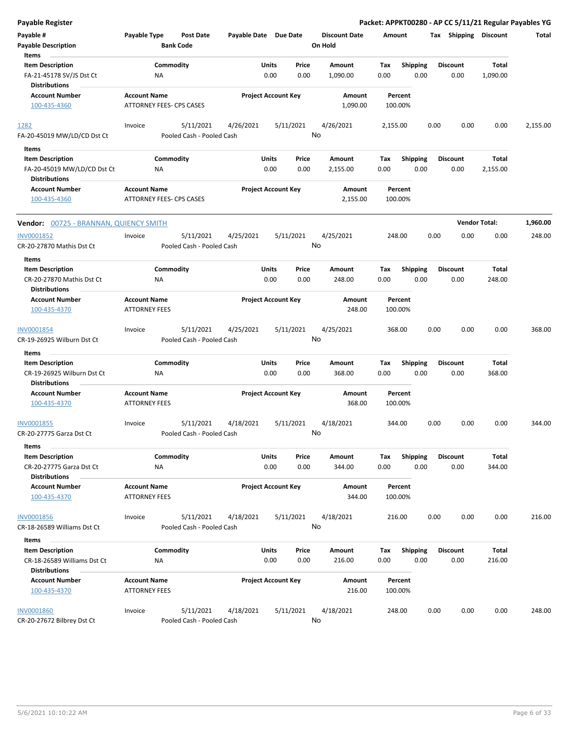**Payable Register** — **Packet: APPKT00280 - AP CC 5/11/21 Regular Payables YG**

| Payable # / Payable Description | Payable Type | Post Date / Bank Code | Payable Date | Due Date | Discount Date / On Hold | Amount | Tax | Shipping | Discount | Total |
|---|---|---|---|---|---|---|---|---|---|---|

**Items**

| Item Description | Commodity | Units | Price | Amount | Tax | Shipping | Discount | Total |
|---|---|---|---|---|---|---|---|---|
| FA-21-45178 SV/JS Dst Ct | NA | 0.00 | 0.00 | 1,090.00 | 0.00 | 0.00 | 0.00 | 1,090.00 |

**Distributions**

| Account Number | Account Name | Project Account Key | Amount | Percent |
|---|---|---|---|---|
| 100-435-4360 | ATTORNEY FEES- CPS CASES | | 1,090.00 | 100.00% |

| Payable # | Payable Type | Post Date | Payable Date | Due Date | Discount Date | Amount | Tax | Shipping | Discount | Total |
|---|---|---|---|---|---|---|---|---|---|---|
| 1282 | Invoice | 5/11/2021 | 4/26/2021 | 5/11/2021 | 4/26/2021 | 2,155.00 | 0.00 | 0.00 | 0.00 | 2,155.00 |
| FA-20-45019 MW/LD/CD Dst Ct | | Pooled Cash - Pooled Cash | | | No | | | | | |

**Items**

| Item Description | Commodity | Units | Price | Amount | Tax | Shipping | Discount | Total |
|---|---|---|---|---|---|---|---|---|
| FA-20-45019 MW/LD/CD Dst Ct | NA | 0.00 | 0.00 | 2,155.00 | 0.00 | 0.00 | 0.00 | 2,155.00 |

**Distributions**

| Account Number | Account Name | Project Account Key | Amount | Percent |
|---|---|---|---|---|
| 100-435-4360 | ATTORNEY FEES- CPS CASES | | 2,155.00 | 100.00% |

**Vendor: 00725 - BRANNAN, QUIENCY SMITH** — **Vendor Total: 1,960.00**

| Payable # | Payable Type | Post Date | Payable Date | Due Date | Discount Date | Amount | Tax | Shipping | Discount | Total |
|---|---|---|---|---|---|---|---|---|---|---|
| INV0001852 | Invoice | 5/11/2021 | 4/25/2021 | 5/11/2021 | 4/25/2021 | 248.00 | 0.00 | 0.00 | 0.00 | 248.00 |
| CR-20-27870 Mathis Dst Ct | | Pooled Cash - Pooled Cash | | | No | | | | | |

**Items**

| Item Description | Commodity | Units | Price | Amount | Tax | Shipping | Discount | Total |
|---|---|---|---|---|---|---|---|---|
| CR-20-27870 Mathis Dst Ct | NA | 0.00 | 0.00 | 248.00 | 0.00 | 0.00 | 0.00 | 248.00 |

**Distributions**

| Account Number | Account Name | Project Account Key | Amount | Percent |
|---|---|---|---|---|
| 100-435-4370 | ATTORNEY FEES | | 248.00 | 100.00% |

| Payable # | Payable Type | Post Date | Payable Date | Due Date | Discount Date | Amount | Tax | Shipping | Discount | Total |
|---|---|---|---|---|---|---|---|---|---|---|
| INV0001854 | Invoice | 5/11/2021 | 4/25/2021 | 5/11/2021 | 4/25/2021 | 368.00 | 0.00 | 0.00 | 0.00 | 368.00 |
| CR-19-26925 Wilburn Dst Ct | | Pooled Cash - Pooled Cash | | | No | | | | | |

**Items**

| Item Description | Commodity | Units | Price | Amount | Tax | Shipping | Discount | Total |
|---|---|---|---|---|---|---|---|---|
| CR-19-26925 Wilburn Dst Ct | NA | 0.00 | 0.00 | 368.00 | 0.00 | 0.00 | 0.00 | 368.00 |

**Distributions**

| Account Number | Account Name | Project Account Key | Amount | Percent |
|---|---|---|---|---|
| 100-435-4370 | ATTORNEY FEES | | 368.00 | 100.00% |

| Payable # | Payable Type | Post Date | Payable Date | Due Date | Discount Date | Amount | Tax | Shipping | Discount | Total |
|---|---|---|---|---|---|---|---|---|---|---|
| INV0001855 | Invoice | 5/11/2021 | 4/18/2021 | 5/11/2021 | 4/18/2021 | 344.00 | 0.00 | 0.00 | 0.00 | 344.00 |
| CR-20-27775 Garza Dst Ct | | Pooled Cash - Pooled Cash | | | No | | | | | |

**Items**

| Item Description | Commodity | Units | Price | Amount | Tax | Shipping | Discount | Total |
|---|---|---|---|---|---|---|---|---|
| CR-20-27775 Garza Dst Ct | NA | 0.00 | 0.00 | 344.00 | 0.00 | 0.00 | 0.00 | 344.00 |

**Distributions**

| Account Number | Account Name | Project Account Key | Amount | Percent |
|---|---|---|---|---|
| 100-435-4370 | ATTORNEY FEES | | 344.00 | 100.00% |

| Payable # | Payable Type | Post Date | Payable Date | Due Date | Discount Date | Amount | Tax | Shipping | Discount | Total |
|---|---|---|---|---|---|---|---|---|---|---|
| INV0001856 | Invoice | 5/11/2021 | 4/18/2021 | 5/11/2021 | 4/18/2021 | 216.00 | 0.00 | 0.00 | 0.00 | 216.00 |
| CR-18-26589 Williams Dst Ct | | Pooled Cash - Pooled Cash | | | No | | | | | |

**Items**

| Item Description | Commodity | Units | Price | Amount | Tax | Shipping | Discount | Total |
|---|---|---|---|---|---|---|---|---|
| CR-18-26589 Williams Dst Ct | NA | 0.00 | 0.00 | 216.00 | 0.00 | 0.00 | 0.00 | 216.00 |

**Distributions**

| Account Number | Account Name | Project Account Key | Amount | Percent |
|---|---|---|---|---|
| 100-435-4370 | ATTORNEY FEES | | 216.00 | 100.00% |

| Payable # | Payable Type | Post Date | Payable Date | Due Date | Discount Date | Amount | Tax | Shipping | Discount | Total |
|---|---|---|---|---|---|---|---|---|---|---|
| INV0001860 | Invoice | 5/11/2021 | 4/18/2021 | 5/11/2021 | 4/18/2021 | 248.00 | 0.00 | 0.00 | 0.00 | 248.00 |
| CR-20-27672 Bilbrey Dst Ct | | Pooled Cash - Pooled Cash | | | No | | | | | |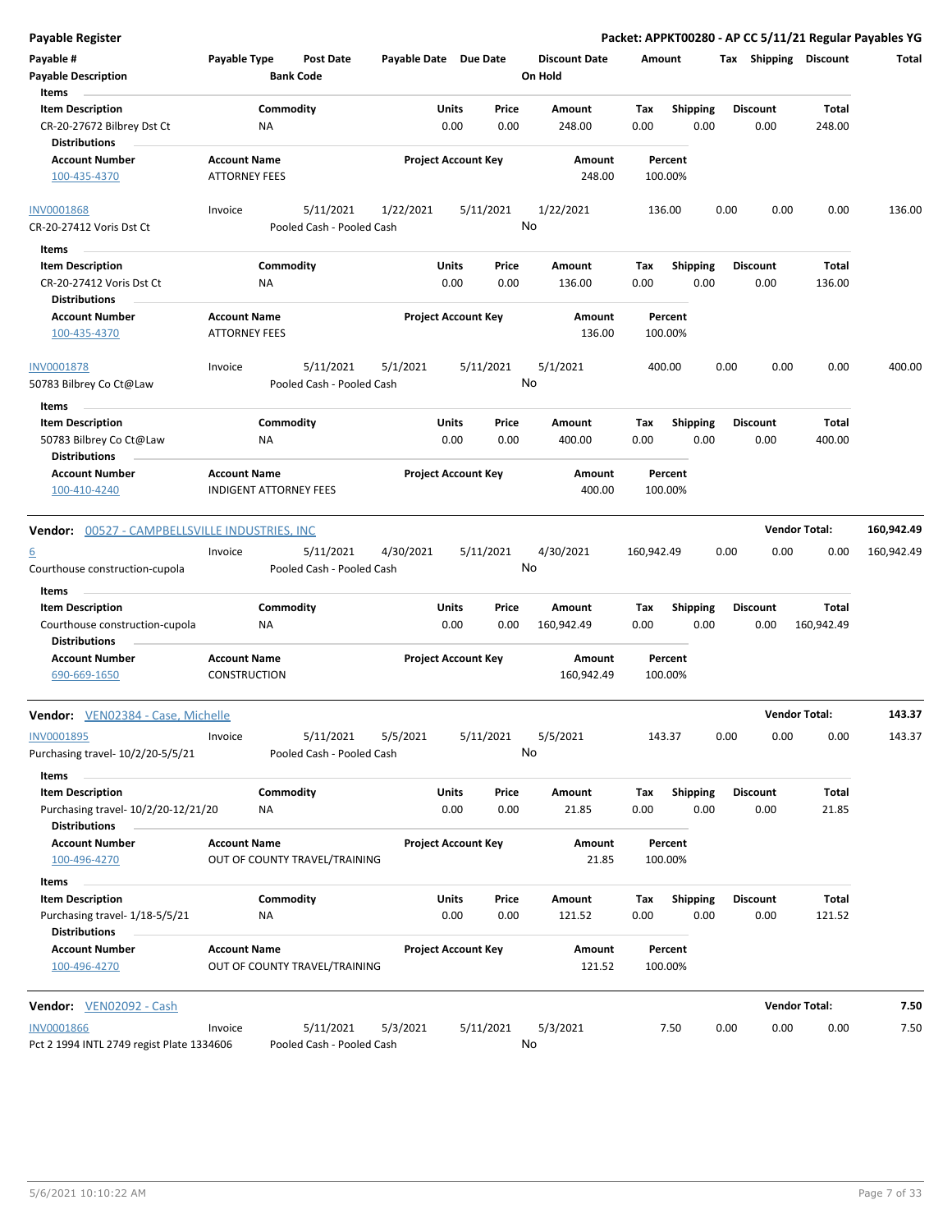**Payable Register** — **Packet: APPKT00280 - AP CC 5/11/21 Regular Payables YG**

| Payable # | Payable Type | Post Date | Payable Date | Due Date | Discount Date | Amount | Tax | Shipping | Discount | Total |
|---|---|---|---|---|---|---|---|---|---|---|
| Payable Description | | Bank Code | | | On Hold | | | | | |

Items

| Item Description | Commodity | Units | Price | Amount | Tax | Shipping | Discount | Total |
|---|---|---|---|---|---|---|---|---|
| CR-20-27672 Bilbrey Dst Ct | NA | 0.00 | 0.00 | 248.00 | 0.00 | 0.00 | 0.00 | 248.00 |

Distributions

| Account Number | Account Name | Project Account Key | Amount | Percent |
|---|---|---|---|---|
| 100-435-4370 | ATTORNEY FEES | | 248.00 | 100.00% |

| Payable # | Payable Type | Post Date | Payable Date | Due Date | Discount Date | Amount | Tax | Shipping | Discount | Total |
|---|---|---|---|---|---|---|---|---|---|---|
| INV0001868 | Invoice | 5/11/2021 | 1/22/2021 | 5/11/2021 | 1/22/2021 | 136.00 | 0.00 | 0.00 | 0.00 | 136.00 |
| CR-20-27412 Voris Dst Ct | | Pooled Cash - Pooled Cash | | | No | | | | | |

Items

| Item Description | Commodity | Units | Price | Amount | Tax | Shipping | Discount | Total |
|---|---|---|---|---|---|---|---|---|
| CR-20-27412 Voris Dst Ct | NA | 0.00 | 0.00 | 136.00 | 0.00 | 0.00 | 0.00 | 136.00 |

Distributions

| Account Number | Account Name | Project Account Key | Amount | Percent |
|---|---|---|---|---|
| 100-435-4370 | ATTORNEY FEES | | 136.00 | 100.00% |

| Payable # | Payable Type | Post Date | Payable Date | Due Date | Discount Date | Amount | Tax | Shipping | Discount | Total |
|---|---|---|---|---|---|---|---|---|---|---|
| INV0001878 | Invoice | 5/11/2021 | 5/1/2021 | 5/11/2021 | 5/1/2021 | 400.00 | 0.00 | 0.00 | 0.00 | 400.00 |
| 50783 Bilbrey Co Ct@Law | | Pooled Cash - Pooled Cash | | | No | | | | | |

Items

| Item Description | Commodity | Units | Price | Amount | Tax | Shipping | Discount | Total |
|---|---|---|---|---|---|---|---|---|
| 50783 Bilbrey Co Ct@Law | NA | 0.00 | 0.00 | 400.00 | 0.00 | 0.00 | 0.00 | 400.00 |

Distributions

| Account Number | Account Name | Project Account Key | Amount | Percent |
|---|---|---|---|---|
| 100-410-4240 | INDIGENT ATTORNEY FEES | | 400.00 | 100.00% |

**Vendor:** 00527 - CAMPBELLSVILLE INDUSTRIES, INC — **Vendor Total: 160,942.49**

| Payable # | Payable Type | Post Date | Payable Date | Due Date | Discount Date | Amount | Tax | Shipping | Discount | Total |
|---|---|---|---|---|---|---|---|---|---|---|
| 6 | Invoice | 5/11/2021 | 4/30/2021 | 5/11/2021 | 4/30/2021 | 160,942.49 | 0.00 | 0.00 | 0.00 | 160,942.49 |
| Courthouse construction-cupola | | Pooled Cash - Pooled Cash | | | No | | | | | |

Items

| Item Description | Commodity | Units | Price | Amount | Tax | Shipping | Discount | Total |
|---|---|---|---|---|---|---|---|---|
| Courthouse construction-cupola | NA | 0.00 | 0.00 | 160,942.49 | 0.00 | 0.00 | 0.00 | 160,942.49 |

Distributions

| Account Number | Account Name | Project Account Key | Amount | Percent |
|---|---|---|---|---|
| 690-669-1650 | CONSTRUCTION | | 160,942.49 | 100.00% |

**Vendor:** VEN02384 - Case, Michelle — **Vendor Total: 143.37**

| Payable # | Payable Type | Post Date | Payable Date | Due Date | Discount Date | Amount | Tax | Shipping | Discount | Total |
|---|---|---|---|---|---|---|---|---|---|---|
| INV0001895 | Invoice | 5/11/2021 | 5/5/2021 | 5/11/2021 | 5/5/2021 | 143.37 | 0.00 | 0.00 | 0.00 | 143.37 |
| Purchasing travel- 10/2/20-5/5/21 | | Pooled Cash - Pooled Cash | | | No | | | | | |

Items

| Item Description | Commodity | Units | Price | Amount | Tax | Shipping | Discount | Total |
|---|---|---|---|---|---|---|---|---|
| Purchasing travel- 10/2/20-12/21/20 | NA | 0.00 | 0.00 | 21.85 | 0.00 | 0.00 | 0.00 | 21.85 |

Distributions

| Account Number | Account Name | Project Account Key | Amount | Percent |
|---|---|---|---|---|
| 100-496-4270 | OUT OF COUNTY TRAVEL/TRAINING | | 21.85 | 100.00% |

Items

| Item Description | Commodity | Units | Price | Amount | Tax | Shipping | Discount | Total |
|---|---|---|---|---|---|---|---|---|
| Purchasing travel- 1/18-5/5/21 | NA | 0.00 | 0.00 | 121.52 | 0.00 | 0.00 | 0.00 | 121.52 |

Distributions

| Account Number | Account Name | Project Account Key | Amount | Percent |
|---|---|---|---|---|
| 100-496-4270 | OUT OF COUNTY TRAVEL/TRAINING | | 121.52 | 100.00% |

**Vendor:** VEN02092 - Cash — **Vendor Total: 7.50**

| Payable # | Payable Type | Post Date | Payable Date | Due Date | Discount Date | Amount | Tax | Shipping | Discount | Total |
|---|---|---|---|---|---|---|---|---|---|---|
| INV0001866 | Invoice | 5/11/2021 | 5/3/2021 | 5/11/2021 | 5/3/2021 | 7.50 | 0.00 | 0.00 | 0.00 | 7.50 |
| Pct 2 1994 INTL 2749 regist Plate 1334606 | | Pooled Cash - Pooled Cash | | | No | | | | | |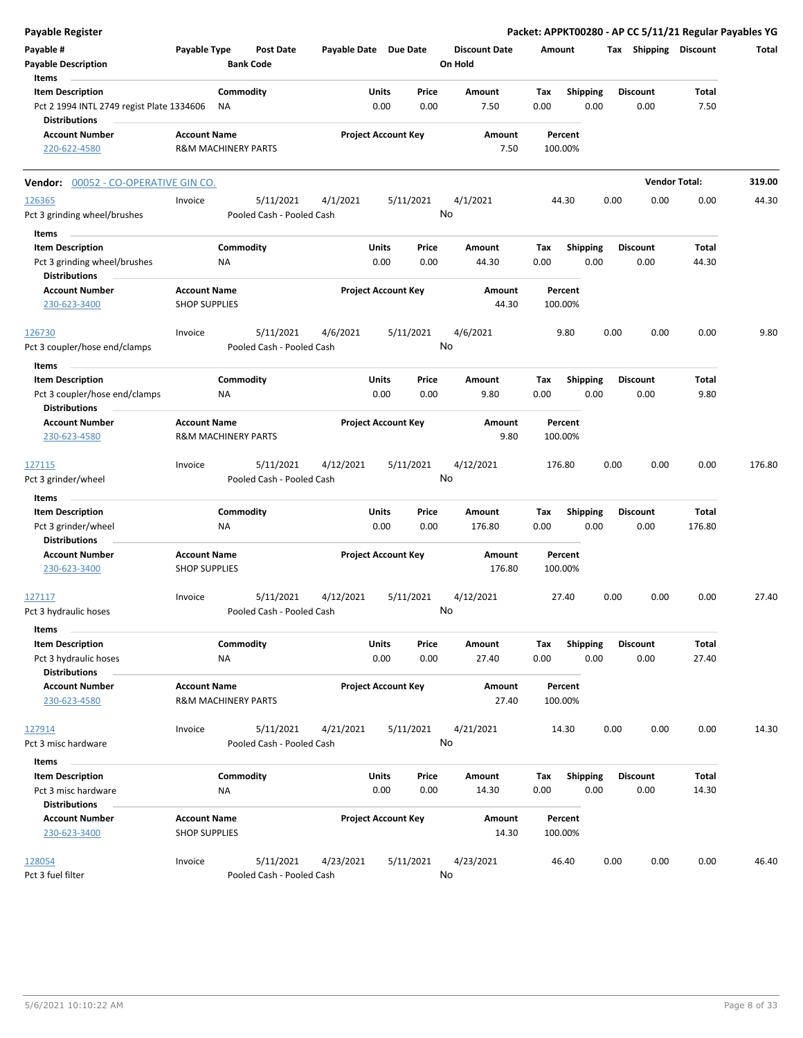**Payable Register** — Packet: APPKT00280 - AP CC 5/11/21 Regular Payables YG

| Payable # / Payable Description | Payable Type | Post Date / Bank Code | Payable Date | Due Date | Discount Date / On Hold | Amount | Tax | Shipping | Discount | Total |
|---|---|---|---|---|---|---|---|---|---|---|

**Items**

| Item Description | Commodity | Units | Price | Amount | Tax | Shipping | Discount | Total |
|---|---|---|---|---|---|---|---|---|
| Pct 2 1994 INTL 2749 regist Plate 1334606 | NA | 0.00 | 0.00 | 7.50 | 0.00 | 0.00 | 0.00 | 7.50 |

**Distributions**

| Account Number | Account Name | Project Account Key | Amount | Percent |
|---|---|---|---|---|
| 220-622-4580 | R&M MACHINERY PARTS | | 7.50 | 100.00% |

**Vendor: 00052 - CO-OPERATIVE GIN CO.** — Vendor Total: **319.00**

| Payable # | Payable Type | Post Date | Payable Date | Due Date | Discount Date | Amount | Tax | Shipping | Discount | Total |
|---|---|---|---|---|---|---|---|---|---|---|
| 126365 | Invoice | 5/11/2021 | 4/1/2021 | 5/11/2021 | 4/1/2021 | 44.30 | 0.00 | 0.00 | 0.00 | 44.30 |
| Pct 3 grinding wheel/brushes | | Pooled Cash - Pooled Cash | | | No | | | | | |

**Items**

| Item Description | Commodity | Units | Price | Amount | Tax | Shipping | Discount | Total |
|---|---|---|---|---|---|---|---|---|
| Pct 3 grinding wheel/brushes | NA | 0.00 | 0.00 | 44.30 | 0.00 | 0.00 | 0.00 | 44.30 |

**Distributions**

| Account Number | Account Name | Project Account Key | Amount | Percent |
|---|---|---|---|---|
| 230-623-3400 | SHOP SUPPLIES | | 44.30 | 100.00% |

| Payable # | Payable Type | Post Date | Payable Date | Due Date | Discount Date | Amount | Tax | Shipping | Discount | Total |
|---|---|---|---|---|---|---|---|---|---|---|
| 126730 | Invoice | 5/11/2021 | 4/6/2021 | 5/11/2021 | 4/6/2021 | 9.80 | 0.00 | 0.00 | 0.00 | 9.80 |
| Pct 3 coupler/hose end/clamps | | Pooled Cash - Pooled Cash | | | No | | | | | |

**Items**

| Item Description | Commodity | Units | Price | Amount | Tax | Shipping | Discount | Total |
|---|---|---|---|---|---|---|---|---|
| Pct 3 coupler/hose end/clamps | NA | 0.00 | 0.00 | 9.80 | 0.00 | 0.00 | 0.00 | 9.80 |

**Distributions**

| Account Number | Account Name | Project Account Key | Amount | Percent |
|---|---|---|---|---|
| 230-623-4580 | R&M MACHINERY PARTS | | 9.80 | 100.00% |

| Payable # | Payable Type | Post Date | Payable Date | Due Date | Discount Date | Amount | Tax | Shipping | Discount | Total |
|---|---|---|---|---|---|---|---|---|---|---|
| 127115 | Invoice | 5/11/2021 | 4/12/2021 | 5/11/2021 | 4/12/2021 | 176.80 | 0.00 | 0.00 | 0.00 | 176.80 |
| Pct 3 grinder/wheel | | Pooled Cash - Pooled Cash | | | No | | | | | |

**Items**

| Item Description | Commodity | Units | Price | Amount | Tax | Shipping | Discount | Total |
|---|---|---|---|---|---|---|---|---|
| Pct 3 grinder/wheel | NA | 0.00 | 0.00 | 176.80 | 0.00 | 0.00 | 0.00 | 176.80 |

**Distributions**

| Account Number | Account Name | Project Account Key | Amount | Percent |
|---|---|---|---|---|
| 230-623-3400 | SHOP SUPPLIES | | 176.80 | 100.00% |

| Payable # | Payable Type | Post Date | Payable Date | Due Date | Discount Date | Amount | Tax | Shipping | Discount | Total |
|---|---|---|---|---|---|---|---|---|---|---|
| 127117 | Invoice | 5/11/2021 | 4/12/2021 | 5/11/2021 | 4/12/2021 | 27.40 | 0.00 | 0.00 | 0.00 | 27.40 |
| Pct 3 hydraulic hoses | | Pooled Cash - Pooled Cash | | | No | | | | | |

**Items**

| Item Description | Commodity | Units | Price | Amount | Tax | Shipping | Discount | Total |
|---|---|---|---|---|---|---|---|---|
| Pct 3 hydraulic hoses | NA | 0.00 | 0.00 | 27.40 | 0.00 | 0.00 | 0.00 | 27.40 |

**Distributions**

| Account Number | Account Name | Project Account Key | Amount | Percent |
|---|---|---|---|---|
| 230-623-4580 | R&M MACHINERY PARTS | | 27.40 | 100.00% |

| Payable # | Payable Type | Post Date | Payable Date | Due Date | Discount Date | Amount | Tax | Shipping | Discount | Total |
|---|---|---|---|---|---|---|---|---|---|---|
| 127914 | Invoice | 5/11/2021 | 4/21/2021 | 5/11/2021 | 4/21/2021 | 14.30 | 0.00 | 0.00 | 0.00 | 14.30 |
| Pct 3 misc hardware | | Pooled Cash - Pooled Cash | | | No | | | | | |

**Items**

| Item Description | Commodity | Units | Price | Amount | Tax | Shipping | Discount | Total |
|---|---|---|---|---|---|---|---|---|
| Pct 3 misc hardware | NA | 0.00 | 0.00 | 14.30 | 0.00 | 0.00 | 0.00 | 14.30 |

**Distributions**

| Account Number | Account Name | Project Account Key | Amount | Percent |
|---|---|---|---|---|
| 230-623-3400 | SHOP SUPPLIES | | 14.30 | 100.00% |

| Payable # | Payable Type | Post Date | Payable Date | Due Date | Discount Date | Amount | Tax | Shipping | Discount | Total |
|---|---|---|---|---|---|---|---|---|---|---|
| 128054 | Invoice | 5/11/2021 | 4/23/2021 | 5/11/2021 | 4/23/2021 | 46.40 | 0.00 | 0.00 | 0.00 | 46.40 |
| Pct 3 fuel filter | | Pooled Cash - Pooled Cash | | | No | | | | | |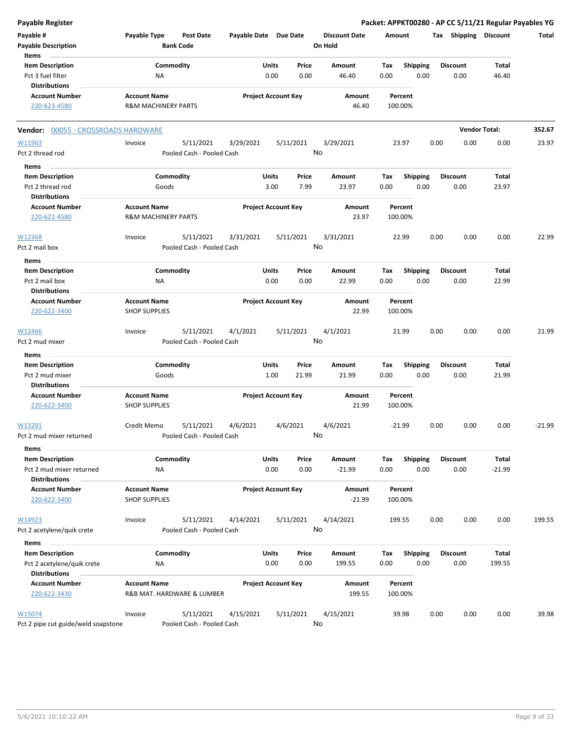# Payable Register

**Packet: APPKT00280 - AP CC 5/11/21 Regular Payables YG**

| Payable # | Payable Type | Post Date | Payable Date | Due Date | Discount Date | Amount | Tax | Shipping | Discount | Total |
|---|---|---|---|---|---|---|---|---|---|---|
| **Payable Description** | | **Bank Code** | | | **On Hold** | | | | | |

**Items**

| Item Description | Commodity | Units | Price | Amount | Tax | Shipping | Discount | Total |
|---|---|---|---|---|---|---|---|---|
| Pct 3 fuel filter | NA | 0.00 | 0.00 | 46.40 | 0.00 | 0.00 | 0.00 | 46.40 |

**Distributions**

| Account Number | Account Name | Project Account Key | Amount | Percent |
|---|---|---|---|---|
| 230-623-4580 | R&M MACHINERY PARTS | | 46.40 | 100.00% |

---

**Vendor:** 00055 - CROSSROADS HARDWARE — **Vendor Total:** 352.67

| Payable # | Payable Type | Post Date | Payable Date | Due Date | Discount Date | Amount | Tax | Shipping | Discount | Total |
|---|---|---|---|---|---|---|---|---|---|---|
| W11963 | Invoice | 5/11/2021 | 3/29/2021 | 5/11/2021 | 3/29/2021 | 23.97 | 0.00 | 0.00 | 0.00 | 23.97 |
| Pct 2 thread rod | | Pooled Cash - Pooled Cash | | | No | | | | | |

**Items**

| Item Description | Commodity | Units | Price | Amount | Tax | Shipping | Discount | Total |
|---|---|---|---|---|---|---|---|---|
| Pct 2 thread rod | Goods | 3.00 | 7.99 | 23.97 | 0.00 | 0.00 | 0.00 | 23.97 |

**Distributions**

| Account Number | Account Name | Project Account Key | Amount | Percent |
|---|---|---|---|---|
| 220-622-4580 | R&M MACHINERY PARTS | | 23.97 | 100.00% |

| Payable # | Payable Type | Post Date | Payable Date | Due Date | Discount Date | Amount | Tax | Shipping | Discount | Total |
|---|---|---|---|---|---|---|---|---|---|---|
| W12368 | Invoice | 5/11/2021 | 3/31/2021 | 5/11/2021 | 3/31/2021 | 22.99 | 0.00 | 0.00 | 0.00 | 22.99 |
| Pct 2 mail box | | Pooled Cash - Pooled Cash | | | No | | | | | |

**Items**

| Item Description | Commodity | Units | Price | Amount | Tax | Shipping | Discount | Total |
|---|---|---|---|---|---|---|---|---|
| Pct 2 mail box | NA | 0.00 | 0.00 | 22.99 | 0.00 | 0.00 | 0.00 | 22.99 |

**Distributions**

| Account Number | Account Name | Project Account Key | Amount | Percent |
|---|---|---|---|---|
| 220-622-3400 | SHOP SUPPLIES | | 22.99 | 100.00% |

| Payable # | Payable Type | Post Date | Payable Date | Due Date | Discount Date | Amount | Tax | Shipping | Discount | Total |
|---|---|---|---|---|---|---|---|---|---|---|
| W12466 | Invoice | 5/11/2021 | 4/1/2021 | 5/11/2021 | 4/1/2021 | 21.99 | 0.00 | 0.00 | 0.00 | 21.99 |
| Pct 2 mud mixer | | Pooled Cash - Pooled Cash | | | No | | | | | |

**Items**

| Item Description | Commodity | Units | Price | Amount | Tax | Shipping | Discount | Total |
|---|---|---|---|---|---|---|---|---|
| Pct 2 mud mixer | Goods | 1.00 | 21.99 | 21.99 | 0.00 | 0.00 | 0.00 | 21.99 |

**Distributions**

| Account Number | Account Name | Project Account Key | Amount | Percent |
|---|---|---|---|---|
| 220-622-3400 | SHOP SUPPLIES | | 21.99 | 100.00% |

| Payable # | Payable Type | Post Date | Payable Date | Due Date | Discount Date | Amount | Tax | Shipping | Discount | Total |
|---|---|---|---|---|---|---|---|---|---|---|
| W13291 | Credit Memo | 5/11/2021 | 4/6/2021 | 4/6/2021 | 4/6/2021 | -21.99 | 0.00 | 0.00 | 0.00 | -21.99 |
| Pct 2 mud mixer returned | | Pooled Cash - Pooled Cash | | | No | | | | | |

**Items**

| Item Description | Commodity | Units | Price | Amount | Tax | Shipping | Discount | Total |
|---|---|---|---|---|---|---|---|---|
| Pct 2 mud mixer returned | NA | 0.00 | 0.00 | -21.99 | 0.00 | 0.00 | 0.00 | -21.99 |

**Distributions**

| Account Number | Account Name | Project Account Key | Amount | Percent |
|---|---|---|---|---|
| 220-622-3400 | SHOP SUPPLIES | | -21.99 | 100.00% |

| Payable # | Payable Type | Post Date | Payable Date | Due Date | Discount Date | Amount | Tax | Shipping | Discount | Total |
|---|---|---|---|---|---|---|---|---|---|---|
| W14923 | Invoice | 5/11/2021 | 4/14/2021 | 5/11/2021 | 4/14/2021 | 199.55 | 0.00 | 0.00 | 0.00 | 199.55 |
| Pct 2 acetylene/quik crete | | Pooled Cash - Pooled Cash | | | No | | | | | |

**Items**

| Item Description | Commodity | Units | Price | Amount | Tax | Shipping | Discount | Total |
|---|---|---|---|---|---|---|---|---|
| Pct 2 acetylene/quik crete | NA | 0.00 | 0.00 | 199.55 | 0.00 | 0.00 | 0.00 | 199.55 |

**Distributions**

| Account Number | Account Name | Project Account Key | Amount | Percent |
|---|---|---|---|---|
| 220-622-3430 | R&B MAT. HARDWARE & LUMBER | | 199.55 | 100.00% |

| Payable # | Payable Type | Post Date | Payable Date | Due Date | Discount Date | Amount | Tax | Shipping | Discount | Total |
|---|---|---|---|---|---|---|---|---|---|---|
| W15074 | Invoice | 5/11/2021 | 4/15/2021 | 5/11/2021 | 4/15/2021 | 39.98 | 0.00 | 0.00 | 0.00 | 39.98 |
| Pct 2 pipe cut guide/weld soapstone | | Pooled Cash - Pooled Cash | | | No | | | | | |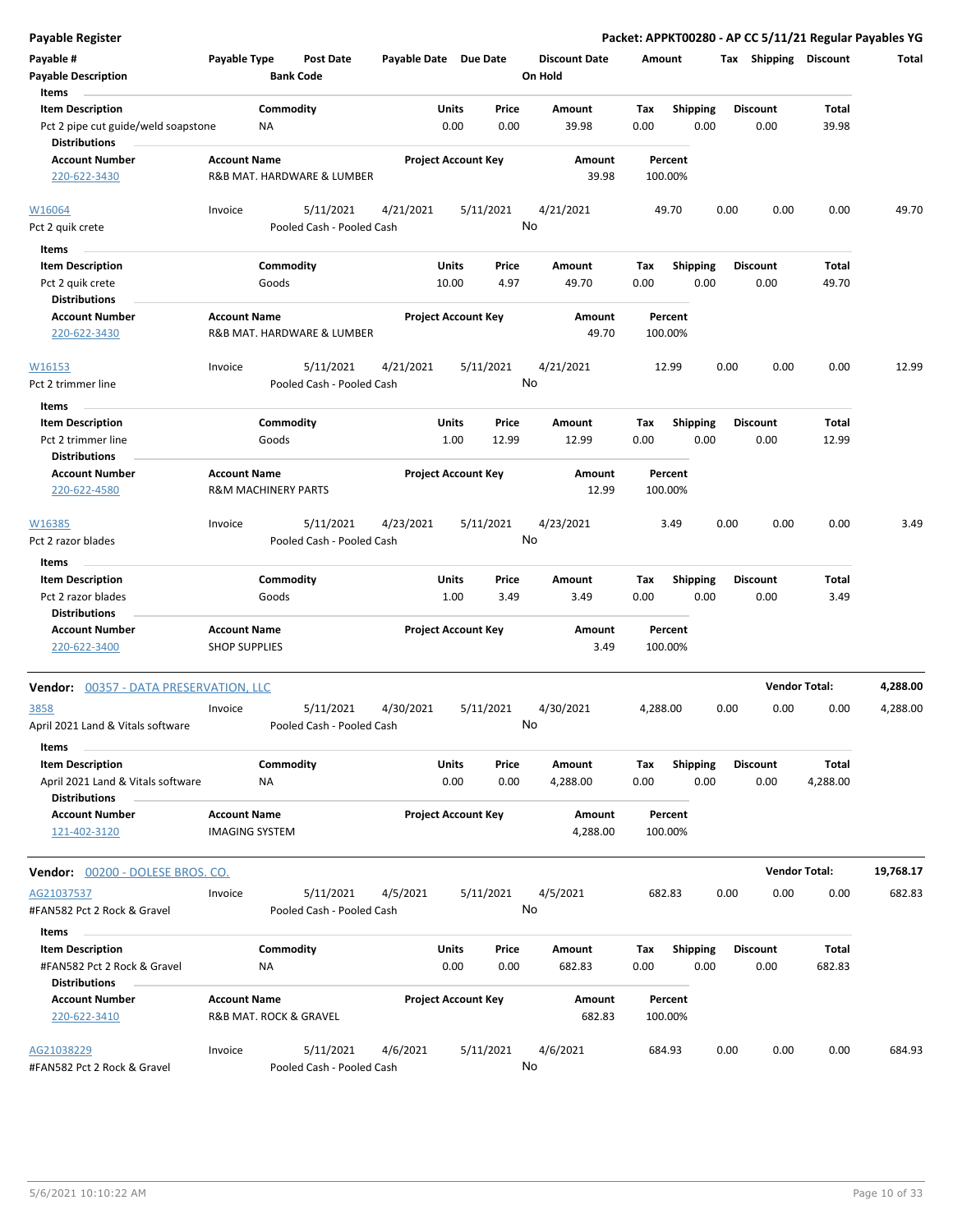**Payable Register** — **Packet: APPKT00280 - AP CC 5/11/21 Regular Payables YG**

| Payable # | Payable Type | Post Date | Payable Date | Due Date | Discount Date | Amount | Tax | Shipping | Discount | Total |
|---|---|---|---|---|---|---|---|---|---|---|
| Payable Description | | Bank Code | | | On Hold | | | | | |

**Items**

| Item Description | Commodity | Units | Price | Amount | Tax | Shipping | Discount | Total |
|---|---|---|---|---|---|---|---|---|
| Pct 2 pipe cut guide/weld soapstone | NA | 0.00 | 0.00 | 39.98 | 0.00 | 0.00 | 0.00 | 39.98 |

**Distributions**

| Account Number | Account Name | Project Account Key | Amount | Percent |
|---|---|---|---|---|
| 220-622-3430 | R&B MAT. HARDWARE & LUMBER | | 39.98 | 100.00% |

| Payable # | Payable Type | Post Date | Payable Date | Due Date | Discount Date | Amount | Tax | Shipping | Discount | Total |
|---|---|---|---|---|---|---|---|---|---|---|
| W16064 | Invoice | 5/11/2021 | 4/21/2021 | 5/11/2021 | 4/21/2021 | 49.70 | 0.00 | 0.00 | 0.00 | 49.70 |
| Pct 2 quik crete | | Pooled Cash - Pooled Cash | | | No | | | | | |

**Items**

| Item Description | Commodity | Units | Price | Amount | Tax | Shipping | Discount | Total |
|---|---|---|---|---|---|---|---|---|
| Pct 2 quik crete | Goods | 10.00 | 4.97 | 49.70 | 0.00 | 0.00 | 0.00 | 49.70 |

**Distributions**

| Account Number | Account Name | Project Account Key | Amount | Percent |
|---|---|---|---|---|
| 220-622-3430 | R&B MAT. HARDWARE & LUMBER | | 49.70 | 100.00% |

| Payable # | Payable Type | Post Date | Payable Date | Due Date | Discount Date | Amount | Tax | Shipping | Discount | Total |
|---|---|---|---|---|---|---|---|---|---|---|
| W16153 | Invoice | 5/11/2021 | 4/21/2021 | 5/11/2021 | 4/21/2021 | 12.99 | 0.00 | 0.00 | 0.00 | 12.99 |
| Pct 2 trimmer line | | Pooled Cash - Pooled Cash | | | No | | | | | |

**Items**

| Item Description | Commodity | Units | Price | Amount | Tax | Shipping | Discount | Total |
|---|---|---|---|---|---|---|---|---|
| Pct 2 trimmer line | Goods | 1.00 | 12.99 | 12.99 | 0.00 | 0.00 | 0.00 | 12.99 |

**Distributions**

| Account Number | Account Name | Project Account Key | Amount | Percent |
|---|---|---|---|---|
| 220-622-4580 | R&M MACHINERY PARTS | | 12.99 | 100.00% |

| Payable # | Payable Type | Post Date | Payable Date | Due Date | Discount Date | Amount | Tax | Shipping | Discount | Total |
|---|---|---|---|---|---|---|---|---|---|---|
| W16385 | Invoice | 5/11/2021 | 4/23/2021 | 5/11/2021 | 4/23/2021 | 3.49 | 0.00 | 0.00 | 0.00 | 3.49 |
| Pct 2 razor blades | | Pooled Cash - Pooled Cash | | | No | | | | | |

**Items**

| Item Description | Commodity | Units | Price | Amount | Tax | Shipping | Discount | Total |
|---|---|---|---|---|---|---|---|---|
| Pct 2 razor blades | Goods | 1.00 | 3.49 | 3.49 | 0.00 | 0.00 | 0.00 | 3.49 |

**Distributions**

| Account Number | Account Name | Project Account Key | Amount | Percent |
|---|---|---|---|---|
| 220-622-3400 | SHOP SUPPLIES | | 3.49 | 100.00% |

**Vendor: 00357 - DATA PRESERVATION, LLC** — **Vendor Total: 4,288.00**

| Payable # | Payable Type | Post Date | Payable Date | Due Date | Discount Date | Amount | Tax | Shipping | Discount | Total |
|---|---|---|---|---|---|---|---|---|---|---|
| 3858 | Invoice | 5/11/2021 | 4/30/2021 | 5/11/2021 | 4/30/2021 | 4,288.00 | 0.00 | 0.00 | 0.00 | 4,288.00 |
| April 2021 Land & Vitals software | | Pooled Cash - Pooled Cash | | | No | | | | | |

**Items**

| Item Description | Commodity | Units | Price | Amount | Tax | Shipping | Discount | Total |
|---|---|---|---|---|---|---|---|---|
| April 2021 Land & Vitals software | NA | 0.00 | 0.00 | 4,288.00 | 0.00 | 0.00 | 0.00 | 4,288.00 |

**Distributions**

| Account Number | Account Name | Project Account Key | Amount | Percent |
|---|---|---|---|---|
| 121-402-3120 | IMAGING SYSTEM | | 4,288.00 | 100.00% |

**Vendor: 00200 - DOLESE BROS. CO.** — **Vendor Total: 19,768.17**

| Payable # | Payable Type | Post Date | Payable Date | Due Date | Discount Date | Amount | Tax | Shipping | Discount | Total |
|---|---|---|---|---|---|---|---|---|---|---|
| AG21037537 | Invoice | 5/11/2021 | 4/5/2021 | 5/11/2021 | 4/5/2021 | 682.83 | 0.00 | 0.00 | 0.00 | 682.83 |
| #FAN582 Pct 2 Rock & Gravel | | Pooled Cash - Pooled Cash | | | No | | | | | |

**Items**

| Item Description | Commodity | Units | Price | Amount | Tax | Shipping | Discount | Total |
|---|---|---|---|---|---|---|---|---|
| #FAN582 Pct 2 Rock & Gravel | NA | 0.00 | 0.00 | 682.83 | 0.00 | 0.00 | 0.00 | 682.83 |

**Distributions**

| Account Number | Account Name | Project Account Key | Amount | Percent |
|---|---|---|---|---|
| 220-622-3410 | R&B MAT. ROCK & GRAVEL | | 682.83 | 100.00% |

| Payable # | Payable Type | Post Date | Payable Date | Due Date | Discount Date | Amount | Tax | Shipping | Discount | Total |
|---|---|---|---|---|---|---|---|---|---|---|
| AG21038229 | Invoice | 5/11/2021 | 4/6/2021 | 5/11/2021 | 4/6/2021 | 684.93 | 0.00 | 0.00 | 0.00 | 684.93 |
| #FAN582 Pct 2 Rock & Gravel | | Pooled Cash - Pooled Cash | | | No | | | | | |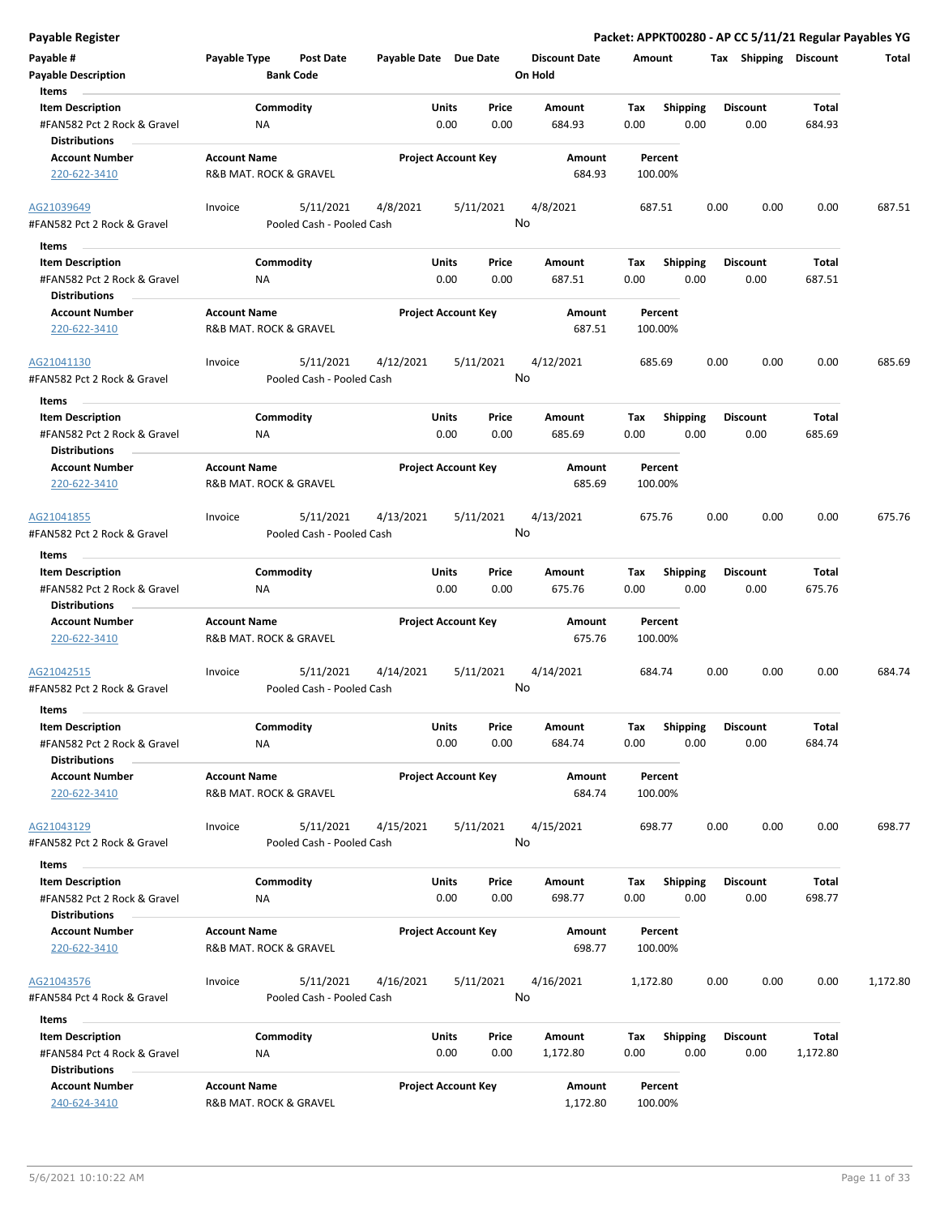**Payable Register** — **Packet: APPKT00280 - AP CC 5/11/21 Regular Payables YG**

| Payable # | Payable Type | Post Date | Payable Date | Due Date | Discount Date | Amount | Tax | Shipping | Discount | Total |
|---|---|---|---|---|---|---|---|---|---|---|
| Payable Description | | Bank Code | | | On Hold | | | | | |

**Items**

| Item Description | Commodity | Units | Price | Amount | Tax | Shipping | Discount | Total |
|---|---|---|---|---|---|---|---|---|
| #FAN582 Pct 2 Rock & Gravel | NA | 0.00 | 0.00 | 684.93 | 0.00 | 0.00 | 0.00 | 684.93 |

**Distributions**

| Account Number | Account Name | Project Account Key | Amount | Percent |
|---|---|---|---|---|
| 220-622-3410 | R&B MAT. ROCK & GRAVEL | | 684.93 | 100.00% |

| Payable # | Payable Type | Post Date | Payable Date | Due Date | Discount Date | Amount | Tax | Shipping | Discount | Total |
|---|---|---|---|---|---|---|---|---|---|---|
| AG21039649 | Invoice | 5/11/2021 | 4/8/2021 | 5/11/2021 | 4/8/2021 | 687.51 | 0.00 | 0.00 | 0.00 | 687.51 |
| #FAN582 Pct 2 Rock & Gravel | | Pooled Cash - Pooled Cash | | | No | | | | | |

**Items**

| Item Description | Commodity | Units | Price | Amount | Tax | Shipping | Discount | Total |
|---|---|---|---|---|---|---|---|---|
| #FAN582 Pct 2 Rock & Gravel | NA | 0.00 | 0.00 | 687.51 | 0.00 | 0.00 | 0.00 | 687.51 |

**Distributions**

| Account Number | Account Name | Project Account Key | Amount | Percent |
|---|---|---|---|---|
| 220-622-3410 | R&B MAT. ROCK & GRAVEL | | 687.51 | 100.00% |

| Payable # | Payable Type | Post Date | Payable Date | Due Date | Discount Date | Amount | Tax | Shipping | Discount | Total |
|---|---|---|---|---|---|---|---|---|---|---|
| AG21041130 | Invoice | 5/11/2021 | 4/12/2021 | 5/11/2021 | 4/12/2021 | 685.69 | 0.00 | 0.00 | 0.00 | 685.69 |
| #FAN582 Pct 2 Rock & Gravel | | Pooled Cash - Pooled Cash | | | No | | | | | |

**Items**

| Item Description | Commodity | Units | Price | Amount | Tax | Shipping | Discount | Total |
|---|---|---|---|---|---|---|---|---|
| #FAN582 Pct 2 Rock & Gravel | NA | 0.00 | 0.00 | 685.69 | 0.00 | 0.00 | 0.00 | 685.69 |

**Distributions**

| Account Number | Account Name | Project Account Key | Amount | Percent |
|---|---|---|---|---|
| 220-622-3410 | R&B MAT. ROCK & GRAVEL | | 685.69 | 100.00% |

| Payable # | Payable Type | Post Date | Payable Date | Due Date | Discount Date | Amount | Tax | Shipping | Discount | Total |
|---|---|---|---|---|---|---|---|---|---|---|
| AG21041855 | Invoice | 5/11/2021 | 4/13/2021 | 5/11/2021 | 4/13/2021 | 675.76 | 0.00 | 0.00 | 0.00 | 675.76 |
| #FAN582 Pct 2 Rock & Gravel | | Pooled Cash - Pooled Cash | | | No | | | | | |

**Items**

| Item Description | Commodity | Units | Price | Amount | Tax | Shipping | Discount | Total |
|---|---|---|---|---|---|---|---|---|
| #FAN582 Pct 2 Rock & Gravel | NA | 0.00 | 0.00 | 675.76 | 0.00 | 0.00 | 0.00 | 675.76 |

**Distributions**

| Account Number | Account Name | Project Account Key | Amount | Percent |
|---|---|---|---|---|
| 220-622-3410 | R&B MAT. ROCK & GRAVEL | | 675.76 | 100.00% |

| Payable # | Payable Type | Post Date | Payable Date | Due Date | Discount Date | Amount | Tax | Shipping | Discount | Total |
|---|---|---|---|---|---|---|---|---|---|---|
| AG21042515 | Invoice | 5/11/2021 | 4/14/2021 | 5/11/2021 | 4/14/2021 | 684.74 | 0.00 | 0.00 | 0.00 | 684.74 |
| #FAN582 Pct 2 Rock & Gravel | | Pooled Cash - Pooled Cash | | | No | | | | | |

**Items**

| Item Description | Commodity | Units | Price | Amount | Tax | Shipping | Discount | Total |
|---|---|---|---|---|---|---|---|---|
| #FAN582 Pct 2 Rock & Gravel | NA | 0.00 | 0.00 | 684.74 | 0.00 | 0.00 | 0.00 | 684.74 |

**Distributions**

| Account Number | Account Name | Project Account Key | Amount | Percent |
|---|---|---|---|---|
| 220-622-3410 | R&B MAT. ROCK & GRAVEL | | 684.74 | 100.00% |

| Payable # | Payable Type | Post Date | Payable Date | Due Date | Discount Date | Amount | Tax | Shipping | Discount | Total |
|---|---|---|---|---|---|---|---|---|---|---|
| AG21043129 | Invoice | 5/11/2021 | 4/15/2021 | 5/11/2021 | 4/15/2021 | 698.77 | 0.00 | 0.00 | 0.00 | 698.77 |
| #FAN582 Pct 2 Rock & Gravel | | Pooled Cash - Pooled Cash | | | No | | | | | |

**Items**

| Item Description | Commodity | Units | Price | Amount | Tax | Shipping | Discount | Total |
|---|---|---|---|---|---|---|---|---|
| #FAN582 Pct 2 Rock & Gravel | NA | 0.00 | 0.00 | 698.77 | 0.00 | 0.00 | 0.00 | 698.77 |

**Distributions**

| Account Number | Account Name | Project Account Key | Amount | Percent |
|---|---|---|---|---|
| 220-622-3410 | R&B MAT. ROCK & GRAVEL | | 698.77 | 100.00% |

| Payable # | Payable Type | Post Date | Payable Date | Due Date | Discount Date | Amount | Tax | Shipping | Discount | Total |
|---|---|---|---|---|---|---|---|---|---|---|
| AG21043576 | Invoice | 5/11/2021 | 4/16/2021 | 5/11/2021 | 4/16/2021 | 1,172.80 | 0.00 | 0.00 | 0.00 | 1,172.80 |
| #FAN584 Pct 4 Rock & Gravel | | Pooled Cash - Pooled Cash | | | No | | | | | |

**Items**

| Item Description | Commodity | Units | Price | Amount | Tax | Shipping | Discount | Total |
|---|---|---|---|---|---|---|---|---|
| #FAN584 Pct 4 Rock & Gravel | NA | 0.00 | 0.00 | 1,172.80 | 0.00 | 0.00 | 0.00 | 1,172.80 |

**Distributions**

| Account Number | Account Name | Project Account Key | Amount | Percent |
|---|---|---|---|---|
| 240-624-3410 | R&B MAT. ROCK & GRAVEL | | 1,172.80 | 100.00% |

5/6/2021 10:10:22 AM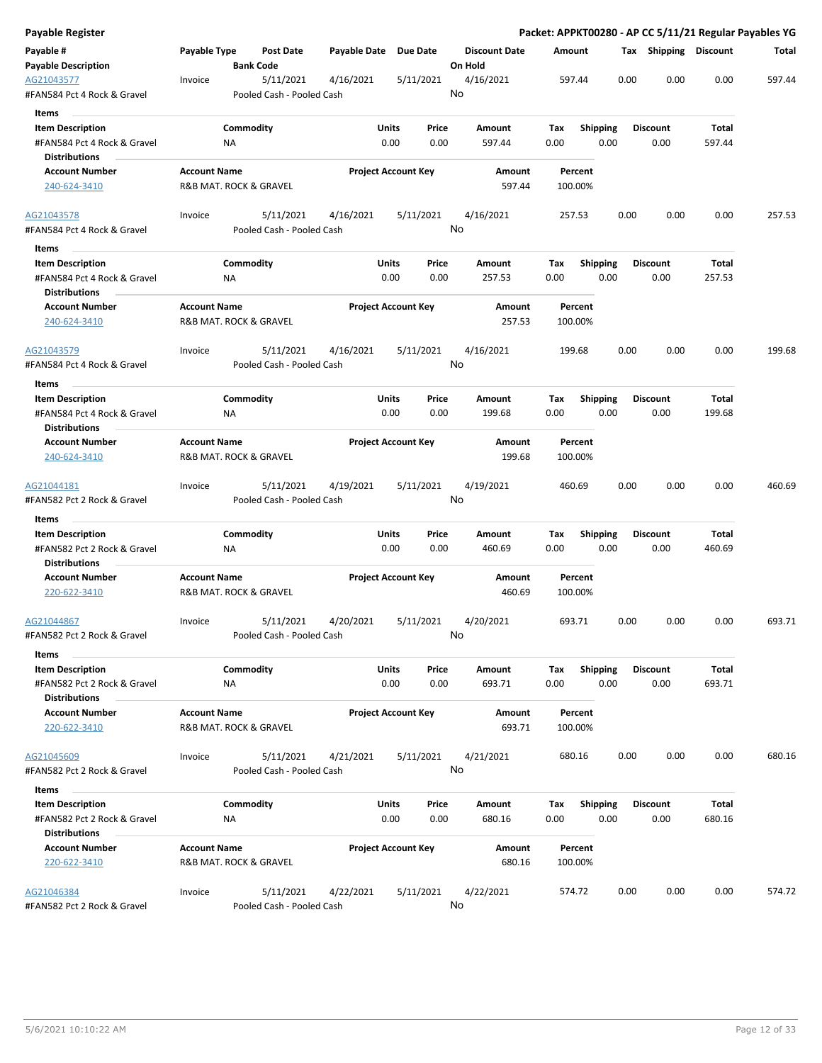## Payable Register

**Packet: APPKT00280 - AP CC 5/11/21 Regular Payables YG**

| Payable # | Payable Type | Post Date | Payable Date | Due Date | Discount Date | Amount | Tax | Shipping | Discount | Total |
|---|---|---|---|---|---|---|---|---|---|---|
| **Payable Description** | | **Bank Code** | | | **On Hold** | | | | | |
| AG21043577 | Invoice | 5/11/2021 | 4/16/2021 | 5/11/2021 | 4/16/2021 | 597.44 | 0.00 | 0.00 | 0.00 | 597.44 |
| #FAN584 Pct 4 Rock & Gravel | | Pooled Cash - Pooled Cash | | | No | | | | | |

**Items**

| Item Description | Commodity | Units | Price | Amount | Tax | Shipping | Discount | Total |
|---|---|---|---|---|---|---|---|---|
| #FAN584 Pct 4 Rock & Gravel | NA | 0.00 | 0.00 | 597.44 | 0.00 | 0.00 | 0.00 | 597.44 |

**Distributions**

| Account Number | Account Name | Project Account Key | Amount | Percent |
|---|---|---|---|---|
| 240-624-3410 | R&B MAT. ROCK & GRAVEL | | 597.44 | 100.00% |

| Payable # | Payable Type | Post Date | Payable Date | Due Date | Discount Date | Amount | Tax | Shipping | Discount | Total |
|---|---|---|---|---|---|---|---|---|---|---|
| AG21043578 | Invoice | 5/11/2021 | 4/16/2021 | 5/11/2021 | 4/16/2021 | 257.53 | 0.00 | 0.00 | 0.00 | 257.53 |
| #FAN584 Pct 4 Rock & Gravel | | Pooled Cash - Pooled Cash | | | No | | | | | |

**Items**

| Item Description | Commodity | Units | Price | Amount | Tax | Shipping | Discount | Total |
|---|---|---|---|---|---|---|---|---|
| #FAN584 Pct 4 Rock & Gravel | NA | 0.00 | 0.00 | 257.53 | 0.00 | 0.00 | 0.00 | 257.53 |

**Distributions**

| Account Number | Account Name | Project Account Key | Amount | Percent |
|---|---|---|---|---|
| 240-624-3410 | R&B MAT. ROCK & GRAVEL | | 257.53 | 100.00% |

| Payable # | Payable Type | Post Date | Payable Date | Due Date | Discount Date | Amount | Tax | Shipping | Discount | Total |
|---|---|---|---|---|---|---|---|---|---|---|
| AG21043579 | Invoice | 5/11/2021 | 4/16/2021 | 5/11/2021 | 4/16/2021 | 199.68 | 0.00 | 0.00 | 0.00 | 199.68 |
| #FAN584 Pct 4 Rock & Gravel | | Pooled Cash - Pooled Cash | | | No | | | | | |

**Items**

| Item Description | Commodity | Units | Price | Amount | Tax | Shipping | Discount | Total |
|---|---|---|---|---|---|---|---|---|
| #FAN584 Pct 4 Rock & Gravel | NA | 0.00 | 0.00 | 199.68 | 0.00 | 0.00 | 0.00 | 199.68 |

**Distributions**

| Account Number | Account Name | Project Account Key | Amount | Percent |
|---|---|---|---|---|
| 240-624-3410 | R&B MAT. ROCK & GRAVEL | | 199.68 | 100.00% |

| Payable # | Payable Type | Post Date | Payable Date | Due Date | Discount Date | Amount | Tax | Shipping | Discount | Total |
|---|---|---|---|---|---|---|---|---|---|---|
| AG21044181 | Invoice | 5/11/2021 | 4/19/2021 | 5/11/2021 | 4/19/2021 | 460.69 | 0.00 | 0.00 | 0.00 | 460.69 |
| #FAN582 Pct 2 Rock & Gravel | | Pooled Cash - Pooled Cash | | | No | | | | | |

**Items**

| Item Description | Commodity | Units | Price | Amount | Tax | Shipping | Discount | Total |
|---|---|---|---|---|---|---|---|---|
| #FAN582 Pct 2 Rock & Gravel | NA | 0.00 | 0.00 | 460.69 | 0.00 | 0.00 | 0.00 | 460.69 |

**Distributions**

| Account Number | Account Name | Project Account Key | Amount | Percent |
|---|---|---|---|---|
| 220-622-3410 | R&B MAT. ROCK & GRAVEL | | 460.69 | 100.00% |

| Payable # | Payable Type | Post Date | Payable Date | Due Date | Discount Date | Amount | Tax | Shipping | Discount | Total |
|---|---|---|---|---|---|---|---|---|---|---|
| AG21044867 | Invoice | 5/11/2021 | 4/20/2021 | 5/11/2021 | 4/20/2021 | 693.71 | 0.00 | 0.00 | 0.00 | 693.71 |
| #FAN582 Pct 2 Rock & Gravel | | Pooled Cash - Pooled Cash | | | No | | | | | |

**Items**

| Item Description | Commodity | Units | Price | Amount | Tax | Shipping | Discount | Total |
|---|---|---|---|---|---|---|---|---|
| #FAN582 Pct 2 Rock & Gravel | NA | 0.00 | 0.00 | 693.71 | 0.00 | 0.00 | 0.00 | 693.71 |

**Distributions**

| Account Number | Account Name | Project Account Key | Amount | Percent |
|---|---|---|---|---|
| 220-622-3410 | R&B MAT. ROCK & GRAVEL | | 693.71 | 100.00% |

| Payable # | Payable Type | Post Date | Payable Date | Due Date | Discount Date | Amount | Tax | Shipping | Discount | Total |
|---|---|---|---|---|---|---|---|---|---|---|
| AG21045609 | Invoice | 5/11/2021 | 4/21/2021 | 5/11/2021 | 4/21/2021 | 680.16 | 0.00 | 0.00 | 0.00 | 680.16 |
| #FAN582 Pct 2 Rock & Gravel | | Pooled Cash - Pooled Cash | | | No | | | | | |

**Items**

| Item Description | Commodity | Units | Price | Amount | Tax | Shipping | Discount | Total |
|---|---|---|---|---|---|---|---|---|
| #FAN582 Pct 2 Rock & Gravel | NA | 0.00 | 0.00 | 680.16 | 0.00 | 0.00 | 0.00 | 680.16 |

**Distributions**

| Account Number | Account Name | Project Account Key | Amount | Percent |
|---|---|---|---|---|
| 220-622-3410 | R&B MAT. ROCK & GRAVEL | | 680.16 | 100.00% |

| Payable # | Payable Type | Post Date | Payable Date | Due Date | Discount Date | Amount | Tax | Shipping | Discount | Total |
|---|---|---|---|---|---|---|---|---|---|---|
| AG21046384 | Invoice | 5/11/2021 | 4/22/2021 | 5/11/2021 | 4/22/2021 | 574.72 | 0.00 | 0.00 | 0.00 | 574.72 |
| #FAN582 Pct 2 Rock & Gravel | | Pooled Cash - Pooled Cash | | | No | | | | | |

5/6/2021 10:10:22 AM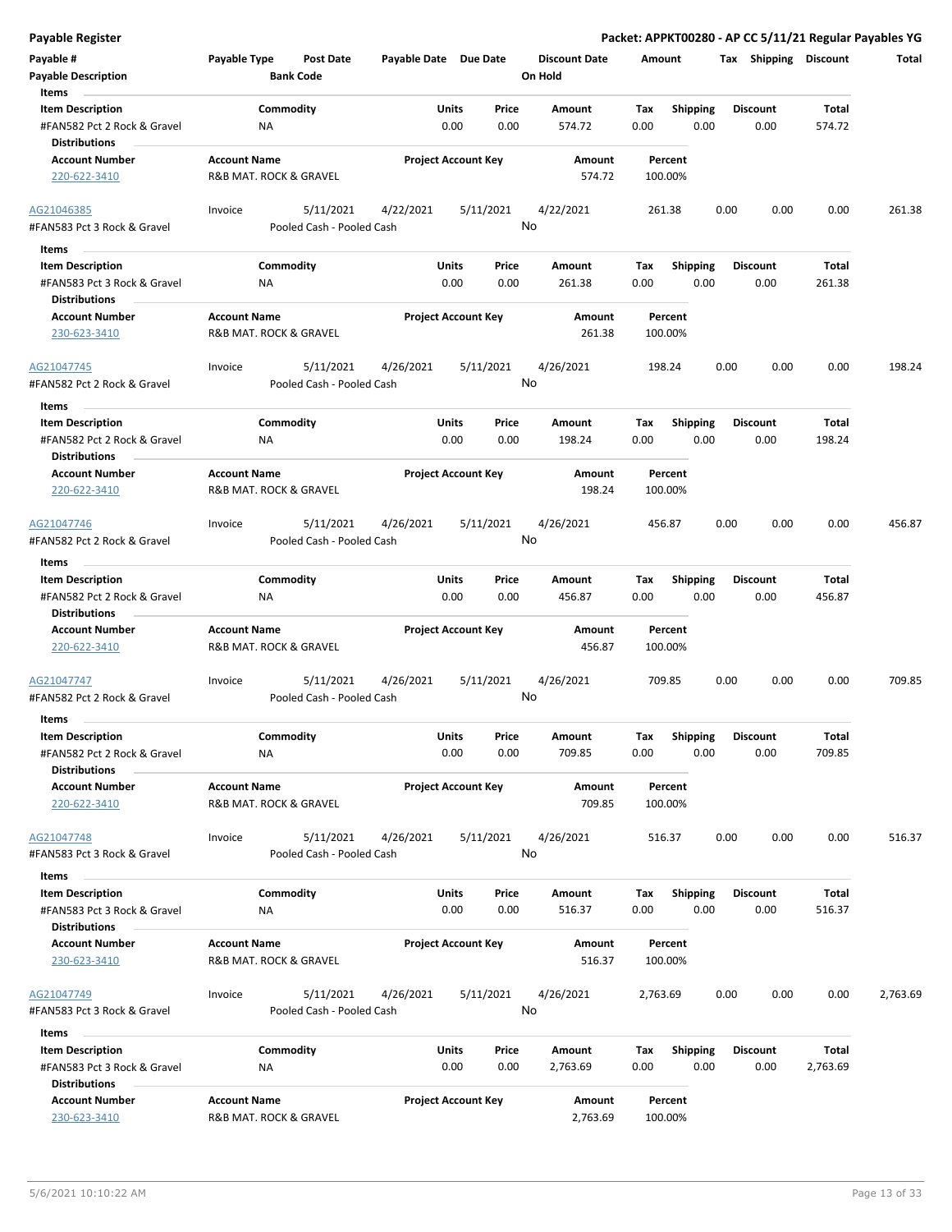**Payable Register** — **Packet: APPKT00280 - AP CC 5/11/21 Regular Payables YG**

| Payable # | Payable Type | Post Date | Payable Date | Due Date | Discount Date | Amount | Tax | Shipping | Discount | Total |
|---|---|---|---|---|---|---|---|---|---|---|
| Payable Description | | Bank Code | | | On Hold | | | | | |

**Items**

| Item Description | Commodity | Units | Price | Amount | Tax | Shipping | Discount | Total |
|---|---|---|---|---|---|---|---|---|
| #FAN582 Pct 2 Rock & Gravel | NA | 0.00 | 0.00 | 574.72 | 0.00 | 0.00 | 0.00 | 574.72 |

**Distributions**

| Account Number | Account Name | Project Account Key | Amount | Percent |
|---|---|---|---|---|
| 220-622-3410 | R&B MAT. ROCK & GRAVEL | | 574.72 | 100.00% |

| Payable # | Payable Type | Post Date | Payable Date | Due Date | Discount Date | Amount | Tax | Shipping | Discount | Total |
|---|---|---|---|---|---|---|---|---|---|---|
| AG21046385 | Invoice | 5/11/2021 | 4/22/2021 | 5/11/2021 | 4/22/2021 | 261.38 | 0.00 | 0.00 | 0.00 | 261.38 |
| #FAN583 Pct 3 Rock & Gravel | | Pooled Cash - Pooled Cash | | | No | | | | | |

**Items**

| Item Description | Commodity | Units | Price | Amount | Tax | Shipping | Discount | Total |
|---|---|---|---|---|---|---|---|---|
| #FAN583 Pct 3 Rock & Gravel | NA | 0.00 | 0.00 | 261.38 | 0.00 | 0.00 | 0.00 | 261.38 |

**Distributions**

| Account Number | Account Name | Project Account Key | Amount | Percent |
|---|---|---|---|---|
| 230-623-3410 | R&B MAT. ROCK & GRAVEL | | 261.38 | 100.00% |

| Payable # | Payable Type | Post Date | Payable Date | Due Date | Discount Date | Amount | Tax | Shipping | Discount | Total |
|---|---|---|---|---|---|---|---|---|---|---|
| AG21047745 | Invoice | 5/11/2021 | 4/26/2021 | 5/11/2021 | 4/26/2021 | 198.24 | 0.00 | 0.00 | 0.00 | 198.24 |
| #FAN582 Pct 2 Rock & Gravel | | Pooled Cash - Pooled Cash | | | No | | | | | |

**Items**

| Item Description | Commodity | Units | Price | Amount | Tax | Shipping | Discount | Total |
|---|---|---|---|---|---|---|---|---|
| #FAN582 Pct 2 Rock & Gravel | NA | 0.00 | 0.00 | 198.24 | 0.00 | 0.00 | 0.00 | 198.24 |

**Distributions**

| Account Number | Account Name | Project Account Key | Amount | Percent |
|---|---|---|---|---|
| 220-622-3410 | R&B MAT. ROCK & GRAVEL | | 198.24 | 100.00% |

| Payable # | Payable Type | Post Date | Payable Date | Due Date | Discount Date | Amount | Tax | Shipping | Discount | Total |
|---|---|---|---|---|---|---|---|---|---|---|
| AG21047746 | Invoice | 5/11/2021 | 4/26/2021 | 5/11/2021 | 4/26/2021 | 456.87 | 0.00 | 0.00 | 0.00 | 456.87 |
| #FAN582 Pct 2 Rock & Gravel | | Pooled Cash - Pooled Cash | | | No | | | | | |

**Items**

| Item Description | Commodity | Units | Price | Amount | Tax | Shipping | Discount | Total |
|---|---|---|---|---|---|---|---|---|
| #FAN582 Pct 2 Rock & Gravel | NA | 0.00 | 0.00 | 456.87 | 0.00 | 0.00 | 0.00 | 456.87 |

**Distributions**

| Account Number | Account Name | Project Account Key | Amount | Percent |
|---|---|---|---|---|
| 220-622-3410 | R&B MAT. ROCK & GRAVEL | | 456.87 | 100.00% |

| Payable # | Payable Type | Post Date | Payable Date | Due Date | Discount Date | Amount | Tax | Shipping | Discount | Total |
|---|---|---|---|---|---|---|---|---|---|---|
| AG21047747 | Invoice | 5/11/2021 | 4/26/2021 | 5/11/2021 | 4/26/2021 | 709.85 | 0.00 | 0.00 | 0.00 | 709.85 |
| #FAN582 Pct 2 Rock & Gravel | | Pooled Cash - Pooled Cash | | | No | | | | | |

**Items**

| Item Description | Commodity | Units | Price | Amount | Tax | Shipping | Discount | Total |
|---|---|---|---|---|---|---|---|---|
| #FAN582 Pct 2 Rock & Gravel | NA | 0.00 | 0.00 | 709.85 | 0.00 | 0.00 | 0.00 | 709.85 |

**Distributions**

| Account Number | Account Name | Project Account Key | Amount | Percent |
|---|---|---|---|---|
| 220-622-3410 | R&B MAT. ROCK & GRAVEL | | 709.85 | 100.00% |

| Payable # | Payable Type | Post Date | Payable Date | Due Date | Discount Date | Amount | Tax | Shipping | Discount | Total |
|---|---|---|---|---|---|---|---|---|---|---|
| AG21047748 | Invoice | 5/11/2021 | 4/26/2021 | 5/11/2021 | 4/26/2021 | 516.37 | 0.00 | 0.00 | 0.00 | 516.37 |
| #FAN583 Pct 3 Rock & Gravel | | Pooled Cash - Pooled Cash | | | No | | | | | |

**Items**

| Item Description | Commodity | Units | Price | Amount | Tax | Shipping | Discount | Total |
|---|---|---|---|---|---|---|---|---|
| #FAN583 Pct 3 Rock & Gravel | NA | 0.00 | 0.00 | 516.37 | 0.00 | 0.00 | 0.00 | 516.37 |

**Distributions**

| Account Number | Account Name | Project Account Key | Amount | Percent |
|---|---|---|---|---|
| 230-623-3410 | R&B MAT. ROCK & GRAVEL | | 516.37 | 100.00% |

| Payable # | Payable Type | Post Date | Payable Date | Due Date | Discount Date | Amount | Tax | Shipping | Discount | Total |
|---|---|---|---|---|---|---|---|---|---|---|
| AG21047749 | Invoice | 5/11/2021 | 4/26/2021 | 5/11/2021 | 4/26/2021 | 2,763.69 | 0.00 | 0.00 | 0.00 | 2,763.69 |
| #FAN583 Pct 3 Rock & Gravel | | Pooled Cash - Pooled Cash | | | No | | | | | |

**Items**

| Item Description | Commodity | Units | Price | Amount | Tax | Shipping | Discount | Total |
|---|---|---|---|---|---|---|---|---|
| #FAN583 Pct 3 Rock & Gravel | NA | 0.00 | 0.00 | 2,763.69 | 0.00 | 0.00 | 0.00 | 2,763.69 |

**Distributions**

| Account Number | Account Name | Project Account Key | Amount | Percent |
|---|---|---|---|---|
| 230-623-3410 | R&B MAT. ROCK & GRAVEL | | 2,763.69 | 100.00% |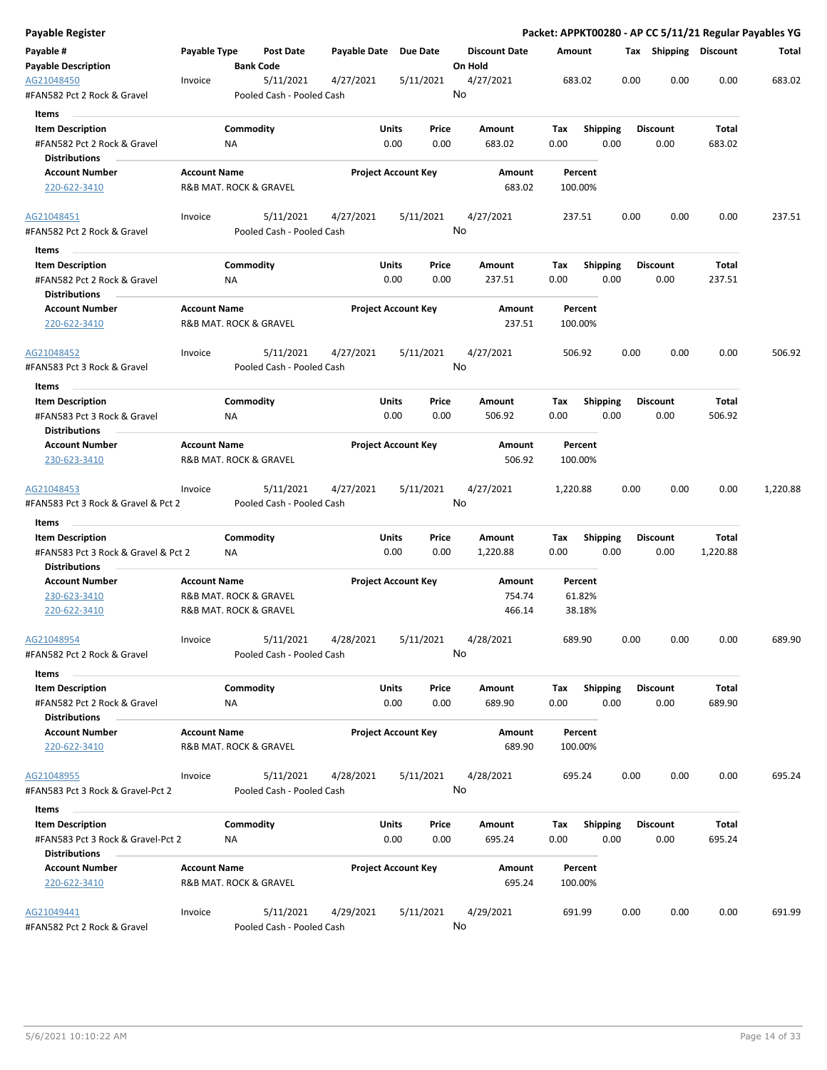**Payable Register** — **Packet: APPKT00280 - AP CC 5/11/21 Regular Payables YG**

| Payable # / Payable Description | Payable Type | Post Date / Bank Code | Payable Date | Due Date | Discount Date / On Hold | Amount | Tax | Shipping | Discount | Total |
|---|---|---|---|---|---|---|---|---|---|---|
| AG21048450 | Invoice | 5/11/2021 | 4/27/2021 | 5/11/2021 | 4/27/2021 | 683.02 | 0.00 | 0.00 | 0.00 | 683.02 |
| #FAN582 Pct 2 Rock & Gravel | | Pooled Cash - Pooled Cash | | | No | | | | | |

**Items**

| Item Description | Commodity | Units | Price | Amount | Tax | Shipping | Discount | Total |
|---|---|---|---|---|---|---|---|---|
| #FAN582 Pct 2 Rock & Gravel | NA | 0.00 | 0.00 | 683.02 | 0.00 | 0.00 | 0.00 | 683.02 |

**Distributions**

| Account Number | Account Name | Project Account Key | Amount | Percent |
|---|---|---|---|---|
| 220-622-3410 | R&B MAT. ROCK & GRAVEL | | 683.02 | 100.00% |

| Payable # / Payable Description | Payable Type | Post Date / Bank Code | Payable Date | Due Date | Discount Date / On Hold | Amount | Tax | Shipping | Discount | Total |
|---|---|---|---|---|---|---|---|---|---|---|
| AG21048451 | Invoice | 5/11/2021 | 4/27/2021 | 5/11/2021 | 4/27/2021 | 237.51 | 0.00 | 0.00 | 0.00 | 237.51 |
| #FAN582 Pct 2 Rock & Gravel | | Pooled Cash - Pooled Cash | | | No | | | | | |

**Items**

| Item Description | Commodity | Units | Price | Amount | Tax | Shipping | Discount | Total |
|---|---|---|---|---|---|---|---|---|
| #FAN582 Pct 2 Rock & Gravel | NA | 0.00 | 0.00 | 237.51 | 0.00 | 0.00 | 0.00 | 237.51 |

**Distributions**

| Account Number | Account Name | Project Account Key | Amount | Percent |
|---|---|---|---|---|
| 220-622-3410 | R&B MAT. ROCK & GRAVEL | | 237.51 | 100.00% |

| Payable # / Payable Description | Payable Type | Post Date / Bank Code | Payable Date | Due Date | Discount Date / On Hold | Amount | Tax | Shipping | Discount | Total |
|---|---|---|---|---|---|---|---|---|---|---|
| AG21048452 | Invoice | 5/11/2021 | 4/27/2021 | 5/11/2021 | 4/27/2021 | 506.92 | 0.00 | 0.00 | 0.00 | 506.92 |
| #FAN583 Pct 3 Rock & Gravel | | Pooled Cash - Pooled Cash | | | No | | | | | |

**Items**

| Item Description | Commodity | Units | Price | Amount | Tax | Shipping | Discount | Total |
|---|---|---|---|---|---|---|---|---|
| #FAN583 Pct 3 Rock & Gravel | NA | 0.00 | 0.00 | 506.92 | 0.00 | 0.00 | 0.00 | 506.92 |

**Distributions**

| Account Number | Account Name | Project Account Key | Amount | Percent |
|---|---|---|---|---|
| 230-623-3410 | R&B MAT. ROCK & GRAVEL | | 506.92 | 100.00% |

| Payable # / Payable Description | Payable Type | Post Date / Bank Code | Payable Date | Due Date | Discount Date / On Hold | Amount | Tax | Shipping | Discount | Total |
|---|---|---|---|---|---|---|---|---|---|---|
| AG21048453 | Invoice | 5/11/2021 | 4/27/2021 | 5/11/2021 | 4/27/2021 | 1,220.88 | 0.00 | 0.00 | 0.00 | 1,220.88 |
| #FAN583 Pct 3 Rock & Gravel & Pct 2 | | Pooled Cash - Pooled Cash | | | No | | | | | |

**Items**

| Item Description | Commodity | Units | Price | Amount | Tax | Shipping | Discount | Total |
|---|---|---|---|---|---|---|---|---|
| #FAN583 Pct 3 Rock & Gravel & Pct 2 | NA | 0.00 | 0.00 | 1,220.88 | 0.00 | 0.00 | 0.00 | 1,220.88 |

**Distributions**

| Account Number | Account Name | Project Account Key | Amount | Percent |
|---|---|---|---|---|
| 230-623-3410 | R&B MAT. ROCK & GRAVEL | | 754.74 | 61.82% |
| 220-622-3410 | R&B MAT. ROCK & GRAVEL | | 466.14 | 38.18% |

| Payable # / Payable Description | Payable Type | Post Date / Bank Code | Payable Date | Due Date | Discount Date / On Hold | Amount | Tax | Shipping | Discount | Total |
|---|---|---|---|---|---|---|---|---|---|---|
| AG21048954 | Invoice | 5/11/2021 | 4/28/2021 | 5/11/2021 | 4/28/2021 | 689.90 | 0.00 | 0.00 | 0.00 | 689.90 |
| #FAN582 Pct 2 Rock & Gravel | | Pooled Cash - Pooled Cash | | | No | | | | | |

**Items**

| Item Description | Commodity | Units | Price | Amount | Tax | Shipping | Discount | Total |
|---|---|---|---|---|---|---|---|---|
| #FAN582 Pct 2 Rock & Gravel | NA | 0.00 | 0.00 | 689.90 | 0.00 | 0.00 | 0.00 | 689.90 |

**Distributions**

| Account Number | Account Name | Project Account Key | Amount | Percent |
|---|---|---|---|---|
| 220-622-3410 | R&B MAT. ROCK & GRAVEL | | 689.90 | 100.00% |

| Payable # / Payable Description | Payable Type | Post Date / Bank Code | Payable Date | Due Date | Discount Date / On Hold | Amount | Tax | Shipping | Discount | Total |
|---|---|---|---|---|---|---|---|---|---|---|
| AG21048955 | Invoice | 5/11/2021 | 4/28/2021 | 5/11/2021 | 4/28/2021 | 695.24 | 0.00 | 0.00 | 0.00 | 695.24 |
| #FAN583 Pct 3 Rock & Gravel-Pct 2 | | Pooled Cash - Pooled Cash | | | No | | | | | |

**Items**

| Item Description | Commodity | Units | Price | Amount | Tax | Shipping | Discount | Total |
|---|---|---|---|---|---|---|---|---|
| #FAN583 Pct 3 Rock & Gravel-Pct 2 | NA | 0.00 | 0.00 | 695.24 | 0.00 | 0.00 | 0.00 | 695.24 |

**Distributions**

| Account Number | Account Name | Project Account Key | Amount | Percent |
|---|---|---|---|---|
| 220-622-3410 | R&B MAT. ROCK & GRAVEL | | 695.24 | 100.00% |

| Payable # / Payable Description | Payable Type | Post Date / Bank Code | Payable Date | Due Date | Discount Date / On Hold | Amount | Tax | Shipping | Discount | Total |
|---|---|---|---|---|---|---|---|---|---|---|
| AG21049441 | Invoice | 5/11/2021 | 4/29/2021 | 5/11/2021 | 4/29/2021 | 691.99 | 0.00 | 0.00 | 0.00 | 691.99 |
| #FAN582 Pct 2 Rock & Gravel | | Pooled Cash - Pooled Cash | | | No | | | | | |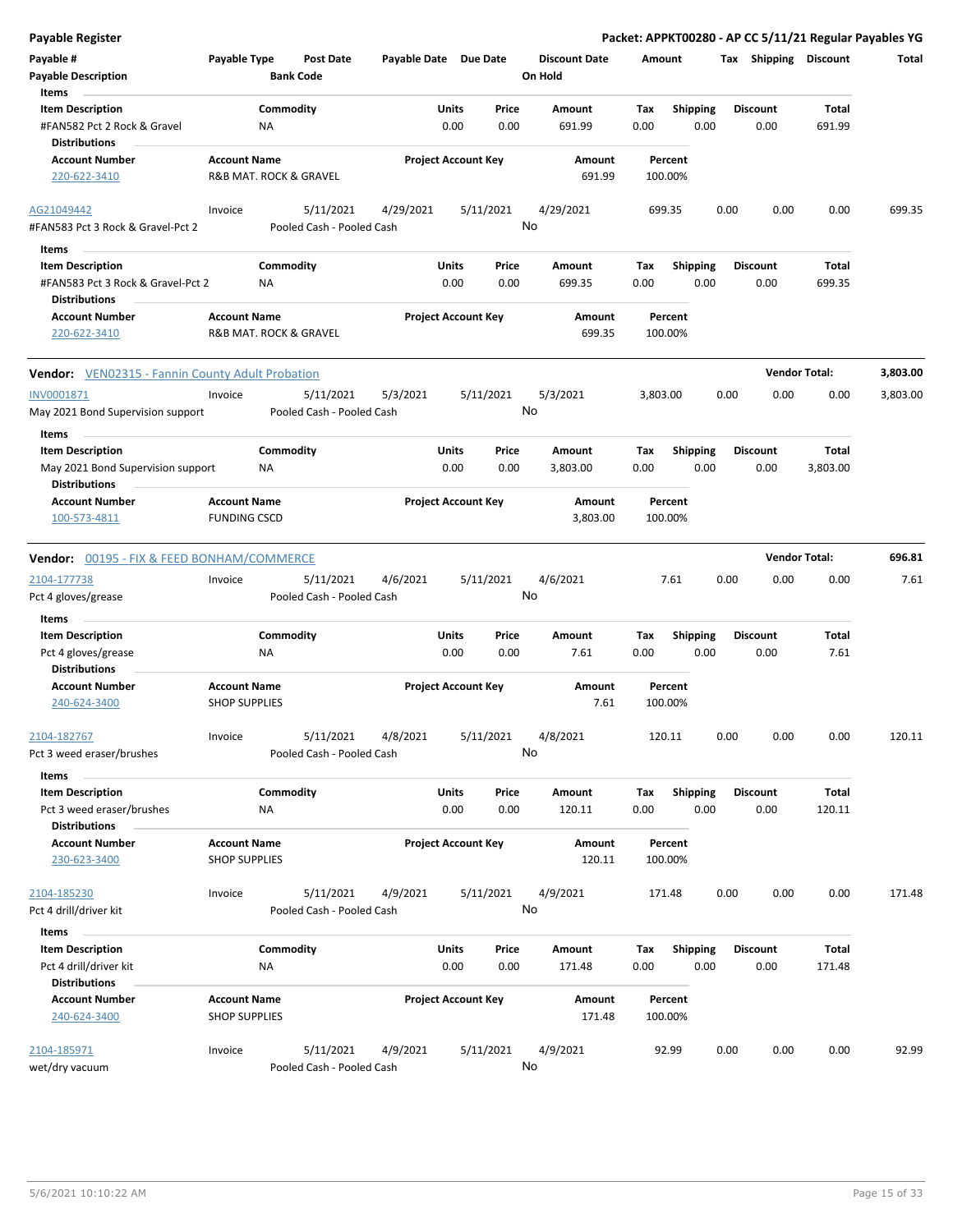# Payable Register

**Packet: APPKT00280 - AP CC 5/11/21 Regular Payables YG**

| Payable # | Payable Type | Post Date | Payable Date | Due Date | Discount Date | Amount | Tax | Shipping | Discount | Total |
|---|---|---|---|---|---|---|---|---|---|---|
| Payable Description | | Bank Code | | | On Hold | | | | | |

**Items**

| Item Description | Commodity | Units | Price | Amount | Tax | Shipping | Discount | Total |
|---|---|---|---|---|---|---|---|---|
| #FAN582 Pct 2 Rock & Gravel | NA | 0.00 | 0.00 | 691.99 | 0.00 | 0.00 | 0.00 | 691.99 |

**Distributions**

| Account Number | Account Name | Project Account Key | Amount | Percent |
|---|---|---|---|---|
| 220-622-3410 | R&B MAT. ROCK & GRAVEL | | 691.99 | 100.00% |

| Payable # | Payable Type | Post Date | Payable Date | Due Date | Discount Date | Amount | Tax | Shipping | Discount | Total |
|---|---|---|---|---|---|---|---|---|---|---|
| AG21049442 | Invoice | 5/11/2021 | 4/29/2021 | 5/11/2021 | 4/29/2021 | 699.35 | 0.00 | 0.00 | 0.00 | 699.35 |
| #FAN583 Pct 3 Rock & Gravel-Pct 2 | | Pooled Cash - Pooled Cash | | | No | | | | | |

**Items**

| Item Description | Commodity | Units | Price | Amount | Tax | Shipping | Discount | Total |
|---|---|---|---|---|---|---|---|---|
| #FAN583 Pct 3 Rock & Gravel-Pct 2 | NA | 0.00 | 0.00 | 699.35 | 0.00 | 0.00 | 0.00 | 699.35 |

**Distributions**

| Account Number | Account Name | Project Account Key | Amount | Percent |
|---|---|---|---|---|
| 220-622-3410 | R&B MAT. ROCK & GRAVEL | | 699.35 | 100.00% |

**Vendor:** VEN02315 - Fannin County Adult Probation — **Vendor Total: 3,803.00**

| Payable # | Payable Type | Post Date | Payable Date | Due Date | Discount Date | Amount | Tax | Shipping | Discount | Total |
|---|---|---|---|---|---|---|---|---|---|---|
| INV0001871 | Invoice | 5/11/2021 | 5/3/2021 | 5/11/2021 | 5/3/2021 | 3,803.00 | 0.00 | 0.00 | 0.00 | 3,803.00 |
| May 2021 Bond Supervision support | | Pooled Cash - Pooled Cash | | | No | | | | | |

**Items**

| Item Description | Commodity | Units | Price | Amount | Tax | Shipping | Discount | Total |
|---|---|---|---|---|---|---|---|---|
| May 2021 Bond Supervision support | NA | 0.00 | 0.00 | 3,803.00 | 0.00 | 0.00 | 0.00 | 3,803.00 |

**Distributions**

| Account Number | Account Name | Project Account Key | Amount | Percent |
|---|---|---|---|---|
| 100-573-4811 | FUNDING CSCD | | 3,803.00 | 100.00% |

**Vendor:** 00195 - FIX & FEED BONHAM/COMMERCE — **Vendor Total: 696.81**

| Payable # | Payable Type | Post Date | Payable Date | Due Date | Discount Date | Amount | Tax | Shipping | Discount | Total |
|---|---|---|---|---|---|---|---|---|---|---|
| 2104-177738 | Invoice | 5/11/2021 | 4/6/2021 | 5/11/2021 | 4/6/2021 | 7.61 | 0.00 | 0.00 | 0.00 | 7.61 |
| Pct 4 gloves/grease | | Pooled Cash - Pooled Cash | | | No | | | | | |

**Items**

| Item Description | Commodity | Units | Price | Amount | Tax | Shipping | Discount | Total |
|---|---|---|---|---|---|---|---|---|
| Pct 4 gloves/grease | NA | 0.00 | 0.00 | 7.61 | 0.00 | 0.00 | 0.00 | 7.61 |

**Distributions**

| Account Number | Account Name | Project Account Key | Amount | Percent |
|---|---|---|---|---|
| 240-624-3400 | SHOP SUPPLIES | | 7.61 | 100.00% |

| Payable # | Payable Type | Post Date | Payable Date | Due Date | Discount Date | Amount | Tax | Shipping | Discount | Total |
|---|---|---|---|---|---|---|---|---|---|---|
| 2104-182767 | Invoice | 5/11/2021 | 4/8/2021 | 5/11/2021 | 4/8/2021 | 120.11 | 0.00 | 0.00 | 0.00 | 120.11 |
| Pct 3 weed eraser/brushes | | Pooled Cash - Pooled Cash | | | No | | | | | |

**Items**

| Item Description | Commodity | Units | Price | Amount | Tax | Shipping | Discount | Total |
|---|---|---|---|---|---|---|---|---|
| Pct 3 weed eraser/brushes | NA | 0.00 | 0.00 | 120.11 | 0.00 | 0.00 | 0.00 | 120.11 |

**Distributions**

| Account Number | Account Name | Project Account Key | Amount | Percent |
|---|---|---|---|---|
| 230-623-3400 | SHOP SUPPLIES | | 120.11 | 100.00% |

| Payable # | Payable Type | Post Date | Payable Date | Due Date | Discount Date | Amount | Tax | Shipping | Discount | Total |
|---|---|---|---|---|---|---|---|---|---|---|
| 2104-185230 | Invoice | 5/11/2021 | 4/9/2021 | 5/11/2021 | 4/9/2021 | 171.48 | 0.00 | 0.00 | 0.00 | 171.48 |
| Pct 4 drill/driver kit | | Pooled Cash - Pooled Cash | | | No | | | | | |

**Items**

| Item Description | Commodity | Units | Price | Amount | Tax | Shipping | Discount | Total |
|---|---|---|---|---|---|---|---|---|
| Pct 4 drill/driver kit | NA | 0.00 | 0.00 | 171.48 | 0.00 | 0.00 | 0.00 | 171.48 |

**Distributions**

| Account Number | Account Name | Project Account Key | Amount | Percent |
|---|---|---|---|---|
| 240-624-3400 | SHOP SUPPLIES | | 171.48 | 100.00% |

| Payable # | Payable Type | Post Date | Payable Date | Due Date | Discount Date | Amount | Tax | Shipping | Discount | Total |
|---|---|---|---|---|---|---|---|---|---|---|
| 2104-185971 | Invoice | 5/11/2021 | 4/9/2021 | 5/11/2021 | 4/9/2021 | 92.99 | 0.00 | 0.00 | 0.00 | 92.99 |
| wet/dry vacuum | | Pooled Cash - Pooled Cash | | | No | | | | | |

5/6/2021 10:10:22 AM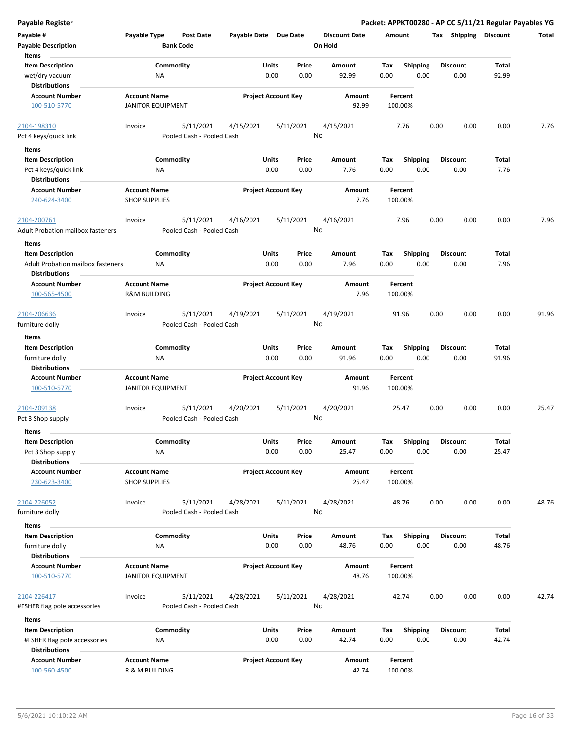**Payable Register** — **Packet: APPKT00280 - AP CC 5/11/21 Regular Payables YG**

| Payable # | Payable Type | Post Date | Payable Date | Due Date | Discount Date | Amount | Tax | Shipping | Discount | Total |
|---|---|---|---|---|---|---|---|---|---|---|
| **Payable Description** | | **Bank Code** | | | **On Hold** | | | | | |

**Items**

| Item Description | Commodity | Units | Price | Amount | Tax | Shipping | Discount | Total |
|---|---|---|---|---|---|---|---|---|
| wet/dry vacuum | NA | 0.00 | 0.00 | 92.99 | 0.00 | 0.00 | 0.00 | 92.99 |

**Distributions**

| Account Number | Account Name | Project Account Key | Amount | Percent |
|---|---|---|---|---|
| 100-510-5770 | JANITOR EQUIPMENT | | 92.99 | 100.00% |

---

| Payable # | Payable Type | Post Date | Payable Date | Due Date | Discount Date | Amount | Tax | Shipping | Discount | Total |
|---|---|---|---|---|---|---|---|---|---|---|
| 2104-198310 | Invoice | 5/11/2021 | 4/15/2021 | 5/11/2021 | 4/15/2021 | 7.76 | 0.00 | 0.00 | 0.00 | 7.76 |
| Pct 4 keys/quick link | | Pooled Cash - Pooled Cash | | | No | | | | | |

**Items**

| Item Description | Commodity | Units | Price | Amount | Tax | Shipping | Discount | Total |
|---|---|---|---|---|---|---|---|---|
| Pct 4 keys/quick link | NA | 0.00 | 0.00 | 7.76 | 0.00 | 0.00 | 0.00 | 7.76 |

**Distributions**

| Account Number | Account Name | Project Account Key | Amount | Percent |
|---|---|---|---|---|
| 240-624-3400 | SHOP SUPPLIES | | 7.76 | 100.00% |

---

| Payable # | Payable Type | Post Date | Payable Date | Due Date | Discount Date | Amount | Tax | Shipping | Discount | Total |
|---|---|---|---|---|---|---|---|---|---|---|
| 2104-200761 | Invoice | 5/11/2021 | 4/16/2021 | 5/11/2021 | 4/16/2021 | 7.96 | 0.00 | 0.00 | 0.00 | 7.96 |
| Adult Probation mailbox fasteners | | Pooled Cash - Pooled Cash | | | No | | | | | |

**Items**

| Item Description | Commodity | Units | Price | Amount | Tax | Shipping | Discount | Total |
|---|---|---|---|---|---|---|---|---|
| Adult Probation mailbox fasteners | NA | 0.00 | 0.00 | 7.96 | 0.00 | 0.00 | 0.00 | 7.96 |

**Distributions**

| Account Number | Account Name | Project Account Key | Amount | Percent |
|---|---|---|---|---|
| 100-565-4500 | R&M BUILDING | | 7.96 | 100.00% |

---

| Payable # | Payable Type | Post Date | Payable Date | Due Date | Discount Date | Amount | Tax | Shipping | Discount | Total |
|---|---|---|---|---|---|---|---|---|---|---|
| 2104-206636 | Invoice | 5/11/2021 | 4/19/2021 | 5/11/2021 | 4/19/2021 | 91.96 | 0.00 | 0.00 | 0.00 | 91.96 |
| furniture dolly | | Pooled Cash - Pooled Cash | | | No | | | | | |

**Items**

| Item Description | Commodity | Units | Price | Amount | Tax | Shipping | Discount | Total |
|---|---|---|---|---|---|---|---|---|
| furniture dolly | NA | 0.00 | 0.00 | 91.96 | 0.00 | 0.00 | 0.00 | 91.96 |

**Distributions**

| Account Number | Account Name | Project Account Key | Amount | Percent |
|---|---|---|---|---|
| 100-510-5770 | JANITOR EQUIPMENT | | 91.96 | 100.00% |

---

| Payable # | Payable Type | Post Date | Payable Date | Due Date | Discount Date | Amount | Tax | Shipping | Discount | Total |
|---|---|---|---|---|---|---|---|---|---|---|
| 2104-209138 | Invoice | 5/11/2021 | 4/20/2021 | 5/11/2021 | 4/20/2021 | 25.47 | 0.00 | 0.00 | 0.00 | 25.47 |
| Pct 3 Shop supply | | Pooled Cash - Pooled Cash | | | No | | | | | |

**Items**

| Item Description | Commodity | Units | Price | Amount | Tax | Shipping | Discount | Total |
|---|---|---|---|---|---|---|---|---|
| Pct 3 Shop supply | NA | 0.00 | 0.00 | 25.47 | 0.00 | 0.00 | 0.00 | 25.47 |

**Distributions**

| Account Number | Account Name | Project Account Key | Amount | Percent |
|---|---|---|---|---|
| 230-623-3400 | SHOP SUPPLIES | | 25.47 | 100.00% |

---

| Payable # | Payable Type | Post Date | Payable Date | Due Date | Discount Date | Amount | Tax | Shipping | Discount | Total |
|---|---|---|---|---|---|---|---|---|---|---|
| 2104-226052 | Invoice | 5/11/2021 | 4/28/2021 | 5/11/2021 | 4/28/2021 | 48.76 | 0.00 | 0.00 | 0.00 | 48.76 |
| furniture dolly | | Pooled Cash - Pooled Cash | | | No | | | | | |

**Items**

| Item Description | Commodity | Units | Price | Amount | Tax | Shipping | Discount | Total |
|---|---|---|---|---|---|---|---|---|
| furniture dolly | NA | 0.00 | 0.00 | 48.76 | 0.00 | 0.00 | 0.00 | 48.76 |

**Distributions**

| Account Number | Account Name | Project Account Key | Amount | Percent |
|---|---|---|---|---|
| 100-510-5770 | JANITOR EQUIPMENT | | 48.76 | 100.00% |

---

| Payable # | Payable Type | Post Date | Payable Date | Due Date | Discount Date | Amount | Tax | Shipping | Discount | Total |
|---|---|---|---|---|---|---|---|---|---|---|
| 2104-226417 | Invoice | 5/11/2021 | 4/28/2021 | 5/11/2021 | 4/28/2021 | 42.74 | 0.00 | 0.00 | 0.00 | 42.74 |
| #FSHER flag pole accessories | | Pooled Cash - Pooled Cash | | | No | | | | | |

**Items**

| Item Description | Commodity | Units | Price | Amount | Tax | Shipping | Discount | Total |
|---|---|---|---|---|---|---|---|---|
| #FSHER flag pole accessories | NA | 0.00 | 0.00 | 42.74 | 0.00 | 0.00 | 0.00 | 42.74 |

**Distributions**

| Account Number | Account Name | Project Account Key | Amount | Percent |
|---|---|---|---|---|
| 100-560-4500 | R & M BUILDING | | 42.74 | 100.00% |

5/6/2021 10:10:22 AM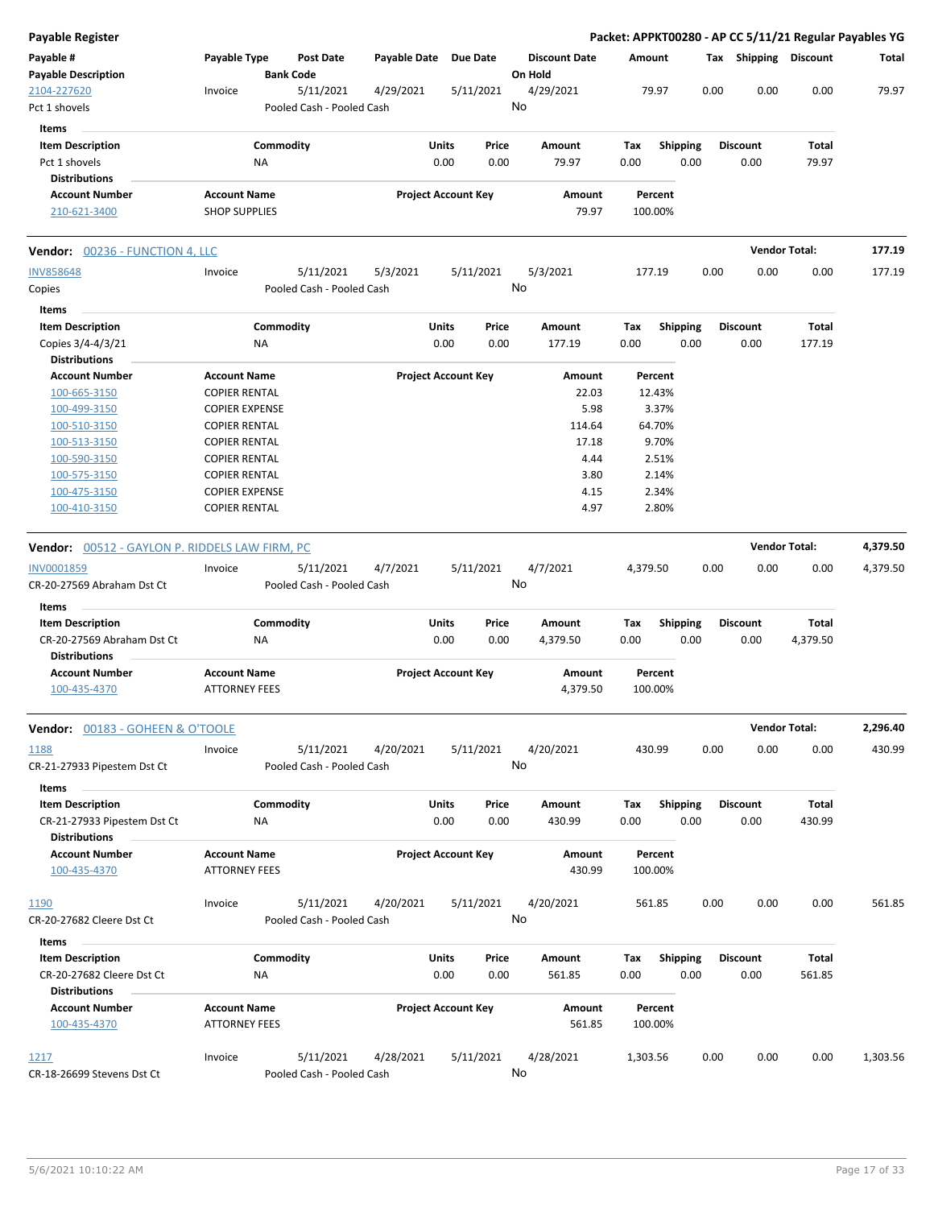**Payable Register** — **Packet: APPKT00280 - AP CC 5/11/21 Regular Payables YG**

| Payable # | Payable Type | Post Date | Payable Date | Due Date | Discount Date | Amount | Tax | Shipping | Discount | Total |
|---|---|---|---|---|---|---|---|---|---|---|
| **Payable Description** | | **Bank Code** | | | **On Hold** | | | | | |
| 2104-227620 | Invoice | 5/11/2021 | 4/29/2021 | 5/11/2021 | 4/29/2021 | 79.97 | 0.00 | 0.00 | 0.00 | 79.97 |
| Pct 1 shovels | | Pooled Cash - Pooled Cash | | | No | | | | | |

**Items**

| Item Description | Commodity | Units | Price | Amount | Tax | Shipping | Discount | Total |
|---|---|---|---|---|---|---|---|---|
| Pct 1 shovels | NA | 0.00 | 0.00 | 79.97 | 0.00 | 0.00 | 0.00 | 79.97 |

**Distributions**

| Account Number | Account Name | Project Account Key | Amount | Percent |
|---|---|---|---|---|
| 210-621-3400 | SHOP SUPPLIES | | 79.97 | 100.00% |

**Vendor: 00236 - FUNCTION 4, LLC** — **Vendor Total: 177.19**

| Payable # | Payable Type | Post Date | Payable Date | Due Date | Discount Date | Amount | Tax | Shipping | Discount | Total |
|---|---|---|---|---|---|---|---|---|---|---|
| INV858648 | Invoice | 5/11/2021 | 5/3/2021 | 5/11/2021 | 5/3/2021 | 177.19 | 0.00 | 0.00 | 0.00 | 177.19 |
| Copies | | Pooled Cash - Pooled Cash | | | No | | | | | |

**Items**

| Item Description | Commodity | Units | Price | Amount | Tax | Shipping | Discount | Total |
|---|---|---|---|---|---|---|---|---|
| Copies 3/4-4/3/21 | NA | 0.00 | 0.00 | 177.19 | 0.00 | 0.00 | 0.00 | 177.19 |

**Distributions**

| Account Number | Account Name | Project Account Key | Amount | Percent |
|---|---|---|---|---|
| 100-665-3150 | COPIER RENTAL | | 22.03 | 12.43% |
| 100-499-3150 | COPIER EXPENSE | | 5.98 | 3.37% |
| 100-510-3150 | COPIER RENTAL | | 114.64 | 64.70% |
| 100-513-3150 | COPIER RENTAL | | 17.18 | 9.70% |
| 100-590-3150 | COPIER RENTAL | | 4.44 | 2.51% |
| 100-575-3150 | COPIER RENTAL | | 3.80 | 2.14% |
| 100-475-3150 | COPIER EXPENSE | | 4.15 | 2.34% |
| 100-410-3150 | COPIER RENTAL | | 4.97 | 2.80% |

**Vendor: 00512 - GAYLON P. RIDDELS LAW FIRM, PC** — **Vendor Total: 4,379.50**

| Payable # | Payable Type | Post Date | Payable Date | Due Date | Discount Date | Amount | Tax | Shipping | Discount | Total |
|---|---|---|---|---|---|---|---|---|---|---|
| INV0001859 | Invoice | 5/11/2021 | 4/7/2021 | 5/11/2021 | 4/7/2021 | 4,379.50 | 0.00 | 0.00 | 0.00 | 4,379.50 |
| CR-20-27569 Abraham Dst Ct | | Pooled Cash - Pooled Cash | | | No | | | | | |

**Items**

| Item Description | Commodity | Units | Price | Amount | Tax | Shipping | Discount | Total |
|---|---|---|---|---|---|---|---|---|
| CR-20-27569 Abraham Dst Ct | NA | 0.00 | 0.00 | 4,379.50 | 0.00 | 0.00 | 0.00 | 4,379.50 |

**Distributions**

| Account Number | Account Name | Project Account Key | Amount | Percent |
|---|---|---|---|---|
| 100-435-4370 | ATTORNEY FEES | | 4,379.50 | 100.00% |

**Vendor: 00183 - GOHEEN & O'TOOLE** — **Vendor Total: 2,296.40**

| Payable # | Payable Type | Post Date | Payable Date | Due Date | Discount Date | Amount | Tax | Shipping | Discount | Total |
|---|---|---|---|---|---|---|---|---|---|---|
| 1188 | Invoice | 5/11/2021 | 4/20/2021 | 5/11/2021 | 4/20/2021 | 430.99 | 0.00 | 0.00 | 0.00 | 430.99 |
| CR-21-27933 Pipestem Dst Ct | | Pooled Cash - Pooled Cash | | | No | | | | | |

**Items**

| Item Description | Commodity | Units | Price | Amount | Tax | Shipping | Discount | Total |
|---|---|---|---|---|---|---|---|---|
| CR-21-27933 Pipestem Dst Ct | NA | 0.00 | 0.00 | 430.99 | 0.00 | 0.00 | 0.00 | 430.99 |

**Distributions**

| Account Number | Account Name | Project Account Key | Amount | Percent |
|---|---|---|---|---|
| 100-435-4370 | ATTORNEY FEES | | 430.99 | 100.00% |

| Payable # | Payable Type | Post Date | Payable Date | Due Date | Discount Date | Amount | Tax | Shipping | Discount | Total |
|---|---|---|---|---|---|---|---|---|---|---|
| 1190 | Invoice | 5/11/2021 | 4/20/2021 | 5/11/2021 | 4/20/2021 | 561.85 | 0.00 | 0.00 | 0.00 | 561.85 |
| CR-20-27682 Cleere Dst Ct | | Pooled Cash - Pooled Cash | | | No | | | | | |

**Items**

| Item Description | Commodity | Units | Price | Amount | Tax | Shipping | Discount | Total |
|---|---|---|---|---|---|---|---|---|
| CR-20-27682 Cleere Dst Ct | NA | 0.00 | 0.00 | 561.85 | 0.00 | 0.00 | 0.00 | 561.85 |

**Distributions**

| Account Number | Account Name | Project Account Key | Amount | Percent |
|---|---|---|---|---|
| 100-435-4370 | ATTORNEY FEES | | 561.85 | 100.00% |

| Payable # | Payable Type | Post Date | Payable Date | Due Date | Discount Date | Amount | Tax | Shipping | Discount | Total |
|---|---|---|---|---|---|---|---|---|---|---|
| 1217 | Invoice | 5/11/2021 | 4/28/2021 | 5/11/2021 | 4/28/2021 | 1,303.56 | 0.00 | 0.00 | 0.00 | 1,303.56 |
| CR-18-26699 Stevens Dst Ct | | Pooled Cash - Pooled Cash | | | No | | | | | |

5/6/2021 10:10:22 AM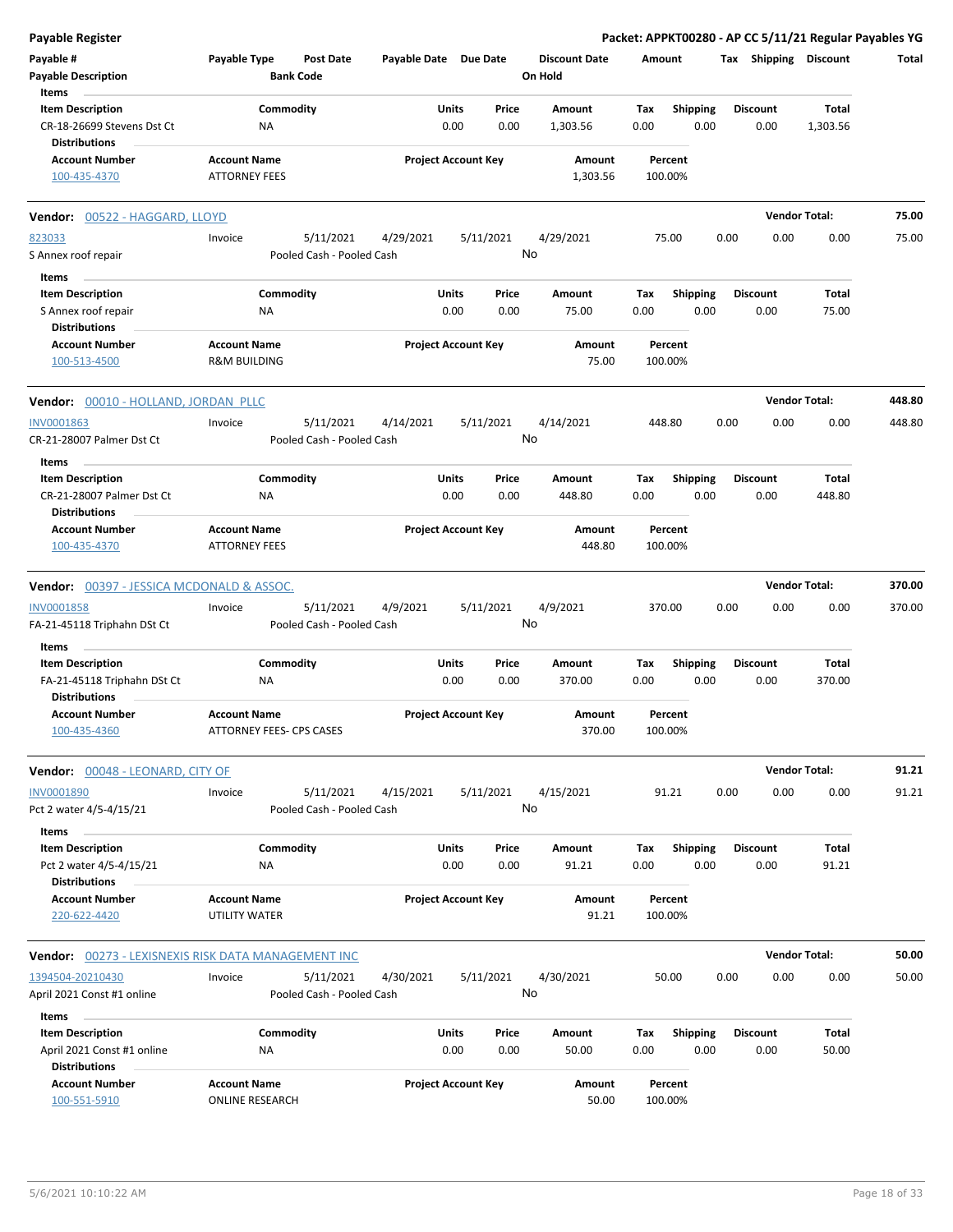**Payable Register** — **Packet: APPKT00280 - AP CC 5/11/21 Regular Payables YG**

| Payable # | Payable Type | Post Date | Payable Date | Due Date | Discount Date | Amount | Tax | Shipping | Discount | Total |
|---|---|---|---|---|---|---|---|---|---|---|
| Payable Description | | Bank Code | | | On Hold | | | | | |

**Items**

| Item Description | Commodity | Units | Price | Amount | Tax | Shipping | Discount | Total |
|---|---|---|---|---|---|---|---|---|
| CR-18-26699 Stevens Dst Ct | NA | 0.00 | 0.00 | 1,303.56 | 0.00 | 0.00 | 0.00 | 1,303.56 |

**Distributions**

| Account Number | Account Name | Project Account Key | Amount | Percent |
|---|---|---|---|---|
| 100-435-4370 | ATTORNEY FEES | | 1,303.56 | 100.00% |

---

**Vendor: 00522 - HAGGARD, LLOYD** — **Vendor Total: 75.00**

| Payable # | Payable Type | Post Date | Payable Date | Due Date | Discount Date | Amount | Tax | Shipping | Discount | Total |
|---|---|---|---|---|---|---|---|---|---|---|
| 823033 | Invoice | 5/11/2021 | 4/29/2021 | 5/11/2021 | 4/29/2021 | 75.00 | 0.00 | 0.00 | 0.00 | 75.00 |
| S Annex roof repair | | Pooled Cash - Pooled Cash | | | No | | | | | |

**Items**

| Item Description | Commodity | Units | Price | Amount | Tax | Shipping | Discount | Total |
|---|---|---|---|---|---|---|---|---|
| S Annex roof repair | NA | 0.00 | 0.00 | 75.00 | 0.00 | 0.00 | 0.00 | 75.00 |

**Distributions**

| Account Number | Account Name | Project Account Key | Amount | Percent |
|---|---|---|---|---|
| 100-513-4500 | R&M BUILDING | | 75.00 | 100.00% |

---

**Vendor: 00010 - HOLLAND, JORDAN PLLC** — **Vendor Total: 448.80**

| Payable # | Payable Type | Post Date | Payable Date | Due Date | Discount Date | Amount | Tax | Shipping | Discount | Total |
|---|---|---|---|---|---|---|---|---|---|---|
| INV0001863 | Invoice | 5/11/2021 | 4/14/2021 | 5/11/2021 | 4/14/2021 | 448.80 | 0.00 | 0.00 | 0.00 | 448.80 |
| CR-21-28007 Palmer Dst Ct | | Pooled Cash - Pooled Cash | | | No | | | | | |

**Items**

| Item Description | Commodity | Units | Price | Amount | Tax | Shipping | Discount | Total |
|---|---|---|---|---|---|---|---|---|
| CR-21-28007 Palmer Dst Ct | NA | 0.00 | 0.00 | 448.80 | 0.00 | 0.00 | 0.00 | 448.80 |

**Distributions**

| Account Number | Account Name | Project Account Key | Amount | Percent |
|---|---|---|---|---|
| 100-435-4370 | ATTORNEY FEES | | 448.80 | 100.00% |

---

**Vendor: 00397 - JESSICA MCDONALD & ASSOC.** — **Vendor Total: 370.00**

| Payable # | Payable Type | Post Date | Payable Date | Due Date | Discount Date | Amount | Tax | Shipping | Discount | Total |
|---|---|---|---|---|---|---|---|---|---|---|
| INV0001858 | Invoice | 5/11/2021 | 4/9/2021 | 5/11/2021 | 4/9/2021 | 370.00 | 0.00 | 0.00 | 0.00 | 370.00 |
| FA-21-45118 Triphahn DSt Ct | | Pooled Cash - Pooled Cash | | | No | | | | | |

**Items**

| Item Description | Commodity | Units | Price | Amount | Tax | Shipping | Discount | Total |
|---|---|---|---|---|---|---|---|---|
| FA-21-45118 Triphahn DSt Ct | NA | 0.00 | 0.00 | 370.00 | 0.00 | 0.00 | 0.00 | 370.00 |

**Distributions**

| Account Number | Account Name | Project Account Key | Amount | Percent |
|---|---|---|---|---|
| 100-435-4360 | ATTORNEY FEES- CPS CASES | | 370.00 | 100.00% |

---

**Vendor: 00048 - LEONARD, CITY OF** — **Vendor Total: 91.21**

| Payable # | Payable Type | Post Date | Payable Date | Due Date | Discount Date | Amount | Tax | Shipping | Discount | Total |
|---|---|---|---|---|---|---|---|---|---|---|
| INV0001890 | Invoice | 5/11/2021 | 4/15/2021 | 5/11/2021 | 4/15/2021 | 91.21 | 0.00 | 0.00 | 0.00 | 91.21 |
| Pct 2 water 4/5-4/15/21 | | Pooled Cash - Pooled Cash | | | No | | | | | |

**Items**

| Item Description | Commodity | Units | Price | Amount | Tax | Shipping | Discount | Total |
|---|---|---|---|---|---|---|---|---|
| Pct 2 water 4/5-4/15/21 | NA | 0.00 | 0.00 | 91.21 | 0.00 | 0.00 | 0.00 | 91.21 |

**Distributions**

| Account Number | Account Name | Project Account Key | Amount | Percent |
|---|---|---|---|---|
| 220-622-4420 | UTILITY WATER | | 91.21 | 100.00% |

---

**Vendor: 00273 - LEXISNEXIS RISK DATA MANAGEMENT INC** — **Vendor Total: 50.00**

| Payable # | Payable Type | Post Date | Payable Date | Due Date | Discount Date | Amount | Tax | Shipping | Discount | Total |
|---|---|---|---|---|---|---|---|---|---|---|
| 1394504-20210430 | Invoice | 5/11/2021 | 4/30/2021 | 5/11/2021 | 4/30/2021 | 50.00 | 0.00 | 0.00 | 0.00 | 50.00 |
| April 2021 Const #1 online | | Pooled Cash - Pooled Cash | | | No | | | | | |

**Items**

| Item Description | Commodity | Units | Price | Amount | Tax | Shipping | Discount | Total |
|---|---|---|---|---|---|---|---|---|
| April 2021 Const #1 online | NA | 0.00 | 0.00 | 50.00 | 0.00 | 0.00 | 0.00 | 50.00 |

**Distributions**

| Account Number | Account Name | Project Account Key | Amount | Percent |
|---|---|---|---|---|
| 100-551-5910 | ONLINE RESEARCH | | 50.00 | 100.00% |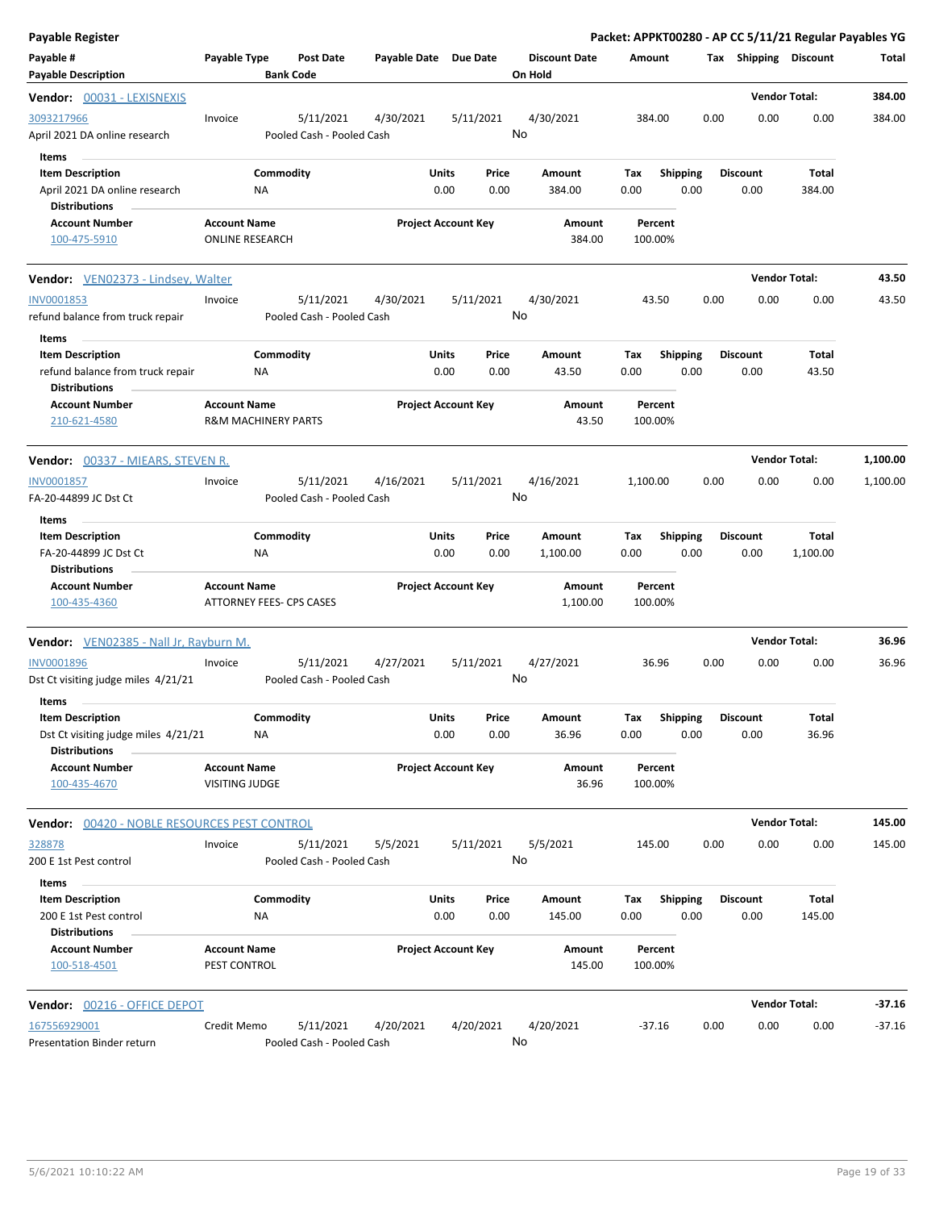**Payable Register** — **Packet: APPKT00280 - AP CC 5/11/21 Regular Payables YG**

| Payable # / Payable Description | Payable Type | Post Date / Bank Code | Payable Date | Due Date | Discount Date / On Hold | Amount | Tax | Shipping | Discount | Total |
|---|---|---|---|---|---|---|---|---|---|---|

**Vendor: 00031 - LEXISNEXIS** — Vendor Total: **384.00**

| Payable # | Payable Type | Post Date | Payable Date | Due Date | Discount Date | Amount | Tax | Shipping | Discount | Total |
|---|---|---|---|---|---|---|---|---|---|---|
| 3093217966 | Invoice | 5/11/2021 | 4/30/2021 | 5/11/2021 | 4/30/2021 | 384.00 | 0.00 | 0.00 | 0.00 | 384.00 |
| April 2021 DA online research | | Pooled Cash - Pooled Cash | | | No | | | | | |

Items

| Item Description | Commodity | Units | Price | Amount | Tax | Shipping | Discount | Total |
|---|---|---|---|---|---|---|---|---|
| April 2021 DA online research | NA | 0.00 | 0.00 | 384.00 | 0.00 | 0.00 | 0.00 | 384.00 |

Distributions

| Account Number | Account Name | Project Account Key | Amount | Percent |
|---|---|---|---|---|
| 100-475-5910 | ONLINE RESEARCH | | 384.00 | 100.00% |

**Vendor: VEN02373 - Lindsey, Walter** — Vendor Total: **43.50**

| Payable # | Payable Type | Post Date | Payable Date | Due Date | Discount Date | Amount | Tax | Shipping | Discount | Total |
|---|---|---|---|---|---|---|---|---|---|---|
| INV0001853 | Invoice | 5/11/2021 | 4/30/2021 | 5/11/2021 | 4/30/2021 | 43.50 | 0.00 | 0.00 | 0.00 | 43.50 |
| refund balance from truck repair | | Pooled Cash - Pooled Cash | | | No | | | | | |

Items

| Item Description | Commodity | Units | Price | Amount | Tax | Shipping | Discount | Total |
|---|---|---|---|---|---|---|---|---|
| refund balance from truck repair | NA | 0.00 | 0.00 | 43.50 | 0.00 | 0.00 | 0.00 | 43.50 |

Distributions

| Account Number | Account Name | Project Account Key | Amount | Percent |
|---|---|---|---|---|
| 210-621-4580 | R&M MACHINERY PARTS | | 43.50 | 100.00% |

**Vendor: 00337 - MIEARS, STEVEN R.** — Vendor Total: **1,100.00**

| Payable # | Payable Type | Post Date | Payable Date | Due Date | Discount Date | Amount | Tax | Shipping | Discount | Total |
|---|---|---|---|---|---|---|---|---|---|---|
| INV0001857 | Invoice | 5/11/2021 | 4/16/2021 | 5/11/2021 | 4/16/2021 | 1,100.00 | 0.00 | 0.00 | 0.00 | 1,100.00 |
| FA-20-44899 JC Dst Ct | | Pooled Cash - Pooled Cash | | | No | | | | | |

Items

| Item Description | Commodity | Units | Price | Amount | Tax | Shipping | Discount | Total |
|---|---|---|---|---|---|---|---|---|
| FA-20-44899 JC Dst Ct | NA | 0.00 | 0.00 | 1,100.00 | 0.00 | 0.00 | 0.00 | 1,100.00 |

Distributions

| Account Number | Account Name | Project Account Key | Amount | Percent |
|---|---|---|---|---|
| 100-435-4360 | ATTORNEY FEES- CPS CASES | | 1,100.00 | 100.00% |

**Vendor: VEN02385 - Nall Jr, Rayburn M.** — Vendor Total: **36.96**

| Payable # | Payable Type | Post Date | Payable Date | Due Date | Discount Date | Amount | Tax | Shipping | Discount | Total |
|---|---|---|---|---|---|---|---|---|---|---|
| INV0001896 | Invoice | 5/11/2021 | 4/27/2021 | 5/11/2021 | 4/27/2021 | 36.96 | 0.00 | 0.00 | 0.00 | 36.96 |
| Dst Ct visiting judge miles 4/21/21 | | Pooled Cash - Pooled Cash | | | No | | | | | |

Items

| Item Description | Commodity | Units | Price | Amount | Tax | Shipping | Discount | Total |
|---|---|---|---|---|---|---|---|---|
| Dst Ct visiting judge miles 4/21/21 | NA | 0.00 | 0.00 | 36.96 | 0.00 | 0.00 | 0.00 | 36.96 |

Distributions

| Account Number | Account Name | Project Account Key | Amount | Percent |
|---|---|---|---|---|
| 100-435-4670 | VISITING JUDGE | | 36.96 | 100.00% |

**Vendor: 00420 - NOBLE RESOURCES PEST CONTROL** — Vendor Total: **145.00**

| Payable # | Payable Type | Post Date | Payable Date | Due Date | Discount Date | Amount | Tax | Shipping | Discount | Total |
|---|---|---|---|---|---|---|---|---|---|---|
| 328878 | Invoice | 5/11/2021 | 5/5/2021 | 5/11/2021 | 5/5/2021 | 145.00 | 0.00 | 0.00 | 0.00 | 145.00 |
| 200 E 1st Pest control | | Pooled Cash - Pooled Cash | | | No | | | | | |

Items

| Item Description | Commodity | Units | Price | Amount | Tax | Shipping | Discount | Total |
|---|---|---|---|---|---|---|---|---|
| 200 E 1st Pest control | NA | 0.00 | 0.00 | 145.00 | 0.00 | 0.00 | 0.00 | 145.00 |

Distributions

| Account Number | Account Name | Project Account Key | Amount | Percent |
|---|---|---|---|---|
| 100-518-4501 | PEST CONTROL | | 145.00 | 100.00% |

**Vendor: 00216 - OFFICE DEPOT** — Vendor Total: **-37.16**

| Payable # | Payable Type | Post Date | Payable Date | Due Date | Discount Date | Amount | Tax | Shipping | Discount | Total |
|---|---|---|---|---|---|---|---|---|---|---|
| 167556929001 | Credit Memo | 5/11/2021 | 4/20/2021 | 4/20/2021 | 4/20/2021 | -37.16 | 0.00 | 0.00 | 0.00 | -37.16 |
| Presentation Binder return | | Pooled Cash - Pooled Cash | | | No | | | | | |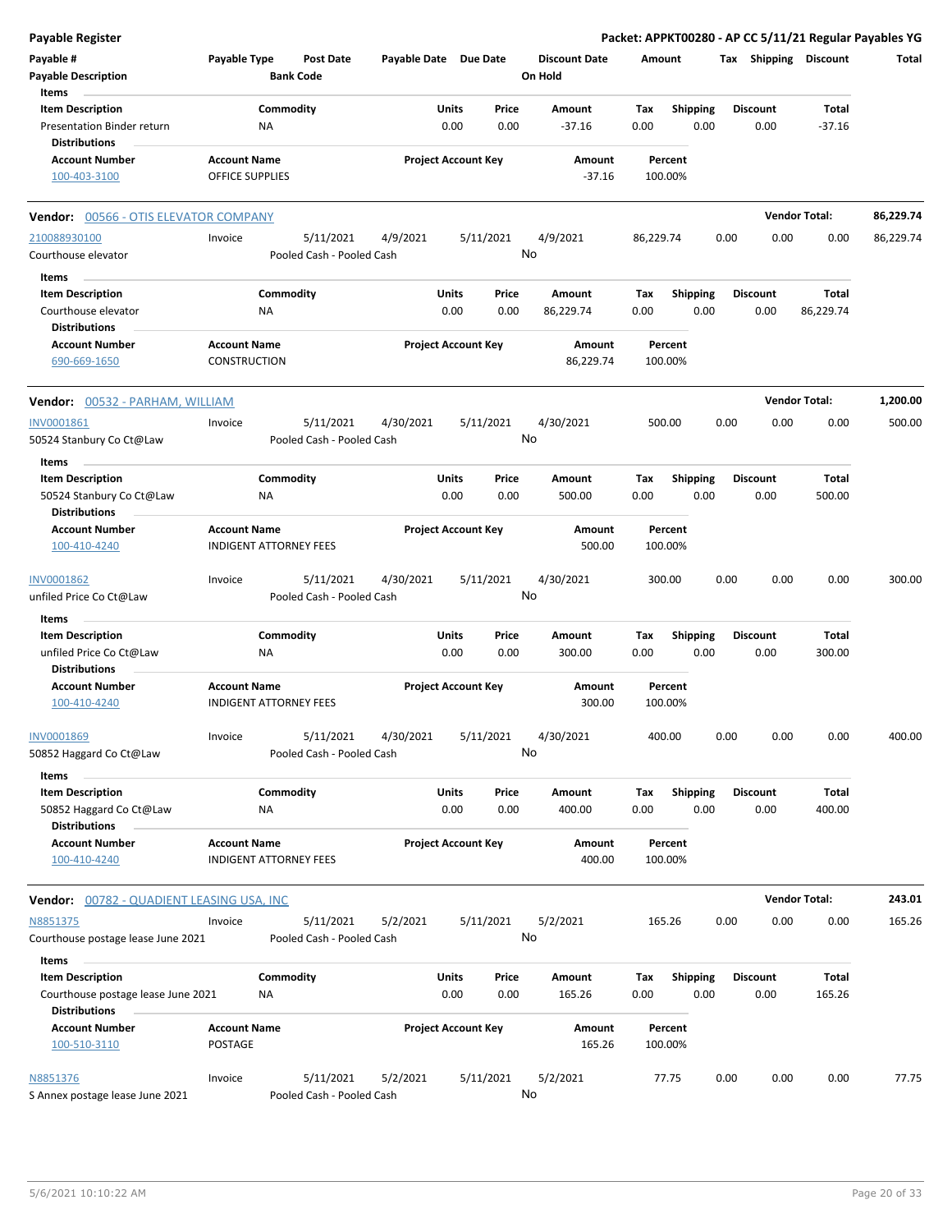**Payable Register** — **Packet: APPKT00280 - AP CC 5/11/21 Regular Payables YG**

| Payable # | Payable Type | Post Date | Payable Date | Due Date | Discount Date | Amount | Tax | Shipping | Discount | Total |
|---|---|---|---|---|---|---|---|---|---|---|
| Payable Description | | Bank Code | | | On Hold | | | | | |

**Items**

| Item Description | Commodity | Units | Price | Amount | Tax | Shipping | Discount | Total |
|---|---|---|---|---|---|---|---|---|
| Presentation Binder return | NA | 0.00 | 0.00 | -37.16 | 0.00 | 0.00 | 0.00 | -37.16 |

**Distributions**

| Account Number | Account Name | Project Account Key | Amount | Percent |
|---|---|---|---|---|
| 100-403-3100 | OFFICE SUPPLIES | | -37.16 | 100.00% |

---

**Vendor: 00566 - OTIS ELEVATOR COMPANY** — **Vendor Total: 86,229.74**

| Payable # | Payable Type | Post Date | Payable Date | Due Date | Discount Date | Amount | Tax | Shipping | Discount | Total |
|---|---|---|---|---|---|---|---|---|---|---|
| 210088930100 | Invoice | 5/11/2021 | 4/9/2021 | 5/11/2021 | 4/9/2021 | 86,229.74 | 0.00 | 0.00 | 0.00 | 86,229.74 |
| Courthouse elevator | | Pooled Cash - Pooled Cash | | | No | | | | | |

**Items**

| Item Description | Commodity | Units | Price | Amount | Tax | Shipping | Discount | Total |
|---|---|---|---|---|---|---|---|---|
| Courthouse elevator | NA | 0.00 | 0.00 | 86,229.74 | 0.00 | 0.00 | 0.00 | 86,229.74 |

**Distributions**

| Account Number | Account Name | Project Account Key | Amount | Percent |
|---|---|---|---|---|
| 690-669-1650 | CONSTRUCTION | | 86,229.74 | 100.00% |

---

**Vendor: 00532 - PARHAM, WILLIAM** — **Vendor Total: 1,200.00**

| Payable # | Payable Type | Post Date | Payable Date | Due Date | Discount Date | Amount | Tax | Shipping | Discount | Total |
|---|---|---|---|---|---|---|---|---|---|---|
| INV0001861 | Invoice | 5/11/2021 | 4/30/2021 | 5/11/2021 | 4/30/2021 | 500.00 | 0.00 | 0.00 | 0.00 | 500.00 |
| 50524 Stanbury Co Ct@Law | | Pooled Cash - Pooled Cash | | | No | | | | | |

**Items**

| Item Description | Commodity | Units | Price | Amount | Tax | Shipping | Discount | Total |
|---|---|---|---|---|---|---|---|---|
| 50524 Stanbury Co Ct@Law | NA | 0.00 | 0.00 | 500.00 | 0.00 | 0.00 | 0.00 | 500.00 |

**Distributions**

| Account Number | Account Name | Project Account Key | Amount | Percent |
|---|---|---|---|---|
| 100-410-4240 | INDIGENT ATTORNEY FEES | | 500.00 | 100.00% |

| Payable # | Payable Type | Post Date | Payable Date | Due Date | Discount Date | Amount | Tax | Shipping | Discount | Total |
|---|---|---|---|---|---|---|---|---|---|---|
| INV0001862 | Invoice | 5/11/2021 | 4/30/2021 | 5/11/2021 | 4/30/2021 | 300.00 | 0.00 | 0.00 | 0.00 | 300.00 |
| unfiled Price Co Ct@Law | | Pooled Cash - Pooled Cash | | | No | | | | | |

**Items**

| Item Description | Commodity | Units | Price | Amount | Tax | Shipping | Discount | Total |
|---|---|---|---|---|---|---|---|---|
| unfiled Price Co Ct@Law | NA | 0.00 | 0.00 | 300.00 | 0.00 | 0.00 | 0.00 | 300.00 |

**Distributions**

| Account Number | Account Name | Project Account Key | Amount | Percent |
|---|---|---|---|---|
| 100-410-4240 | INDIGENT ATTORNEY FEES | | 300.00 | 100.00% |

| Payable # | Payable Type | Post Date | Payable Date | Due Date | Discount Date | Amount | Tax | Shipping | Discount | Total |
|---|---|---|---|---|---|---|---|---|---|---|
| INV0001869 | Invoice | 5/11/2021 | 4/30/2021 | 5/11/2021 | 4/30/2021 | 400.00 | 0.00 | 0.00 | 0.00 | 400.00 |
| 50852 Haggard Co Ct@Law | | Pooled Cash - Pooled Cash | | | No | | | | | |

**Items**

| Item Description | Commodity | Units | Price | Amount | Tax | Shipping | Discount | Total |
|---|---|---|---|---|---|---|---|---|
| 50852 Haggard Co Ct@Law | NA | 0.00 | 0.00 | 400.00 | 0.00 | 0.00 | 0.00 | 400.00 |

**Distributions**

| Account Number | Account Name | Project Account Key | Amount | Percent |
|---|---|---|---|---|
| 100-410-4240 | INDIGENT ATTORNEY FEES | | 400.00 | 100.00% |

---

**Vendor: 00782 - QUADIENT LEASING USA, INC** — **Vendor Total: 243.01**

| Payable # | Payable Type | Post Date | Payable Date | Due Date | Discount Date | Amount | Tax | Shipping | Discount | Total |
|---|---|---|---|---|---|---|---|---|---|---|
| N8851375 | Invoice | 5/11/2021 | 5/2/2021 | 5/11/2021 | 5/2/2021 | 165.26 | 0.00 | 0.00 | 0.00 | 165.26 |
| Courthouse postage lease June 2021 | | Pooled Cash - Pooled Cash | | | No | | | | | |

**Items**

| Item Description | Commodity | Units | Price | Amount | Tax | Shipping | Discount | Total |
|---|---|---|---|---|---|---|---|---|
| Courthouse postage lease June 2021 | NA | 0.00 | 0.00 | 165.26 | 0.00 | 0.00 | 0.00 | 165.26 |

**Distributions**

| Account Number | Account Name | Project Account Key | Amount | Percent |
|---|---|---|---|---|
| 100-510-3110 | POSTAGE | | 165.26 | 100.00% |

| Payable # | Payable Type | Post Date | Payable Date | Due Date | Discount Date | Amount | Tax | Shipping | Discount | Total |
|---|---|---|---|---|---|---|---|---|---|---|
| N8851376 | Invoice | 5/11/2021 | 5/2/2021 | 5/11/2021 | 5/2/2021 | 77.75 | 0.00 | 0.00 | 0.00 | 77.75 |
| S Annex postage lease June 2021 | | Pooled Cash - Pooled Cash | | | No | | | | | |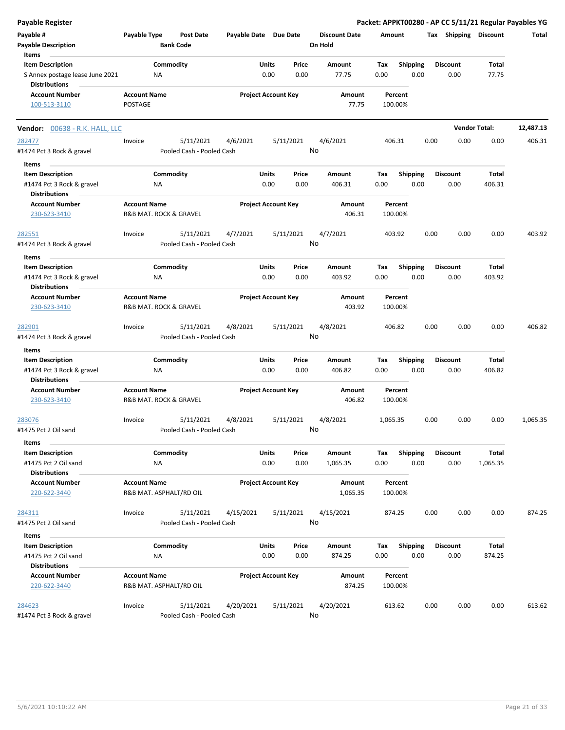| Item Description | Commodity | Units | Price | Amount | Tax | Shipping | Discount | Total |
|---|---|---|---|---|---|---|---|---|
| S Annex postage lease June 2021 | NA | 0.00 | 0.00 | 77.75 | 0.00 | 0.00 | 0.00 | 77.75 |

**Distributions**

| Account Number | Account Name | Project Account Key | Amount | Percent |
|---|---|---|---|---|
| 100-513-3110 | POSTAGE | | 77.75 | 100.00% |

**Vendor:** 00638 - R.K. HALL, LLC — **Vendor Total:** 12,487.13

| Payable # | Payable Type | Post Date | Payable Date | Due Date | Discount Date | Amount | Tax | Shipping | Discount | Total |
|---|---|---|---|---|---|---|---|---|---|---|
| 282477 | Invoice | 5/11/2021 | 4/6/2021 | 5/11/2021 | 4/6/2021 | 406.31 | 0.00 | 0.00 | 0.00 | 406.31 |

#1474 Pct 3 Rock & gravel — Pooled Cash - Pooled Cash — On Hold: No

**Items**

| Item Description | Commodity | Units | Price | Amount | Tax | Shipping | Discount | Total |
|---|---|---|---|---|---|---|---|---|
| #1474 Pct 3 Rock & gravel | NA | 0.00 | 0.00 | 406.31 | 0.00 | 0.00 | 0.00 | 406.31 |

**Distributions**

| Account Number | Account Name | Project Account Key | Amount | Percent |
|---|---|---|---|---|
| 230-623-3410 | R&B MAT. ROCK & GRAVEL | | 406.31 | 100.00% |

| Payable # | Payable Type | Post Date | Payable Date | Due Date | Discount Date | Amount | Tax | Shipping | Discount | Total |
|---|---|---|---|---|---|---|---|---|---|---|
| 282551 | Invoice | 5/11/2021 | 4/7/2021 | 5/11/2021 | 4/7/2021 | 403.92 | 0.00 | 0.00 | 0.00 | 403.92 |

#1474 Pct 3 Rock & gravel — Pooled Cash - Pooled Cash — On Hold: No

**Items**

| Item Description | Commodity | Units | Price | Amount | Tax | Shipping | Discount | Total |
|---|---|---|---|---|---|---|---|---|
| #1474 Pct 3 Rock & gravel | NA | 0.00 | 0.00 | 403.92 | 0.00 | 0.00 | 0.00 | 403.92 |

**Distributions**

| Account Number | Account Name | Project Account Key | Amount | Percent |
|---|---|---|---|---|
| 230-623-3410 | R&B MAT. ROCK & GRAVEL | | 403.92 | 100.00% |

| Payable # | Payable Type | Post Date | Payable Date | Due Date | Discount Date | Amount | Tax | Shipping | Discount | Total |
|---|---|---|---|---|---|---|---|---|---|---|
| 282901 | Invoice | 5/11/2021 | 4/8/2021 | 5/11/2021 | 4/8/2021 | 406.82 | 0.00 | 0.00 | 0.00 | 406.82 |

#1474 Pct 3 Rock & gravel — Pooled Cash - Pooled Cash — On Hold: No

**Items**

| Item Description | Commodity | Units | Price | Amount | Tax | Shipping | Discount | Total |
|---|---|---|---|---|---|---|---|---|
| #1474 Pct 3 Rock & gravel | NA | 0.00 | 0.00 | 406.82 | 0.00 | 0.00 | 0.00 | 406.82 |

**Distributions**

| Account Number | Account Name | Project Account Key | Amount | Percent |
|---|---|---|---|---|
| 230-623-3410 | R&B MAT. ROCK & GRAVEL | | 406.82 | 100.00% |

| Payable # | Payable Type | Post Date | Payable Date | Due Date | Discount Date | Amount | Tax | Shipping | Discount | Total |
|---|---|---|---|---|---|---|---|---|---|---|
| 283076 | Invoice | 5/11/2021 | 4/8/2021 | 5/11/2021 | 4/8/2021 | 1,065.35 | 0.00 | 0.00 | 0.00 | 1,065.35 |

#1475 Pct 2 Oil sand — Pooled Cash - Pooled Cash — On Hold: No

**Items**

| Item Description | Commodity | Units | Price | Amount | Tax | Shipping | Discount | Total |
|---|---|---|---|---|---|---|---|---|
| #1475 Pct 2 Oil sand | NA | 0.00 | 0.00 | 1,065.35 | 0.00 | 0.00 | 0.00 | 1,065.35 |

**Distributions**

| Account Number | Account Name | Project Account Key | Amount | Percent |
|---|---|---|---|---|
| 220-622-3440 | R&B MAT. ASPHALT/RD OIL | | 1,065.35 | 100.00% |

| Payable # | Payable Type | Post Date | Payable Date | Due Date | Discount Date | Amount | Tax | Shipping | Discount | Total |
|---|---|---|---|---|---|---|---|---|---|---|
| 284311 | Invoice | 5/11/2021 | 4/15/2021 | 5/11/2021 | 4/15/2021 | 874.25 | 0.00 | 0.00 | 0.00 | 874.25 |

#1475 Pct 2 Oil sand — Pooled Cash - Pooled Cash — On Hold: No

**Items**

| Item Description | Commodity | Units | Price | Amount | Tax | Shipping | Discount | Total |
|---|---|---|---|---|---|---|---|---|
| #1475 Pct 2 Oil sand | NA | 0.00 | 0.00 | 874.25 | 0.00 | 0.00 | 0.00 | 874.25 |

**Distributions**

| Account Number | Account Name | Project Account Key | Amount | Percent |
|---|---|---|---|---|
| 220-622-3440 | R&B MAT. ASPHALT/RD OIL | | 874.25 | 100.00% |

| Payable # | Payable Type | Post Date | Payable Date | Due Date | Discount Date | Amount | Tax | Shipping | Discount | Total |
|---|---|---|---|---|---|---|---|---|---|---|
| 284623 | Invoice | 5/11/2021 | 4/20/2021 | 5/11/2021 | 4/20/2021 | 613.62 | 0.00 | 0.00 | 0.00 | 613.62 |

#1474 Pct 3 Rock & gravel — Pooled Cash - Pooled Cash — On Hold: No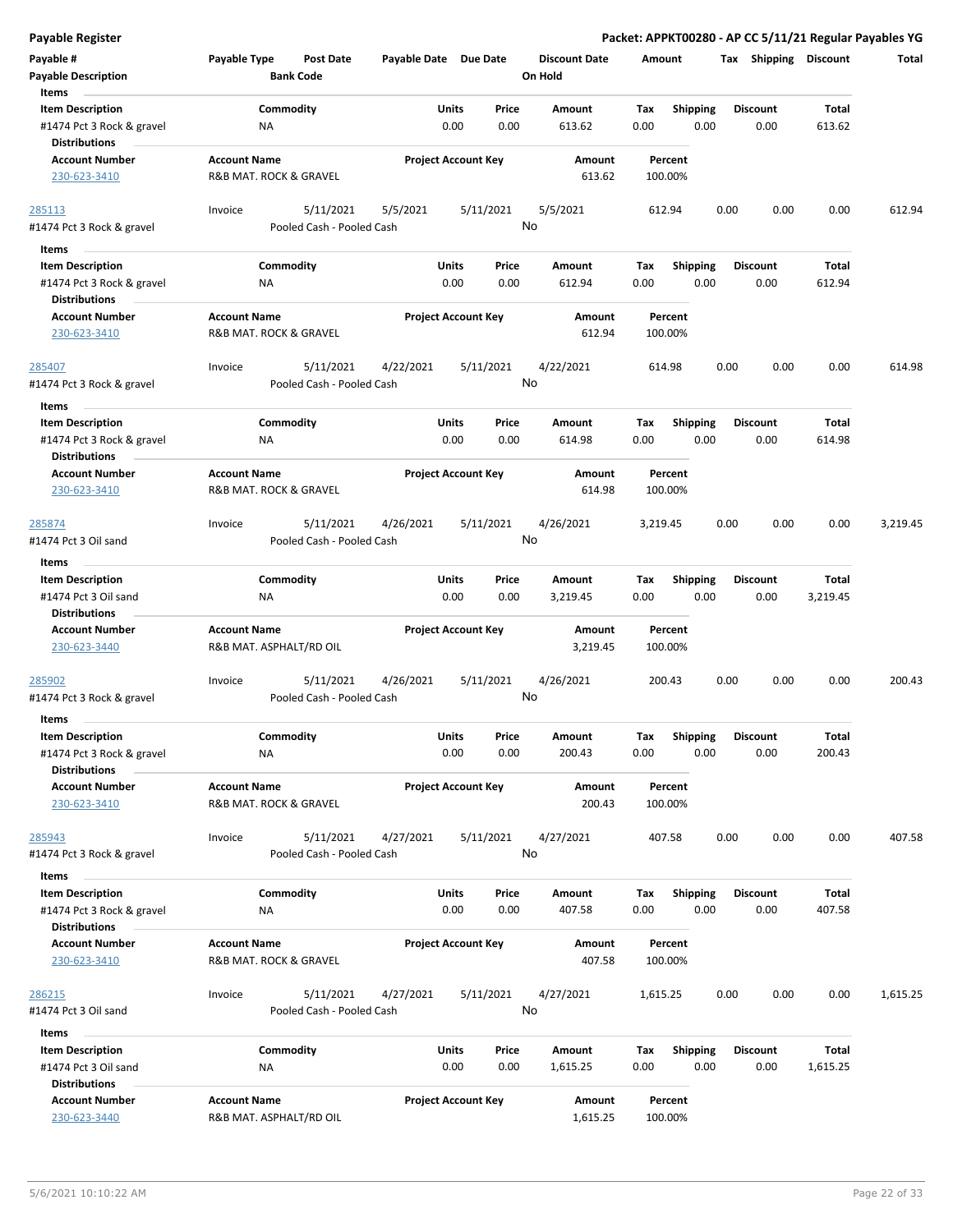**Payable Register**

**Packet: APPKT00280 - AP CC 5/11/21 Regular Payables YG**

| Payable # | Payable Type | Post Date | Payable Date | Due Date | Discount Date | Amount | Tax | Shipping | Discount | Total |
|---|---|---|---|---|---|---|---|---|---|---|
| Payable Description | | Bank Code | | | On Hold | | | | | |

**Items**

| Item Description | Commodity | Units | Price | Amount | Tax | Shipping | Discount | Total |
|---|---|---|---|---|---|---|---|---|
| #1474 Pct 3 Rock & gravel | NA | 0.00 | 0.00 | 613.62 | 0.00 | 0.00 | 0.00 | 613.62 |

**Distributions**

| Account Number | Account Name | Project Account Key | Amount | Percent |
|---|---|---|---|---|
| 230-623-3410 | R&B MAT. ROCK & GRAVEL | | 613.62 | 100.00% |

---

| Payable # | Payable Type | Post Date | Payable Date | Due Date | Discount Date | Amount | Tax | Shipping | Discount | Total |
|---|---|---|---|---|---|---|---|---|---|---|
| 285113 | Invoice | 5/11/2021 | 5/5/2021 | 5/11/2021 | 5/5/2021 | 612.94 | 0.00 | 0.00 | 0.00 | 612.94 |
| #1474 Pct 3 Rock & gravel | | Pooled Cash - Pooled Cash | | | No | | | | | |

**Items**

| Item Description | Commodity | Units | Price | Amount | Tax | Shipping | Discount | Total |
|---|---|---|---|---|---|---|---|---|
| #1474 Pct 3 Rock & gravel | NA | 0.00 | 0.00 | 612.94 | 0.00 | 0.00 | 0.00 | 612.94 |

**Distributions**

| Account Number | Account Name | Project Account Key | Amount | Percent |
|---|---|---|---|---|
| 230-623-3410 | R&B MAT. ROCK & GRAVEL | | 612.94 | 100.00% |

---

| Payable # | Payable Type | Post Date | Payable Date | Due Date | Discount Date | Amount | Tax | Shipping | Discount | Total |
|---|---|---|---|---|---|---|---|---|---|---|
| 285407 | Invoice | 5/11/2021 | 4/22/2021 | 5/11/2021 | 4/22/2021 | 614.98 | 0.00 | 0.00 | 0.00 | 614.98 |
| #1474 Pct 3 Rock & gravel | | Pooled Cash - Pooled Cash | | | No | | | | | |

**Items**

| Item Description | Commodity | Units | Price | Amount | Tax | Shipping | Discount | Total |
|---|---|---|---|---|---|---|---|---|
| #1474 Pct 3 Rock & gravel | NA | 0.00 | 0.00 | 614.98 | 0.00 | 0.00 | 0.00 | 614.98 |

**Distributions**

| Account Number | Account Name | Project Account Key | Amount | Percent |
|---|---|---|---|---|
| 230-623-3410 | R&B MAT. ROCK & GRAVEL | | 614.98 | 100.00% |

---

| Payable # | Payable Type | Post Date | Payable Date | Due Date | Discount Date | Amount | Tax | Shipping | Discount | Total |
|---|---|---|---|---|---|---|---|---|---|---|
| 285874 | Invoice | 5/11/2021 | 4/26/2021 | 5/11/2021 | 4/26/2021 | 3,219.45 | 0.00 | 0.00 | 0.00 | 3,219.45 |
| #1474 Pct 3 Oil sand | | Pooled Cash - Pooled Cash | | | No | | | | | |

**Items**

| Item Description | Commodity | Units | Price | Amount | Tax | Shipping | Discount | Total |
|---|---|---|---|---|---|---|---|---|
| #1474 Pct 3 Oil sand | NA | 0.00 | 0.00 | 3,219.45 | 0.00 | 0.00 | 0.00 | 3,219.45 |

**Distributions**

| Account Number | Account Name | Project Account Key | Amount | Percent |
|---|---|---|---|---|
| 230-623-3440 | R&B MAT. ASPHALT/RD OIL | | 3,219.45 | 100.00% |

---

| Payable # | Payable Type | Post Date | Payable Date | Due Date | Discount Date | Amount | Tax | Shipping | Discount | Total |
|---|---|---|---|---|---|---|---|---|---|---|
| 285902 | Invoice | 5/11/2021 | 4/26/2021 | 5/11/2021 | 4/26/2021 | 200.43 | 0.00 | 0.00 | 0.00 | 200.43 |
| #1474 Pct 3 Rock & gravel | | Pooled Cash - Pooled Cash | | | No | | | | | |

**Items**

| Item Description | Commodity | Units | Price | Amount | Tax | Shipping | Discount | Total |
|---|---|---|---|---|---|---|---|---|
| #1474 Pct 3 Rock & gravel | NA | 0.00 | 0.00 | 200.43 | 0.00 | 0.00 | 0.00 | 200.43 |

**Distributions**

| Account Number | Account Name | Project Account Key | Amount | Percent |
|---|---|---|---|---|
| 230-623-3410 | R&B MAT. ROCK & GRAVEL | | 200.43 | 100.00% |

---

| Payable # | Payable Type | Post Date | Payable Date | Due Date | Discount Date | Amount | Tax | Shipping | Discount | Total |
|---|---|---|---|---|---|---|---|---|---|---|
| 285943 | Invoice | 5/11/2021 | 4/27/2021 | 5/11/2021 | 4/27/2021 | 407.58 | 0.00 | 0.00 | 0.00 | 407.58 |
| #1474 Pct 3 Rock & gravel | | Pooled Cash - Pooled Cash | | | No | | | | | |

**Items**

| Item Description | Commodity | Units | Price | Amount | Tax | Shipping | Discount | Total |
|---|---|---|---|---|---|---|---|---|
| #1474 Pct 3 Rock & gravel | NA | 0.00 | 0.00 | 407.58 | 0.00 | 0.00 | 0.00 | 407.58 |

**Distributions**

| Account Number | Account Name | Project Account Key | Amount | Percent |
|---|---|---|---|---|
| 230-623-3410 | R&B MAT. ROCK & GRAVEL | | 407.58 | 100.00% |

---

| Payable # | Payable Type | Post Date | Payable Date | Due Date | Discount Date | Amount | Tax | Shipping | Discount | Total |
|---|---|---|---|---|---|---|---|---|---|---|
| 286215 | Invoice | 5/11/2021 | 4/27/2021 | 5/11/2021 | 4/27/2021 | 1,615.25 | 0.00 | 0.00 | 0.00 | 1,615.25 |
| #1474 Pct 3 Oil sand | | Pooled Cash - Pooled Cash | | | No | | | | | |

**Items**

| Item Description | Commodity | Units | Price | Amount | Tax | Shipping | Discount | Total |
|---|---|---|---|---|---|---|---|---|
| #1474 Pct 3 Oil sand | NA | 0.00 | 0.00 | 1,615.25 | 0.00 | 0.00 | 0.00 | 1,615.25 |

**Distributions**

| Account Number | Account Name | Project Account Key | Amount | Percent |
|---|---|---|---|---|
| 230-623-3440 | R&B MAT. ASPHALT/RD OIL | | 1,615.25 | 100.00% |

5/6/2021 10:10:22 AM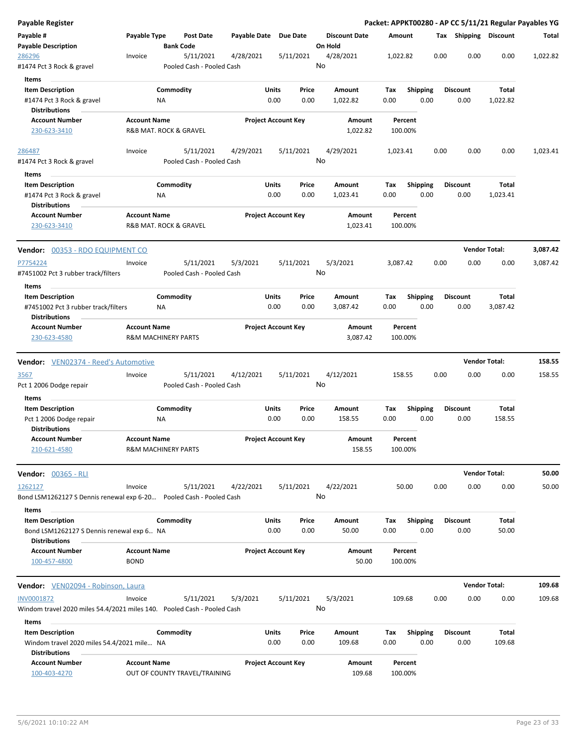**Payable Register** — **Packet: APPKT00280 - AP CC 5/11/21 Regular Payables YG**

| Payable # / Payable Description | Payable Type | Post Date / Bank Code | Payable Date | Due Date | Discount Date / On Hold | Amount | Tax | Shipping | Discount | Total |
|---|---|---|---|---|---|---|---|---|---|---|
| 286296 | Invoice | 5/11/2021 | 4/28/2021 | 5/11/2021 | 4/28/2021 | 1,022.82 | 0.00 | 0.00 | 0.00 | 1,022.82 |
| #1474 Pct 3 Rock & gravel | | Pooled Cash - Pooled Cash | | | No | | | | | |

Items

| Item Description | Commodity | Units | Price | Amount | Tax | Shipping | Discount | Total |
|---|---|---|---|---|---|---|---|---|
| #1474 Pct 3 Rock & gravel | NA | 0.00 | 0.00 | 1,022.82 | 0.00 | 0.00 | 0.00 | 1,022.82 |

Distributions

| Account Number | Account Name | Project Account Key | Amount | Percent |
|---|---|---|---|---|
| 230-623-3410 | R&B MAT. ROCK & GRAVEL | | 1,022.82 | 100.00% |

| Payable # / Payable Description | Payable Type | Post Date / Bank Code | Payable Date | Due Date | Discount Date / On Hold | Amount | Tax | Shipping | Discount | Total |
|---|---|---|---|---|---|---|---|---|---|---|
| 286487 | Invoice | 5/11/2021 | 4/29/2021 | 5/11/2021 | 4/29/2021 | 1,023.41 | 0.00 | 0.00 | 0.00 | 1,023.41 |
| #1474 Pct 3 Rock & gravel | | Pooled Cash - Pooled Cash | | | No | | | | | |

Items

| Item Description | Commodity | Units | Price | Amount | Tax | Shipping | Discount | Total |
|---|---|---|---|---|---|---|---|---|
| #1474 Pct 3 Rock & gravel | NA | 0.00 | 0.00 | 1,023.41 | 0.00 | 0.00 | 0.00 | 1,023.41 |

Distributions

| Account Number | Account Name | Project Account Key | Amount | Percent |
|---|---|---|---|---|
| 230-623-3410 | R&B MAT. ROCK & GRAVEL | | 1,023.41 | 100.00% |

**Vendor: 00353 - RDO EQUIPMENT CO** — **Vendor Total: 3,087.42**

| Payable # / Payable Description | Payable Type | Post Date / Bank Code | Payable Date | Due Date | Discount Date / On Hold | Amount | Tax | Shipping | Discount | Total |
|---|---|---|---|---|---|---|---|---|---|---|
| P7754224 | Invoice | 5/11/2021 | 5/3/2021 | 5/11/2021 | 5/3/2021 | 3,087.42 | 0.00 | 0.00 | 0.00 | 3,087.42 |
| #7451002 Pct 3 rubber track/filters | | Pooled Cash - Pooled Cash | | | No | | | | | |

Items

| Item Description | Commodity | Units | Price | Amount | Tax | Shipping | Discount | Total |
|---|---|---|---|---|---|---|---|---|
| #7451002 Pct 3 rubber track/filters | NA | 0.00 | 0.00 | 3,087.42 | 0.00 | 0.00 | 0.00 | 3,087.42 |

Distributions

| Account Number | Account Name | Project Account Key | Amount | Percent |
|---|---|---|---|---|
| 230-623-4580 | R&M MACHINERY PARTS | | 3,087.42 | 100.00% |

**Vendor: VEN02374 - Reed's Automotive** — **Vendor Total: 158.55**

| Payable # / Payable Description | Payable Type | Post Date / Bank Code | Payable Date | Due Date | Discount Date / On Hold | Amount | Tax | Shipping | Discount | Total |
|---|---|---|---|---|---|---|---|---|---|---|
| 3567 | Invoice | 5/11/2021 | 4/12/2021 | 5/11/2021 | 4/12/2021 | 158.55 | 0.00 | 0.00 | 0.00 | 158.55 |
| Pct 1 2006 Dodge repair | | Pooled Cash - Pooled Cash | | | No | | | | | |

Items

| Item Description | Commodity | Units | Price | Amount | Tax | Shipping | Discount | Total |
|---|---|---|---|---|---|---|---|---|
| Pct 1 2006 Dodge repair | NA | 0.00 | 0.00 | 158.55 | 0.00 | 0.00 | 0.00 | 158.55 |

Distributions

| Account Number | Account Name | Project Account Key | Amount | Percent |
|---|---|---|---|---|
| 210-621-4580 | R&M MACHINERY PARTS | | 158.55 | 100.00% |

**Vendor: 00365 - RLI** — **Vendor Total: 50.00**

| Payable # / Payable Description | Payable Type | Post Date / Bank Code | Payable Date | Due Date | Discount Date / On Hold | Amount | Tax | Shipping | Discount | Total |
|---|---|---|---|---|---|---|---|---|---|---|
| 1262127 | Invoice | 5/11/2021 | 4/22/2021 | 5/11/2021 | 4/22/2021 | 50.00 | 0.00 | 0.00 | 0.00 | 50.00 |
| Bond LSM1262127 S Dennis renewal exp 6-20... | | Pooled Cash - Pooled Cash | | | No | | | | | |

Items

| Item Description | Commodity | Units | Price | Amount | Tax | Shipping | Discount | Total |
|---|---|---|---|---|---|---|---|---|
| Bond LSM1262127 S Dennis renewal exp 6... | NA | 0.00 | 0.00 | 50.00 | 0.00 | 0.00 | 0.00 | 50.00 |

Distributions

| Account Number | Account Name | Project Account Key | Amount | Percent |
|---|---|---|---|---|
| 100-457-4800 | BOND | | 50.00 | 100.00% |

**Vendor: VEN02094 - Robinson, Laura** — **Vendor Total: 109.68**

| Payable # / Payable Description | Payable Type | Post Date / Bank Code | Payable Date | Due Date | Discount Date / On Hold | Amount | Tax | Shipping | Discount | Total |
|---|---|---|---|---|---|---|---|---|---|---|
| INV0001872 | Invoice | 5/11/2021 | 5/3/2021 | 5/11/2021 | 5/3/2021 | 109.68 | 0.00 | 0.00 | 0.00 | 109.68 |
| Windom travel 2020 miles 54.4/2021 miles 140. | | Pooled Cash - Pooled Cash | | | No | | | | | |

Items

| Item Description | Commodity | Units | Price | Amount | Tax | Shipping | Discount | Total |
|---|---|---|---|---|---|---|---|---|
| Windom travel 2020 miles 54.4/2021 mile... | NA | 0.00 | 0.00 | 109.68 | 0.00 | 0.00 | 0.00 | 109.68 |

Distributions

| Account Number | Account Name | Project Account Key | Amount | Percent |
|---|---|---|---|---|
| 100-403-4270 | OUT OF COUNTY TRAVEL/TRAINING | | 109.68 | 100.00% |

5/6/2021 10:10:22 AM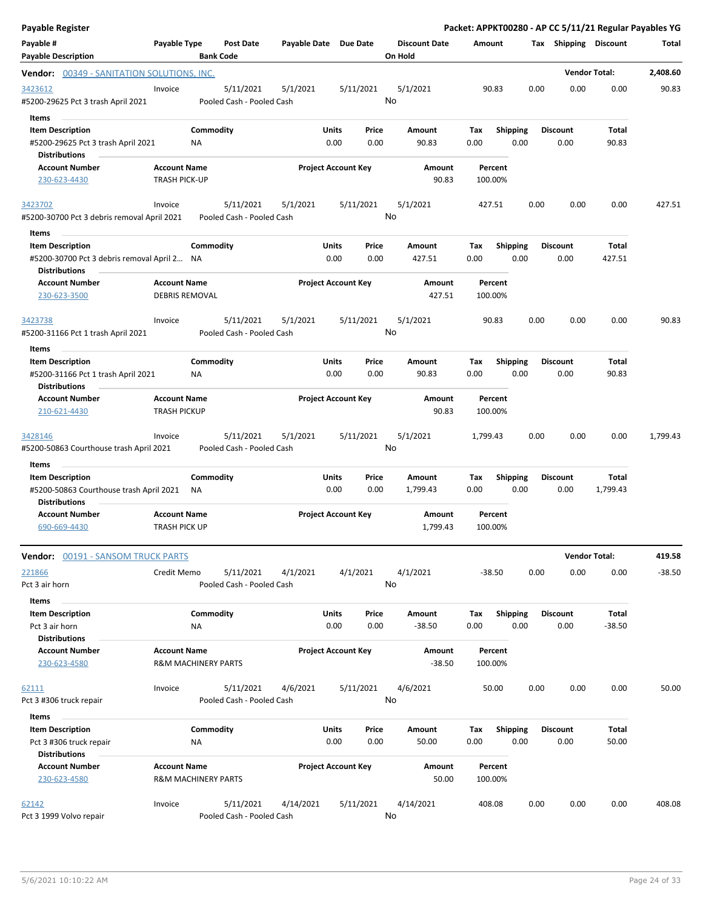**Payable Register** — **Packet: APPKT00280 - AP CC 5/11/21 Regular Payables YG**

| Payable # | Payable Type | Post Date | Payable Date | Due Date | Discount Date | Amount | Tax | Shipping | Discount | Total |
|---|---|---|---|---|---|---|---|---|---|---|
| **Payable Description** | | **Bank Code** | | | **On Hold** | | | | | |

**Vendor: 00349 - SANITATION SOLUTIONS, INC.** — **Vendor Total: 2,408.60**

| Payable # | Payable Type | Post Date | Payable Date | Due Date | Discount Date | Amount | Tax | Shipping | Discount | Total |
|---|---|---|---|---|---|---|---|---|---|---|
| 3423612 | Invoice | 5/11/2021 | 5/1/2021 | 5/11/2021 | 5/1/2021 | 90.83 | 0.00 | 0.00 | 0.00 | 90.83 |
| #5200-29625 Pct 3 trash April 2021 | | Pooled Cash - Pooled Cash | | | No | | | | | |

Items

| Item Description | Commodity | Units | Price | Amount | Tax | Shipping | Discount | Total |
|---|---|---|---|---|---|---|---|---|
| #5200-29625 Pct 3 trash April 2021 | NA | 0.00 | 0.00 | 90.83 | 0.00 | 0.00 | 0.00 | 90.83 |

Distributions

| Account Number | Account Name | Project Account Key | Amount | Percent |
|---|---|---|---|---|
| 230-623-4430 | TRASH PICK-UP | | 90.83 | 100.00% |

| Payable # | Payable Type | Post Date | Payable Date | Due Date | Discount Date | Amount | Tax | Shipping | Discount | Total |
|---|---|---|---|---|---|---|---|---|---|---|
| 3423702 | Invoice | 5/11/2021 | 5/1/2021 | 5/11/2021 | 5/1/2021 | 427.51 | 0.00 | 0.00 | 0.00 | 427.51 |
| #5200-30700 Pct 3 debris removal April 2021 | | Pooled Cash - Pooled Cash | | | No | | | | | |

Items

| Item Description | Commodity | Units | Price | Amount | Tax | Shipping | Discount | Total |
|---|---|---|---|---|---|---|---|---|
| #5200-30700 Pct 3 debris removal April 2... | NA | 0.00 | 0.00 | 427.51 | 0.00 | 0.00 | 0.00 | 427.51 |

Distributions

| Account Number | Account Name | Project Account Key | Amount | Percent |
|---|---|---|---|---|
| 230-623-3500 | DEBRIS REMOVAL | | 427.51 | 100.00% |

| Payable # | Payable Type | Post Date | Payable Date | Due Date | Discount Date | Amount | Tax | Shipping | Discount | Total |
|---|---|---|---|---|---|---|---|---|---|---|
| 3423738 | Invoice | 5/11/2021 | 5/1/2021 | 5/11/2021 | 5/1/2021 | 90.83 | 0.00 | 0.00 | 0.00 | 90.83 |
| #5200-31166 Pct 1 trash April 2021 | | Pooled Cash - Pooled Cash | | | No | | | | | |

Items

| Item Description | Commodity | Units | Price | Amount | Tax | Shipping | Discount | Total |
|---|---|---|---|---|---|---|---|---|
| #5200-31166 Pct 1 trash April 2021 | NA | 0.00 | 0.00 | 90.83 | 0.00 | 0.00 | 0.00 | 90.83 |

Distributions

| Account Number | Account Name | Project Account Key | Amount | Percent |
|---|---|---|---|---|
| 210-621-4430 | TRASH PICKUP | | 90.83 | 100.00% |

| Payable # | Payable Type | Post Date | Payable Date | Due Date | Discount Date | Amount | Tax | Shipping | Discount | Total |
|---|---|---|---|---|---|---|---|---|---|---|
| 3428146 | Invoice | 5/11/2021 | 5/1/2021 | 5/11/2021 | 5/1/2021 | 1,799.43 | 0.00 | 0.00 | 0.00 | 1,799.43 |
| #5200-50863 Courthouse trash April 2021 | | Pooled Cash - Pooled Cash | | | No | | | | | |

Items

| Item Description | Commodity | Units | Price | Amount | Tax | Shipping | Discount | Total |
|---|---|---|---|---|---|---|---|---|
| #5200-50863 Courthouse trash April 2021 | NA | 0.00 | 0.00 | 1,799.43 | 0.00 | 0.00 | 0.00 | 1,799.43 |

Distributions

| Account Number | Account Name | Project Account Key | Amount | Percent |
|---|---|---|---|---|
| 690-669-4430 | TRASH PICK UP | | 1,799.43 | 100.00% |

**Vendor: 00191 - SANSOM TRUCK PARTS** — **Vendor Total: 419.58**

| Payable # | Payable Type | Post Date | Payable Date | Due Date | Discount Date | Amount | Tax | Shipping | Discount | Total |
|---|---|---|---|---|---|---|---|---|---|---|
| 221866 | Credit Memo | 5/11/2021 | 4/1/2021 | 4/1/2021 | 4/1/2021 | -38.50 | 0.00 | 0.00 | 0.00 | -38.50 |
| Pct 3 air horn | | Pooled Cash - Pooled Cash | | | No | | | | | |

Items

| Item Description | Commodity | Units | Price | Amount | Tax | Shipping | Discount | Total |
|---|---|---|---|---|---|---|---|---|
| Pct 3 air horn | NA | 0.00 | 0.00 | -38.50 | 0.00 | 0.00 | 0.00 | -38.50 |

Distributions

| Account Number | Account Name | Project Account Key | Amount | Percent |
|---|---|---|---|---|
| 230-623-4580 | R&M MACHINERY PARTS | | -38.50 | 100.00% |

| Payable # | Payable Type | Post Date | Payable Date | Due Date | Discount Date | Amount | Tax | Shipping | Discount | Total |
|---|---|---|---|---|---|---|---|---|---|---|
| 62111 | Invoice | 5/11/2021 | 4/6/2021 | 5/11/2021 | 4/6/2021 | 50.00 | 0.00 | 0.00 | 0.00 | 50.00 |
| Pct 3 #306 truck repair | | Pooled Cash - Pooled Cash | | | No | | | | | |

Items

| Item Description | Commodity | Units | Price | Amount | Tax | Shipping | Discount | Total |
|---|---|---|---|---|---|---|---|---|
| Pct 3 #306 truck repair | NA | 0.00 | 0.00 | 50.00 | 0.00 | 0.00 | 0.00 | 50.00 |

Distributions

| Account Number | Account Name | Project Account Key | Amount | Percent |
|---|---|---|---|---|
| 230-623-4580 | R&M MACHINERY PARTS | | 50.00 | 100.00% |

| Payable # | Payable Type | Post Date | Payable Date | Due Date | Discount Date | Amount | Tax | Shipping | Discount | Total |
|---|---|---|---|---|---|---|---|---|---|---|
| 62142 | Invoice | 5/11/2021 | 4/14/2021 | 5/11/2021 | 4/14/2021 | 408.08 | 0.00 | 0.00 | 0.00 | 408.08 |
| Pct 3 1999 Volvo repair | | Pooled Cash - Pooled Cash | | | No | | | | | |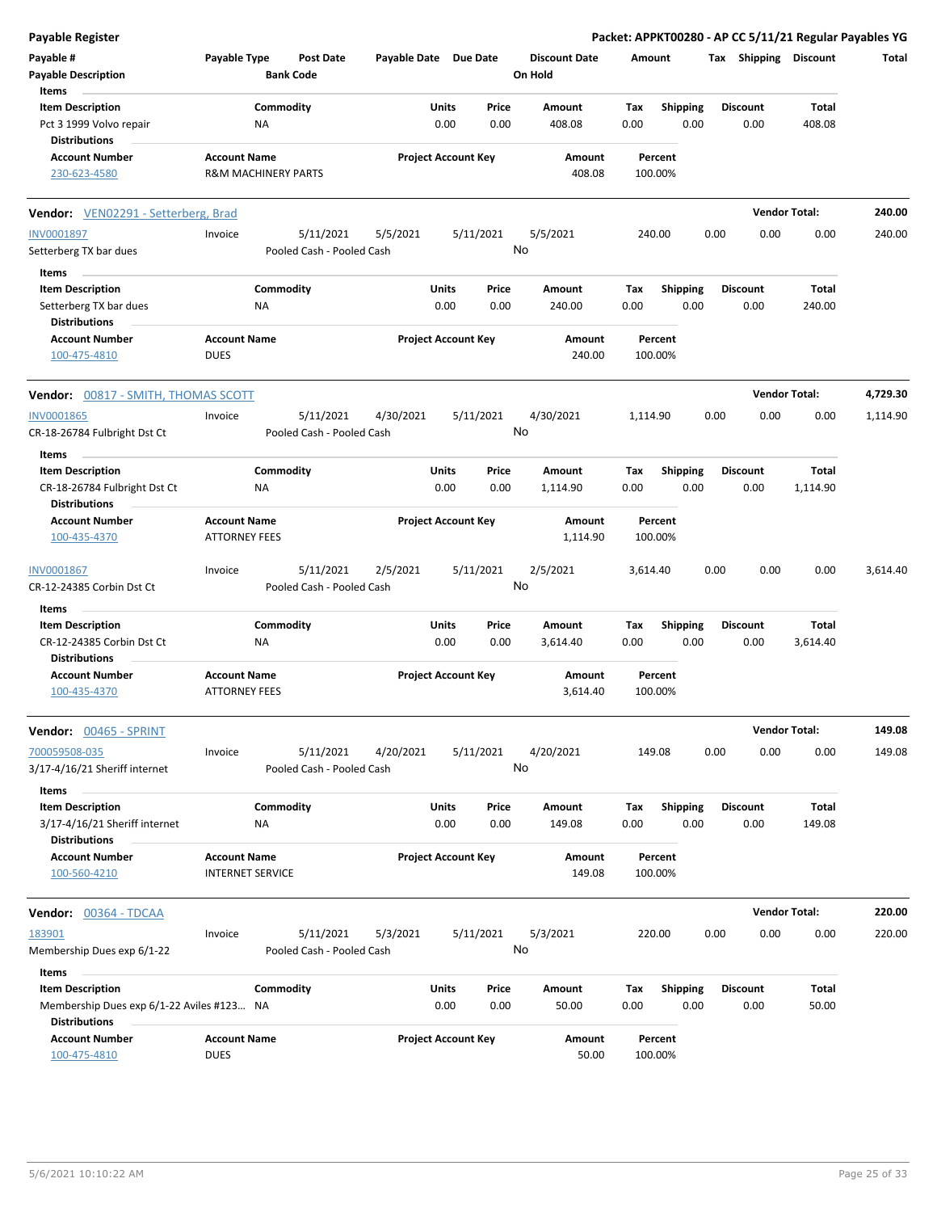**Payable Register** — **Packet: APPKT00280 - AP CC 5/11/21 Regular Payables YG**

| Payable # | Payable Type | Post Date | Payable Date | Due Date | Discount Date | Amount | Tax | Shipping | Discount | Total |
|---|---|---|---|---|---|---|---|---|---|---|
| Payable Description | | Bank Code | | | On Hold | | | | | |

Items

| Item Description | Commodity | Units | Price | Amount | Tax | Shipping | Discount | Total |
|---|---|---|---|---|---|---|---|---|
| Pct 3 1999 Volvo repair | NA | 0.00 | 0.00 | 408.08 | 0.00 | 0.00 | 0.00 | 408.08 |

Distributions

| Account Number | Account Name | Project Account Key | Amount | Percent |
|---|---|---|---|---|
| 230-623-4580 | R&M MACHINERY PARTS | | 408.08 | 100.00% |

---

**Vendor:** VEN02291 - Setterberg, Brad — **Vendor Total: 240.00**

| Payable # | Payable Type | Post Date | Payable Date | Due Date | Discount Date | Amount | Tax | Shipping | Discount | Total |
|---|---|---|---|---|---|---|---|---|---|---|
| INV0001897 | Invoice | 5/11/2021 | 5/5/2021 | 5/11/2021 | 5/5/2021 | 240.00 | 0.00 | 0.00 | 0.00 | 240.00 |
| Setterberg TX bar dues | | Pooled Cash - Pooled Cash | | | No | | | | | |

Items

| Item Description | Commodity | Units | Price | Amount | Tax | Shipping | Discount | Total |
|---|---|---|---|---|---|---|---|---|
| Setterberg TX bar dues | NA | 0.00 | 0.00 | 240.00 | 0.00 | 0.00 | 0.00 | 240.00 |

Distributions

| Account Number | Account Name | Project Account Key | Amount | Percent |
|---|---|---|---|---|
| 100-475-4810 | DUES | | 240.00 | 100.00% |

---

**Vendor:** 00817 - SMITH, THOMAS SCOTT — **Vendor Total: 4,729.30**

| Payable # | Payable Type | Post Date | Payable Date | Due Date | Discount Date | Amount | Tax | Shipping | Discount | Total |
|---|---|---|---|---|---|---|---|---|---|---|
| INV0001865 | Invoice | 5/11/2021 | 4/30/2021 | 5/11/2021 | 4/30/2021 | 1,114.90 | 0.00 | 0.00 | 0.00 | 1,114.90 |
| CR-18-26784 Fulbright Dst Ct | | Pooled Cash - Pooled Cash | | | No | | | | | |

Items

| Item Description | Commodity | Units | Price | Amount | Tax | Shipping | Discount | Total |
|---|---|---|---|---|---|---|---|---|
| CR-18-26784 Fulbright Dst Ct | NA | 0.00 | 0.00 | 1,114.90 | 0.00 | 0.00 | 0.00 | 1,114.90 |

Distributions

| Account Number | Account Name | Project Account Key | Amount | Percent |
|---|---|---|---|---|
| 100-435-4370 | ATTORNEY FEES | | 1,114.90 | 100.00% |

| Payable # | Payable Type | Post Date | Payable Date | Due Date | Discount Date | Amount | Tax | Shipping | Discount | Total |
|---|---|---|---|---|---|---|---|---|---|---|
| INV0001867 | Invoice | 5/11/2021 | 2/5/2021 | 5/11/2021 | 2/5/2021 | 3,614.40 | 0.00 | 0.00 | 0.00 | 3,614.40 |
| CR-12-24385 Corbin Dst Ct | | Pooled Cash - Pooled Cash | | | No | | | | | |

Items

| Item Description | Commodity | Units | Price | Amount | Tax | Shipping | Discount | Total |
|---|---|---|---|---|---|---|---|---|
| CR-12-24385 Corbin Dst Ct | NA | 0.00 | 0.00 | 3,614.40 | 0.00 | 0.00 | 0.00 | 3,614.40 |

Distributions

| Account Number | Account Name | Project Account Key | Amount | Percent |
|---|---|---|---|---|
| 100-435-4370 | ATTORNEY FEES | | 3,614.40 | 100.00% |

---

**Vendor:** 00465 - SPRINT — **Vendor Total: 149.08**

| Payable # | Payable Type | Post Date | Payable Date | Due Date | Discount Date | Amount | Tax | Shipping | Discount | Total |
|---|---|---|---|---|---|---|---|---|---|---|
| 700059508-035 | Invoice | 5/11/2021 | 4/20/2021 | 5/11/2021 | 4/20/2021 | 149.08 | 0.00 | 0.00 | 0.00 | 149.08 |
| 3/17-4/16/21 Sheriff internet | | Pooled Cash - Pooled Cash | | | No | | | | | |

Items

| Item Description | Commodity | Units | Price | Amount | Tax | Shipping | Discount | Total |
|---|---|---|---|---|---|---|---|---|
| 3/17-4/16/21 Sheriff internet | NA | 0.00 | 0.00 | 149.08 | 0.00 | 0.00 | 0.00 | 149.08 |

Distributions

| Account Number | Account Name | Project Account Key | Amount | Percent |
|---|---|---|---|---|
| 100-560-4210 | INTERNET SERVICE | | 149.08 | 100.00% |

---

**Vendor:** 00364 - TDCAA — **Vendor Total: 220.00**

| Payable # | Payable Type | Post Date | Payable Date | Due Date | Discount Date | Amount | Tax | Shipping | Discount | Total |
|---|---|---|---|---|---|---|---|---|---|---|
| 183901 | Invoice | 5/11/2021 | 5/3/2021 | 5/11/2021 | 5/3/2021 | 220.00 | 0.00 | 0.00 | 0.00 | 220.00 |
| Membership Dues exp 6/1-22 | | Pooled Cash - Pooled Cash | | | No | | | | | |

Items

| Item Description | Commodity | Units | Price | Amount | Tax | Shipping | Discount | Total |
|---|---|---|---|---|---|---|---|---|
| Membership Dues exp 6/1-22 Aviles #123... | NA | 0.00 | 0.00 | 50.00 | 0.00 | 0.00 | 0.00 | 50.00 |

Distributions

| Account Number | Account Name | Project Account Key | Amount | Percent |
|---|---|---|---|---|
| 100-475-4810 | DUES | | 50.00 | 100.00% |

5/6/2021 10:10:22 AM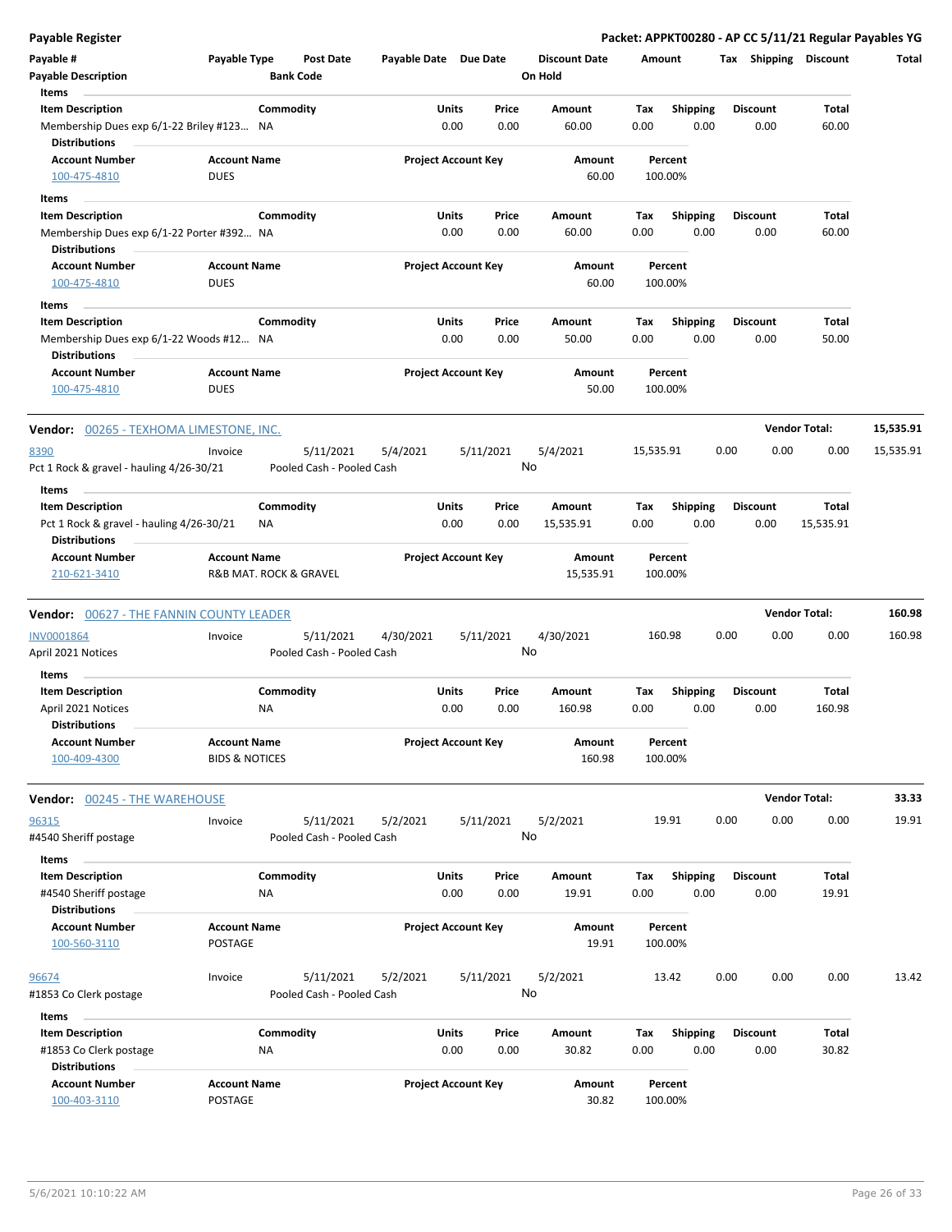## Payable Register

**Packet: APPKT00280 - AP CC 5/11/21 Regular Payables YG**

| Payable # | Payable Type | Post Date | Payable Date | Due Date | Discount Date | Amount | Tax | Shipping | Discount | Total |
|---|---|---|---|---|---|---|---|---|---|---|
| Payable Description | | Bank Code | | | On Hold | | | | | |

**Items**

| Item Description | Commodity | Units | Price | Amount | Tax | Shipping | Discount | Total |
|---|---|---|---|---|---|---|---|---|
| Membership Dues exp 6/1-22 Briley #123... | NA | 0.00 | 0.00 | 60.00 | 0.00 | 0.00 | 0.00 | 60.00 |

**Distributions**

| Account Number | Account Name | Project Account Key | Amount | Percent |
|---|---|---|---|---|
| 100-475-4810 | DUES | | 60.00 | 100.00% |

**Items**

| Item Description | Commodity | Units | Price | Amount | Tax | Shipping | Discount | Total |
|---|---|---|---|---|---|---|---|---|
| Membership Dues exp 6/1-22 Porter #392... | NA | 0.00 | 0.00 | 60.00 | 0.00 | 0.00 | 0.00 | 60.00 |

**Distributions**

| Account Number | Account Name | Project Account Key | Amount | Percent |
|---|---|---|---|---|
| 100-475-4810 | DUES | | 60.00 | 100.00% |

**Items**

| Item Description | Commodity | Units | Price | Amount | Tax | Shipping | Discount | Total |
|---|---|---|---|---|---|---|---|---|
| Membership Dues exp 6/1-22 Woods #12... | NA | 0.00 | 0.00 | 50.00 | 0.00 | 0.00 | 0.00 | 50.00 |

**Distributions**

| Account Number | Account Name | Project Account Key | Amount | Percent |
|---|---|---|---|---|
| 100-475-4810 | DUES | | 50.00 | 100.00% |

---

### Vendor: 00265 - TEXHOMA LIMESTONE, INC. — Vendor Total: 15,535.91

| Payable # | Payable Type | Post Date | Payable Date | Due Date | Discount Date | Amount | Tax | Shipping | Discount | Total |
|---|---|---|---|---|---|---|---|---|---|---|
| 8390 | Invoice | 5/11/2021 | 5/4/2021 | 5/11/2021 | 5/4/2021 | 15,535.91 | 0.00 | 0.00 | 0.00 | 15,535.91 |
| Pct 1 Rock & gravel - hauling 4/26-30/21 | | Pooled Cash - Pooled Cash | | | No | | | | | |

**Items**

| Item Description | Commodity | Units | Price | Amount | Tax | Shipping | Discount | Total |
|---|---|---|---|---|---|---|---|---|
| Pct 1 Rock & gravel - hauling 4/26-30/21 | NA | 0.00 | 0.00 | 15,535.91 | 0.00 | 0.00 | 0.00 | 15,535.91 |

**Distributions**

| Account Number | Account Name | Project Account Key | Amount | Percent |
|---|---|---|---|---|
| 210-621-3410 | R&B MAT. ROCK & GRAVEL | | 15,535.91 | 100.00% |

---

### Vendor: 00627 - THE FANNIN COUNTY LEADER — Vendor Total: 160.98

| Payable # | Payable Type | Post Date | Payable Date | Due Date | Discount Date | Amount | Tax | Shipping | Discount | Total |
|---|---|---|---|---|---|---|---|---|---|---|
| INV0001864 | Invoice | 5/11/2021 | 4/30/2021 | 5/11/2021 | 4/30/2021 | 160.98 | 0.00 | 0.00 | 0.00 | 160.98 |
| April 2021 Notices | | Pooled Cash - Pooled Cash | | | No | | | | | |

**Items**

| Item Description | Commodity | Units | Price | Amount | Tax | Shipping | Discount | Total |
|---|---|---|---|---|---|---|---|---|
| April 2021 Notices | NA | 0.00 | 0.00 | 160.98 | 0.00 | 0.00 | 0.00 | 160.98 |

**Distributions**

| Account Number | Account Name | Project Account Key | Amount | Percent |
|---|---|---|---|---|
| 100-409-4300 | BIDS & NOTICES | | 160.98 | 100.00% |

---

### Vendor: 00245 - THE WAREHOUSE — Vendor Total: 33.33

| Payable # | Payable Type | Post Date | Payable Date | Due Date | Discount Date | Amount | Tax | Shipping | Discount | Total |
|---|---|---|---|---|---|---|---|---|---|---|
| 96315 | Invoice | 5/11/2021 | 5/2/2021 | 5/11/2021 | 5/2/2021 | 19.91 | 0.00 | 0.00 | 0.00 | 19.91 |
| #4540 Sheriff postage | | Pooled Cash - Pooled Cash | | | No | | | | | |

**Items**

| Item Description | Commodity | Units | Price | Amount | Tax | Shipping | Discount | Total |
|---|---|---|---|---|---|---|---|---|
| #4540 Sheriff postage | NA | 0.00 | 0.00 | 19.91 | 0.00 | 0.00 | 0.00 | 19.91 |

**Distributions**

| Account Number | Account Name | Project Account Key | Amount | Percent |
|---|---|---|---|---|
| 100-560-3110 | POSTAGE | | 19.91 | 100.00% |

| Payable # | Payable Type | Post Date | Payable Date | Due Date | Discount Date | Amount | Tax | Shipping | Discount | Total |
|---|---|---|---|---|---|---|---|---|---|---|
| 96674 | Invoice | 5/11/2021 | 5/2/2021 | 5/11/2021 | 5/2/2021 | 13.42 | 0.00 | 0.00 | 0.00 | 13.42 |
| #1853 Co Clerk postage | | Pooled Cash - Pooled Cash | | | No | | | | | |

**Items**

| Item Description | Commodity | Units | Price | Amount | Tax | Shipping | Discount | Total |
|---|---|---|---|---|---|---|---|---|
| #1853 Co Clerk postage | NA | 0.00 | 0.00 | 30.82 | 0.00 | 0.00 | 0.00 | 30.82 |

**Distributions**

| Account Number | Account Name | Project Account Key | Amount | Percent |
|---|---|---|---|---|
| 100-403-3110 | POSTAGE | | 30.82 | 100.00% |

5/6/2021 10:10:22 AM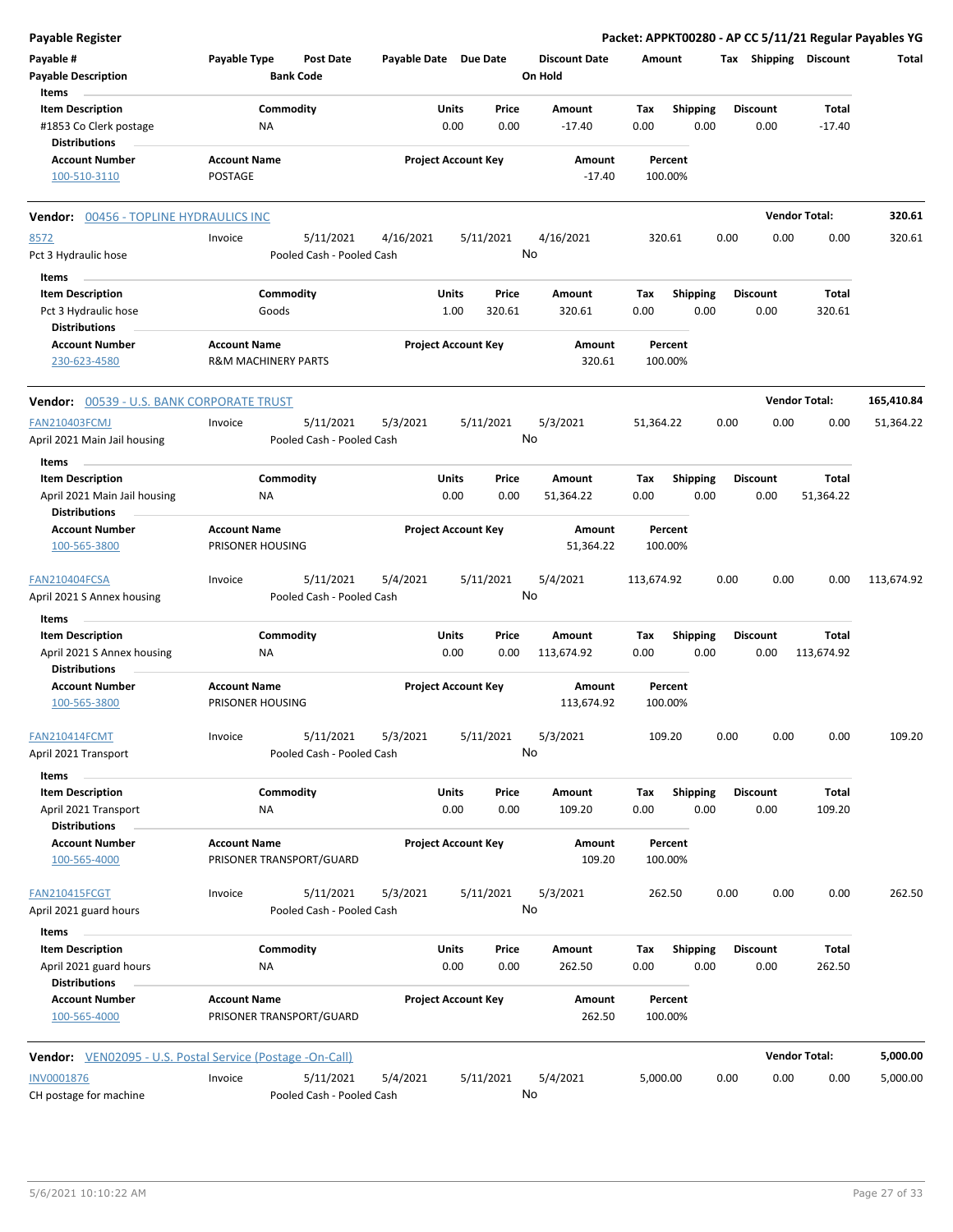**Payable Register** — **Packet: APPKT00280 - AP CC 5/11/21 Regular Payables YG**

| Payable # | Payable Type | Post Date | Payable Date | Due Date | Discount Date | Amount | Tax | Shipping | Discount | Total |
|---|---|---|---|---|---|---|---|---|---|---|
| Payable Description | | Bank Code | | | On Hold | | | | | |

**Items**

| Item Description | Commodity | Units | Price | Amount | Tax | Shipping | Discount | Total |
|---|---|---|---|---|---|---|---|---|
| #1853 Co Clerk postage | NA | 0.00 | 0.00 | -17.40 | 0.00 | 0.00 | 0.00 | -17.40 |

**Distributions**

| Account Number | Account Name | Project Account Key | Amount | Percent |
|---|---|---|---|---|
| 100-510-3110 | POSTAGE | | -17.40 | 100.00% |

---

**Vendor:** 00456 - TOPLINE HYDRAULICS INC — **Vendor Total: 320.61**

| Payable # | Payable Type | Post Date | Payable Date | Due Date | Discount Date | Amount | Tax | Shipping | Discount | Total |
|---|---|---|---|---|---|---|---|---|---|---|
| 8572 | Invoice | 5/11/2021 | 4/16/2021 | 5/11/2021 | 4/16/2021 | 320.61 | 0.00 | 0.00 | 0.00 | 320.61 |
| Pct 3 Hydraulic hose | | Pooled Cash - Pooled Cash | | | No | | | | | |

**Items**

| Item Description | Commodity | Units | Price | Amount | Tax | Shipping | Discount | Total |
|---|---|---|---|---|---|---|---|---|
| Pct 3 Hydraulic hose | Goods | 1.00 | 320.61 | 320.61 | 0.00 | 0.00 | 0.00 | 320.61 |

**Distributions**

| Account Number | Account Name | Project Account Key | Amount | Percent |
|---|---|---|---|---|
| 230-623-4580 | R&M MACHINERY PARTS | | 320.61 | 100.00% |

---

**Vendor:** 00539 - U.S. BANK CORPORATE TRUST — **Vendor Total: 165,410.84**

| Payable # | Payable Type | Post Date | Payable Date | Due Date | Discount Date | Amount | Tax | Shipping | Discount | Total |
|---|---|---|---|---|---|---|---|---|---|---|
| FAN210403FCMJ | Invoice | 5/11/2021 | 5/3/2021 | 5/11/2021 | 5/3/2021 | 51,364.22 | 0.00 | 0.00 | 0.00 | 51,364.22 |
| April 2021 Main Jail housing | | Pooled Cash - Pooled Cash | | | No | | | | | |

**Items**

| Item Description | Commodity | Units | Price | Amount | Tax | Shipping | Discount | Total |
|---|---|---|---|---|---|---|---|---|
| April 2021 Main Jail housing | NA | 0.00 | 0.00 | 51,364.22 | 0.00 | 0.00 | 0.00 | 51,364.22 |

**Distributions**

| Account Number | Account Name | Project Account Key | Amount | Percent |
|---|---|---|---|---|
| 100-565-3800 | PRISONER HOUSING | | 51,364.22 | 100.00% |

| Payable # | Payable Type | Post Date | Payable Date | Due Date | Discount Date | Amount | Tax | Shipping | Discount | Total |
|---|---|---|---|---|---|---|---|---|---|---|
| FAN210404FCSA | Invoice | 5/11/2021 | 5/4/2021 | 5/11/2021 | 5/4/2021 | 113,674.92 | 0.00 | 0.00 | 0.00 | 113,674.92 |
| April 2021 S Annex housing | | Pooled Cash - Pooled Cash | | | No | | | | | |

**Items**

| Item Description | Commodity | Units | Price | Amount | Tax | Shipping | Discount | Total |
|---|---|---|---|---|---|---|---|---|
| April 2021 S Annex housing | NA | 0.00 | 0.00 | 113,674.92 | 0.00 | 0.00 | 0.00 | 113,674.92 |

**Distributions**

| Account Number | Account Name | Project Account Key | Amount | Percent |
|---|---|---|---|---|
| 100-565-3800 | PRISONER HOUSING | | 113,674.92 | 100.00% |

| Payable # | Payable Type | Post Date | Payable Date | Due Date | Discount Date | Amount | Tax | Shipping | Discount | Total |
|---|---|---|---|---|---|---|---|---|---|---|
| FAN210414FCMT | Invoice | 5/11/2021 | 5/3/2021 | 5/11/2021 | 5/3/2021 | 109.20 | 0.00 | 0.00 | 0.00 | 109.20 |
| April 2021 Transport | | Pooled Cash - Pooled Cash | | | No | | | | | |

**Items**

| Item Description | Commodity | Units | Price | Amount | Tax | Shipping | Discount | Total |
|---|---|---|---|---|---|---|---|---|
| April 2021 Transport | NA | 0.00 | 0.00 | 109.20 | 0.00 | 0.00 | 0.00 | 109.20 |

**Distributions**

| Account Number | Account Name | Project Account Key | Amount | Percent |
|---|---|---|---|---|
| 100-565-4000 | PRISONER TRANSPORT/GUARD | | 109.20 | 100.00% |

| Payable # | Payable Type | Post Date | Payable Date | Due Date | Discount Date | Amount | Tax | Shipping | Discount | Total |
|---|---|---|---|---|---|---|---|---|---|---|
| FAN210415FCGT | Invoice | 5/11/2021 | 5/3/2021 | 5/11/2021 | 5/3/2021 | 262.50 | 0.00 | 0.00 | 0.00 | 262.50 |
| April 2021 guard hours | | Pooled Cash - Pooled Cash | | | No | | | | | |

**Items**

| Item Description | Commodity | Units | Price | Amount | Tax | Shipping | Discount | Total |
|---|---|---|---|---|---|---|---|---|
| April 2021 guard hours | NA | 0.00 | 0.00 | 262.50 | 0.00 | 0.00 | 0.00 | 262.50 |

**Distributions**

| Account Number | Account Name | Project Account Key | Amount | Percent |
|---|---|---|---|---|
| 100-565-4000 | PRISONER TRANSPORT/GUARD | | 262.50 | 100.00% |

---

**Vendor:** VEN02095 - U.S. Postal Service (Postage -On-Call) — **Vendor Total: 5,000.00**

| Payable # | Payable Type | Post Date | Payable Date | Due Date | Discount Date | Amount | Tax | Shipping | Discount | Total |
|---|---|---|---|---|---|---|---|---|---|---|
| INV0001876 | Invoice | 5/11/2021 | 5/4/2021 | 5/11/2021 | 5/4/2021 | 5,000.00 | 0.00 | 0.00 | 0.00 | 5,000.00 |
| CH postage for machine | | Pooled Cash - Pooled Cash | | | No | | | | | |

5/6/2021 10:10:22 AM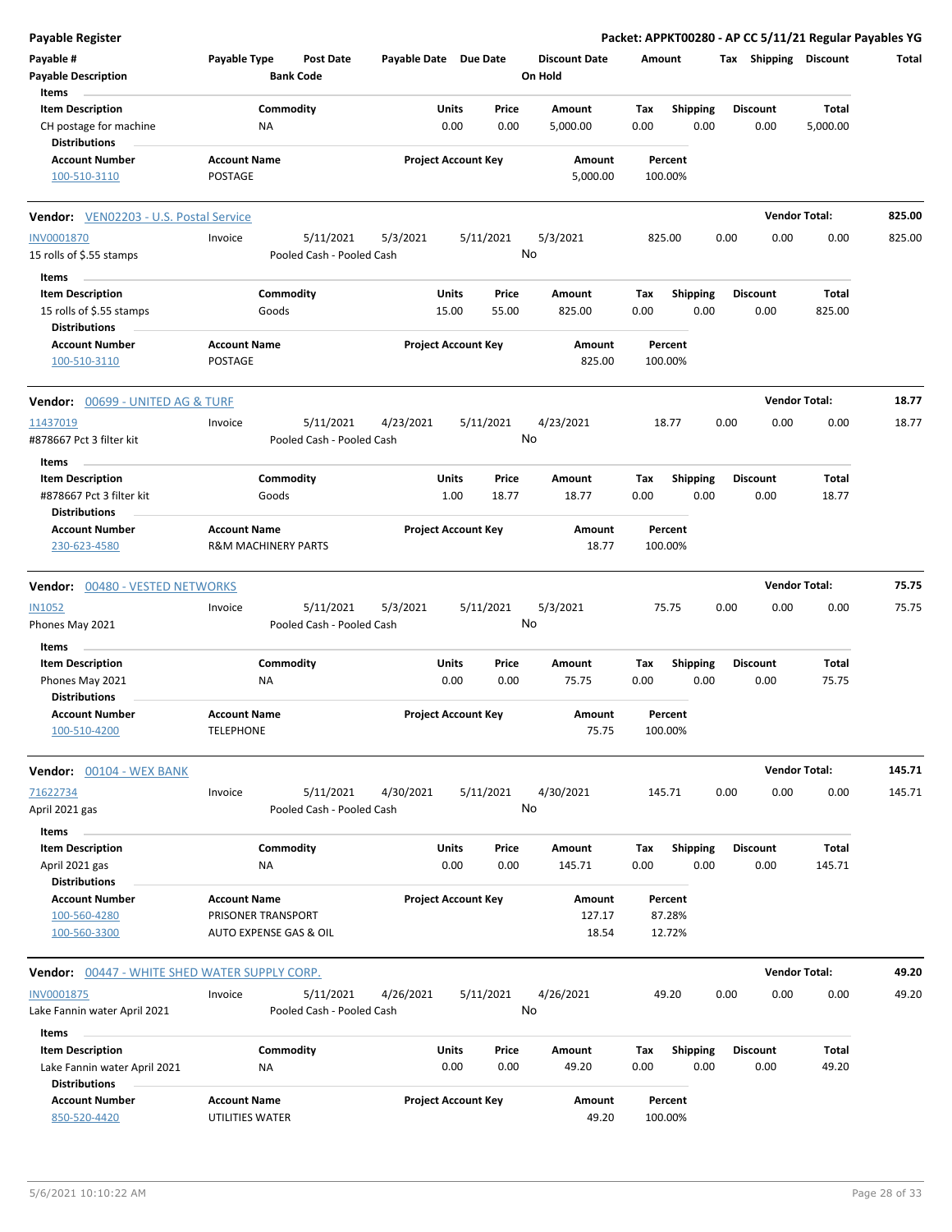# Payable Register

**Packet: APPKT00280 - AP CC 5/11/21 Regular Payables YG**

| Payable # | Payable Type | Post Date | Payable Date | Due Date | Discount Date | Amount | Tax | Shipping | Discount | Total |
|---|---|---|---|---|---|---|---|---|---|---|
| Payable Description | | Bank Code | | | On Hold | | | | | |

**Items**

| Item Description | Commodity | Units | Price | Amount | Tax | Shipping | Discount | Total |
|---|---|---|---|---|---|---|---|---|
| CH postage for machine | NA | 0.00 | 0.00 | 5,000.00 | 0.00 | 0.00 | 0.00 | 5,000.00 |

**Distributions**

| Account Number | Account Name | Project Account Key | Amount | Percent |
|---|---|---|---|---|
| 100-510-3110 | POSTAGE | | 5,000.00 | 100.00% |

---

**Vendor: VEN02203 - U.S. Postal Service** — Vendor Total: **825.00**

| Payable # | Payable Type | Post Date | Payable Date | Due Date | Discount Date | Amount | Tax | Shipping | Discount | Total |
|---|---|---|---|---|---|---|---|---|---|---|
| INV0001870 | Invoice | 5/11/2021 | 5/3/2021 | 5/11/2021 | 5/3/2021 | 825.00 | 0.00 | 0.00 | 0.00 | 825.00 |
| 15 rolls of $.55 stamps | | Pooled Cash - Pooled Cash | | | No | | | | | |

**Items**

| Item Description | Commodity | Units | Price | Amount | Tax | Shipping | Discount | Total |
|---|---|---|---|---|---|---|---|---|
| 15 rolls of $.55 stamps | Goods | 15.00 | 55.00 | 825.00 | 0.00 | 0.00 | 0.00 | 825.00 |

**Distributions**

| Account Number | Account Name | Project Account Key | Amount | Percent |
|---|---|---|---|---|
| 100-510-3110 | POSTAGE | | 825.00 | 100.00% |

---

**Vendor: 00699 - UNITED AG & TURF** — Vendor Total: **18.77**

| Payable # | Payable Type | Post Date | Payable Date | Due Date | Discount Date | Amount | Tax | Shipping | Discount | Total |
|---|---|---|---|---|---|---|---|---|---|---|
| 11437019 | Invoice | 5/11/2021 | 4/23/2021 | 5/11/2021 | 4/23/2021 | 18.77 | 0.00 | 0.00 | 0.00 | 18.77 |
| #878667 Pct 3 filter kit | | Pooled Cash - Pooled Cash | | | No | | | | | |

**Items**

| Item Description | Commodity | Units | Price | Amount | Tax | Shipping | Discount | Total |
|---|---|---|---|---|---|---|---|---|
| #878667 Pct 3 filter kit | Goods | 1.00 | 18.77 | 18.77 | 0.00 | 0.00 | 0.00 | 18.77 |

**Distributions**

| Account Number | Account Name | Project Account Key | Amount | Percent |
|---|---|---|---|---|
| 230-623-4580 | R&M MACHINERY PARTS | | 18.77 | 100.00% |

---

**Vendor: 00480 - VESTED NETWORKS** — Vendor Total: **75.75**

| Payable # | Payable Type | Post Date | Payable Date | Due Date | Discount Date | Amount | Tax | Shipping | Discount | Total |
|---|---|---|---|---|---|---|---|---|---|---|
| IN1052 | Invoice | 5/11/2021 | 5/3/2021 | 5/11/2021 | 5/3/2021 | 75.75 | 0.00 | 0.00 | 0.00 | 75.75 |
| Phones May 2021 | | Pooled Cash - Pooled Cash | | | No | | | | | |

**Items**

| Item Description | Commodity | Units | Price | Amount | Tax | Shipping | Discount | Total |
|---|---|---|---|---|---|---|---|---|
| Phones May 2021 | NA | 0.00 | 0.00 | 75.75 | 0.00 | 0.00 | 0.00 | 75.75 |

**Distributions**

| Account Number | Account Name | Project Account Key | Amount | Percent |
|---|---|---|---|---|
| 100-510-4200 | TELEPHONE | | 75.75 | 100.00% |

---

**Vendor: 00104 - WEX BANK** — Vendor Total: **145.71**

| Payable # | Payable Type | Post Date | Payable Date | Due Date | Discount Date | Amount | Tax | Shipping | Discount | Total |
|---|---|---|---|---|---|---|---|---|---|---|
| 71622734 | Invoice | 5/11/2021 | 4/30/2021 | 5/11/2021 | 4/30/2021 | 145.71 | 0.00 | 0.00 | 0.00 | 145.71 |
| April 2021 gas | | Pooled Cash - Pooled Cash | | | No | | | | | |

**Items**

| Item Description | Commodity | Units | Price | Amount | Tax | Shipping | Discount | Total |
|---|---|---|---|---|---|---|---|---|
| April 2021 gas | NA | 0.00 | 0.00 | 145.71 | 0.00 | 0.00 | 0.00 | 145.71 |

**Distributions**

| Account Number | Account Name | Project Account Key | Amount | Percent |
|---|---|---|---|---|
| 100-560-4280 | PRISONER TRANSPORT | | 127.17 | 87.28% |
| 100-560-3300 | AUTO EXPENSE GAS & OIL | | 18.54 | 12.72% |

---

**Vendor: 00447 - WHITE SHED WATER SUPPLY CORP.** — Vendor Total: **49.20**

| Payable # | Payable Type | Post Date | Payable Date | Due Date | Discount Date | Amount | Tax | Shipping | Discount | Total |
|---|---|---|---|---|---|---|---|---|---|---|
| INV0001875 | Invoice | 5/11/2021 | 4/26/2021 | 5/11/2021 | 4/26/2021 | 49.20 | 0.00 | 0.00 | 0.00 | 49.20 |
| Lake Fannin water April 2021 | | Pooled Cash - Pooled Cash | | | No | | | | | |

**Items**

| Item Description | Commodity | Units | Price | Amount | Tax | Shipping | Discount | Total |
|---|---|---|---|---|---|---|---|---|
| Lake Fannin water April 2021 | NA | 0.00 | 0.00 | 49.20 | 0.00 | 0.00 | 0.00 | 49.20 |

**Distributions**

| Account Number | Account Name | Project Account Key | Amount | Percent |
|---|---|---|---|---|
| 850-520-4420 | UTILITIES WATER | | 49.20 | 100.00% |

5/6/2021 10:10:22 AM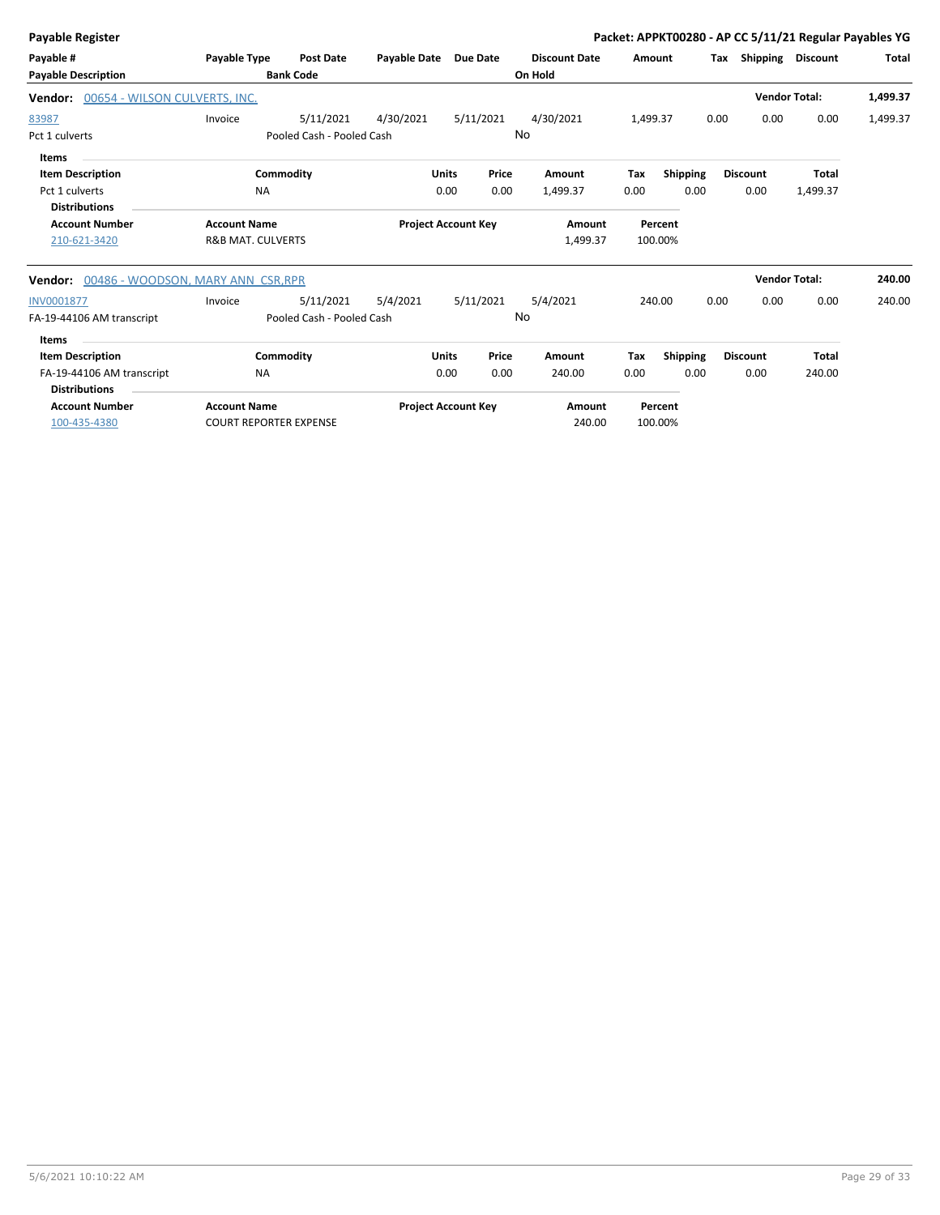**Payable Register** — Packet: APPKT00280 - AP CC 5/11/21 Regular Payables YG

| Payable # | Payable Type | Post Date | Payable Date | Due Date | Discount Date | Amount | Tax | Shipping | Discount | Total |
|---|---|---|---|---|---|---|---|---|---|---|
| Payable Description | | Bank Code | | | On Hold | | | | | |

**Vendor: 00654 - WILSON CULVERTS, INC.** — Vendor Total: **1,499.37**

| Payable # | Payable Type | Post Date | Payable Date | Due Date | Discount Date | Amount | Tax | Shipping | Discount | Total |
|---|---|---|---|---|---|---|---|---|---|---|
| 83987 | Invoice | 5/11/2021 | 4/30/2021 | 5/11/2021 | 4/30/2021 | 1,499.37 | 0.00 | 0.00 | 0.00 | 1,499.37 |
| Pct 1 culverts | | Pooled Cash - Pooled Cash | | | No | | | | | |

**Items**

| Item Description | Commodity | Units | Price | Amount | Tax | Shipping | Discount | Total |
|---|---|---|---|---|---|---|---|---|
| Pct 1 culverts | NA | 0.00 | 0.00 | 1,499.37 | 0.00 | 0.00 | 0.00 | 1,499.37 |

**Distributions**

| Account Number | Account Name | Project Account Key | Amount | Percent |
|---|---|---|---|---|
| 210-621-3420 | R&B MAT. CULVERTS | | 1,499.37 | 100.00% |

**Vendor: 00486 - WOODSON, MARY ANN CSR,RPR** — Vendor Total: **240.00**

| Payable # | Payable Type | Post Date | Payable Date | Due Date | Discount Date | Amount | Tax | Shipping | Discount | Total |
|---|---|---|---|---|---|---|---|---|---|---|
| INV0001877 | Invoice | 5/11/2021 | 5/4/2021 | 5/11/2021 | 5/4/2021 | 240.00 | 0.00 | 0.00 | 0.00 | 240.00 |
| FA-19-44106 AM transcript | | Pooled Cash - Pooled Cash | | | No | | | | | |

**Items**

| Item Description | Commodity | Units | Price | Amount | Tax | Shipping | Discount | Total |
|---|---|---|---|---|---|---|---|---|
| FA-19-44106 AM transcript | NA | 0.00 | 0.00 | 240.00 | 0.00 | 0.00 | 0.00 | 240.00 |

**Distributions**

| Account Number | Account Name | Project Account Key | Amount | Percent |
|---|---|---|---|---|
| 100-435-4380 | COURT REPORTER EXPENSE | | 240.00 | 100.00% |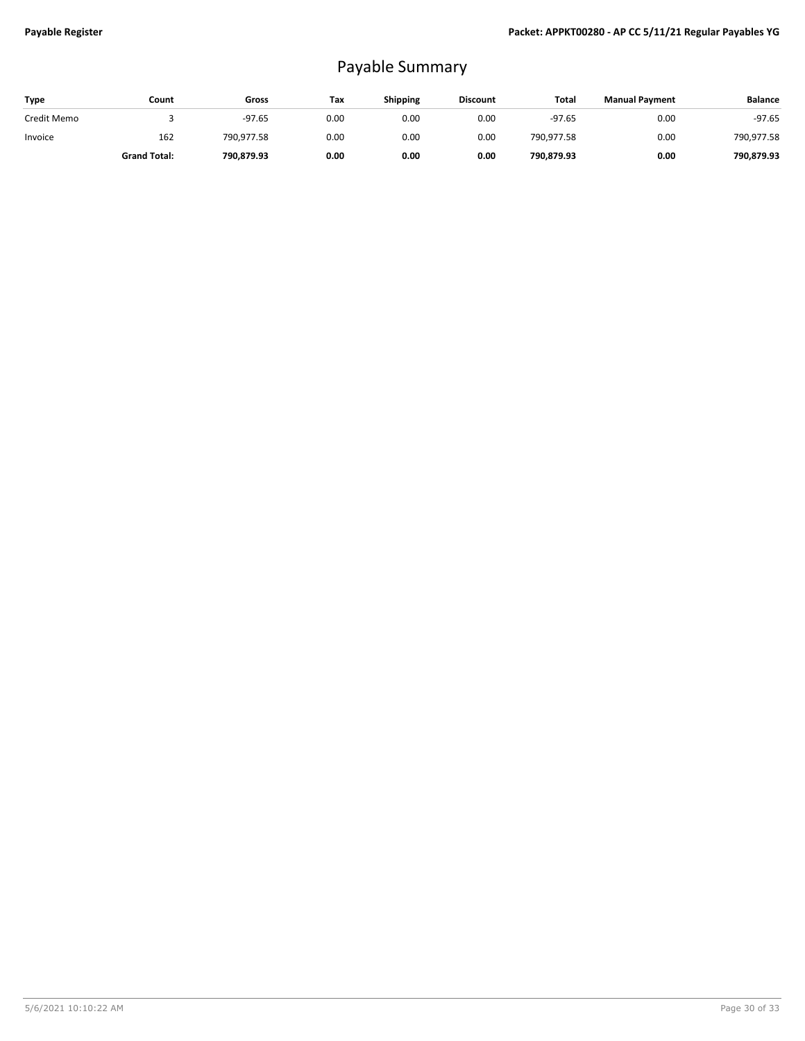# Payable Summary

| Type | Count | Gross | Tax | Shipping | Discount | Total | Manual Payment | Balance |
|---|---|---|---|---|---|---|---|---|
| Credit Memo | 3 | -97.65 | 0.00 | 0.00 | 0.00 | -97.65 | 0.00 | -97.65 |
| Invoice | 162 | 790,977.58 | 0.00 | 0.00 | 0.00 | 790,977.58 | 0.00 | 790,977.58 |
| | **Grand Total:** | **790,879.93** | **0.00** | **0.00** | **0.00** | **790,879.93** | **0.00** | **790,879.93** |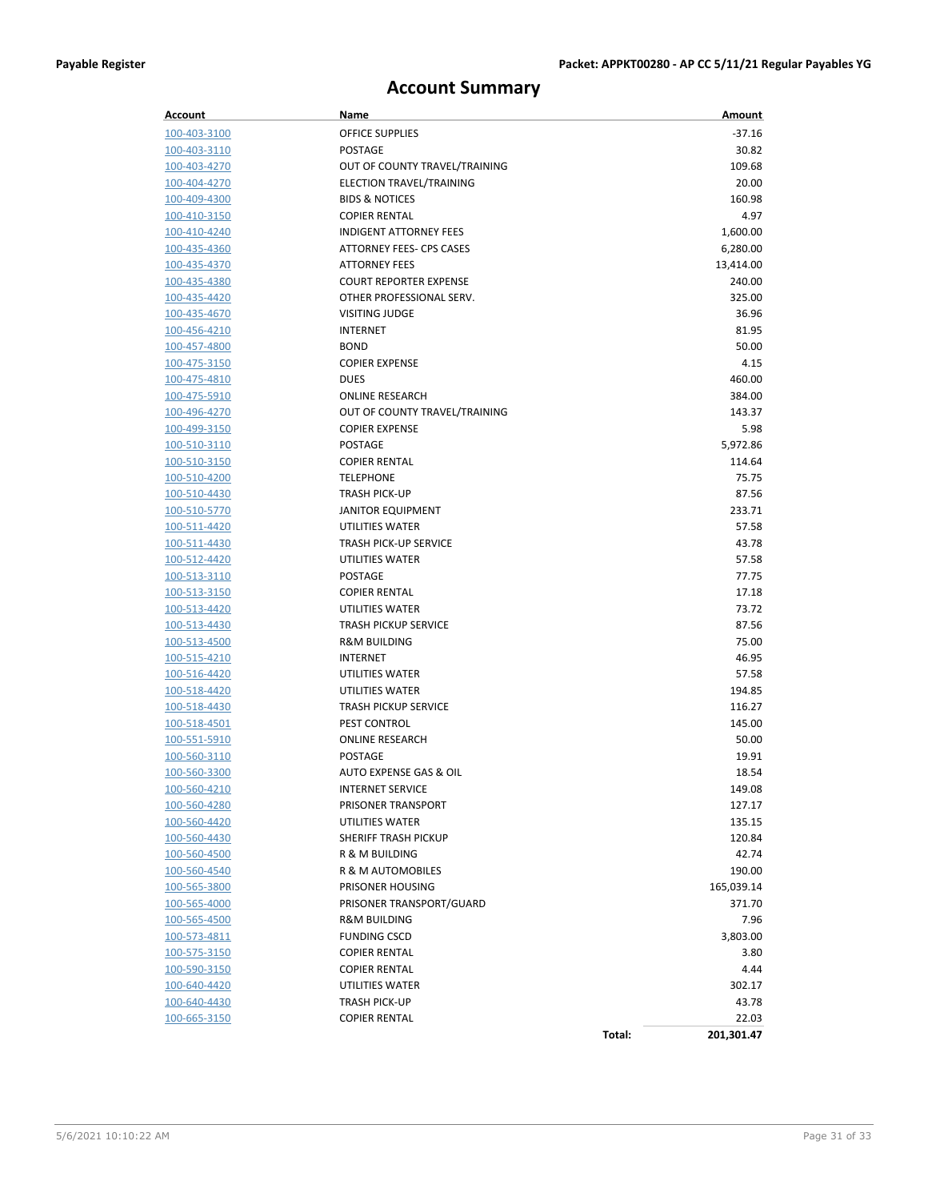Payable Register

Packet: APPKT00280 - AP CC 5/11/21 Regular Payables YG

# Account Summary

| Account | Name | | Amount |
|---|---|---|---|
| 100-403-3100 | OFFICE SUPPLIES | | -37.16 |
| 100-403-3110 | POSTAGE | | 30.82 |
| 100-403-4270 | OUT OF COUNTY TRAVEL/TRAINING | | 109.68 |
| 100-404-4270 | ELECTION TRAVEL/TRAINING | | 20.00 |
| 100-409-4300 | BIDS & NOTICES | | 160.98 |
| 100-410-3150 | COPIER RENTAL | | 4.97 |
| 100-410-4240 | INDIGENT ATTORNEY FEES | | 1,600.00 |
| 100-435-4360 | ATTORNEY FEES- CPS CASES | | 6,280.00 |
| 100-435-4370 | ATTORNEY FEES | | 13,414.00 |
| 100-435-4380 | COURT REPORTER EXPENSE | | 240.00 |
| 100-435-4420 | OTHER PROFESSIONAL SERV. | | 325.00 |
| 100-435-4670 | VISITING JUDGE | | 36.96 |
| 100-456-4210 | INTERNET | | 81.95 |
| 100-457-4800 | BOND | | 50.00 |
| 100-475-3150 | COPIER EXPENSE | | 4.15 |
| 100-475-4810 | DUES | | 460.00 |
| 100-475-5910 | ONLINE RESEARCH | | 384.00 |
| 100-496-4270 | OUT OF COUNTY TRAVEL/TRAINING | | 143.37 |
| 100-499-3150 | COPIER EXPENSE | | 5.98 |
| 100-510-3110 | POSTAGE | | 5,972.86 |
| 100-510-3150 | COPIER RENTAL | | 114.64 |
| 100-510-4200 | TELEPHONE | | 75.75 |
| 100-510-4430 | TRASH PICK-UP | | 87.56 |
| 100-510-5770 | JANITOR EQUIPMENT | | 233.71 |
| 100-511-4420 | UTILITIES WATER | | 57.58 |
| 100-511-4430 | TRASH PICK-UP SERVICE | | 43.78 |
| 100-512-4420 | UTILITIES WATER | | 57.58 |
| 100-513-3110 | POSTAGE | | 77.75 |
| 100-513-3150 | COPIER RENTAL | | 17.18 |
| 100-513-4420 | UTILITIES WATER | | 73.72 |
| 100-513-4430 | TRASH PICKUP SERVICE | | 87.56 |
| 100-513-4500 | R&M BUILDING | | 75.00 |
| 100-515-4210 | INTERNET | | 46.95 |
| 100-516-4420 | UTILITIES WATER | | 57.58 |
| 100-518-4420 | UTILITIES WATER | | 194.85 |
| 100-518-4430 | TRASH PICKUP SERVICE | | 116.27 |
| 100-518-4501 | PEST CONTROL | | 145.00 |
| 100-551-5910 | ONLINE RESEARCH | | 50.00 |
| 100-560-3110 | POSTAGE | | 19.91 |
| 100-560-3300 | AUTO EXPENSE GAS & OIL | | 18.54 |
| 100-560-4210 | INTERNET SERVICE | | 149.08 |
| 100-560-4280 | PRISONER TRANSPORT | | 127.17 |
| 100-560-4420 | UTILITIES WATER | | 135.15 |
| 100-560-4430 | SHERIFF TRASH PICKUP | | 120.84 |
| 100-560-4500 | R & M BUILDING | | 42.74 |
| 100-560-4540 | R & M AUTOMOBILES | | 190.00 |
| 100-565-3800 | PRISONER HOUSING | | 165,039.14 |
| 100-565-4000 | PRISONER TRANSPORT/GUARD | | 371.70 |
| 100-565-4500 | R&M BUILDING | | 7.96 |
| 100-573-4811 | FUNDING CSCD | | 3,803.00 |
| 100-575-3150 | COPIER RENTAL | | 3.80 |
| 100-590-3150 | COPIER RENTAL | | 4.44 |
| 100-640-4420 | UTILITIES WATER | | 302.17 |
| 100-640-4430 | TRASH PICK-UP | | 43.78 |
| 100-665-3150 | COPIER RENTAL | | 22.03 |
| | | **Total:** | **201,301.47** |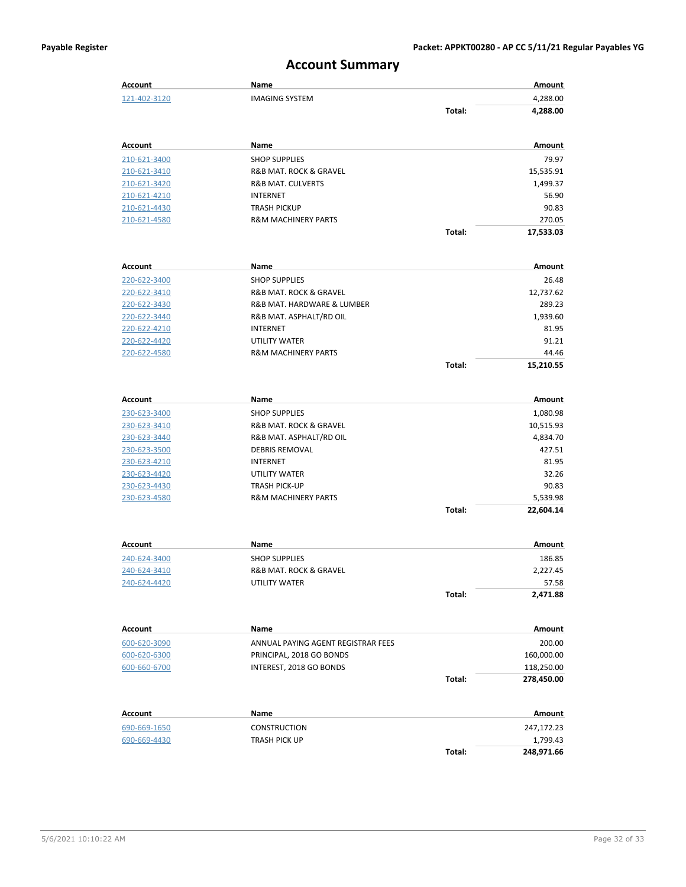# Account Summary

| Account | Name | | Amount |
|---|---|---|---|
| 121-402-3120 | IMAGING SYSTEM | | 4,288.00 |
| | | **Total:** | **4,288.00** |

| Account | Name | | Amount |
|---|---|---|---|
| 210-621-3400 | SHOP SUPPLIES | | 79.97 |
| 210-621-3410 | R&B MAT. ROCK & GRAVEL | | 15,535.91 |
| 210-621-3420 | R&B MAT. CULVERTS | | 1,499.37 |
| 210-621-4210 | INTERNET | | 56.90 |
| 210-621-4430 | TRASH PICKUP | | 90.83 |
| 210-621-4580 | R&M MACHINERY PARTS | | 270.05 |
| | | **Total:** | **17,533.03** |

| Account | Name | | Amount |
|---|---|---|---|
| 220-622-3400 | SHOP SUPPLIES | | 26.48 |
| 220-622-3410 | R&B MAT. ROCK & GRAVEL | | 12,737.62 |
| 220-622-3430 | R&B MAT. HARDWARE & LUMBER | | 289.23 |
| 220-622-3440 | R&B MAT. ASPHALT/RD OIL | | 1,939.60 |
| 220-622-4210 | INTERNET | | 81.95 |
| 220-622-4420 | UTILITY WATER | | 91.21 |
| 220-622-4580 | R&M MACHINERY PARTS | | 44.46 |
| | | **Total:** | **15,210.55** |

| Account | Name | | Amount |
|---|---|---|---|
| 230-623-3400 | SHOP SUPPLIES | | 1,080.98 |
| 230-623-3410 | R&B MAT. ROCK & GRAVEL | | 10,515.93 |
| 230-623-3440 | R&B MAT. ASPHALT/RD OIL | | 4,834.70 |
| 230-623-3500 | DEBRIS REMOVAL | | 427.51 |
| 230-623-4210 | INTERNET | | 81.95 |
| 230-623-4420 | UTILITY WATER | | 32.26 |
| 230-623-4430 | TRASH PICK-UP | | 90.83 |
| 230-623-4580 | R&M MACHINERY PARTS | | 5,539.98 |
| | | **Total:** | **22,604.14** |

| Account | Name | | Amount |
|---|---|---|---|
| 240-624-3400 | SHOP SUPPLIES | | 186.85 |
| 240-624-3410 | R&B MAT. ROCK & GRAVEL | | 2,227.45 |
| 240-624-4420 | UTILITY WATER | | 57.58 |
| | | **Total:** | **2,471.88** |

| Account | Name | | Amount |
|---|---|---|---|
| 600-620-3090 | ANNUAL PAYING AGENT REGISTRAR FEES | | 200.00 |
| 600-620-6300 | PRINCIPAL, 2018 GO BONDS | | 160,000.00 |
| 600-660-6700 | INTEREST, 2018 GO BONDS | | 118,250.00 |
| | | **Total:** | **278,450.00** |

| Account | Name | | Amount |
|---|---|---|---|
| 690-669-1650 | CONSTRUCTION | | 247,172.23 |
| 690-669-4430 | TRASH PICK UP | | 1,799.43 |
| | | **Total:** | **248,971.66** |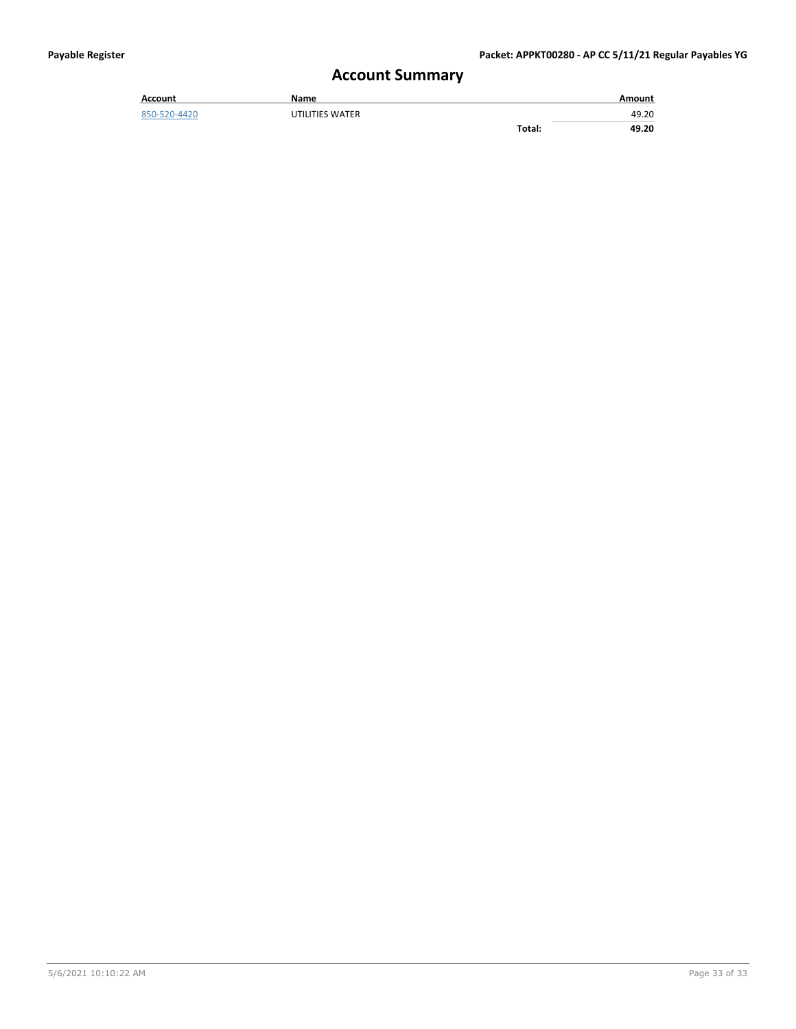# Account Summary

| Account | Name | | Amount |
| --- | --- | --- | --- |
| 850-520-4420 | UTILITIES WATER | | 49.20 |
| | | **Total:** | **49.20** |